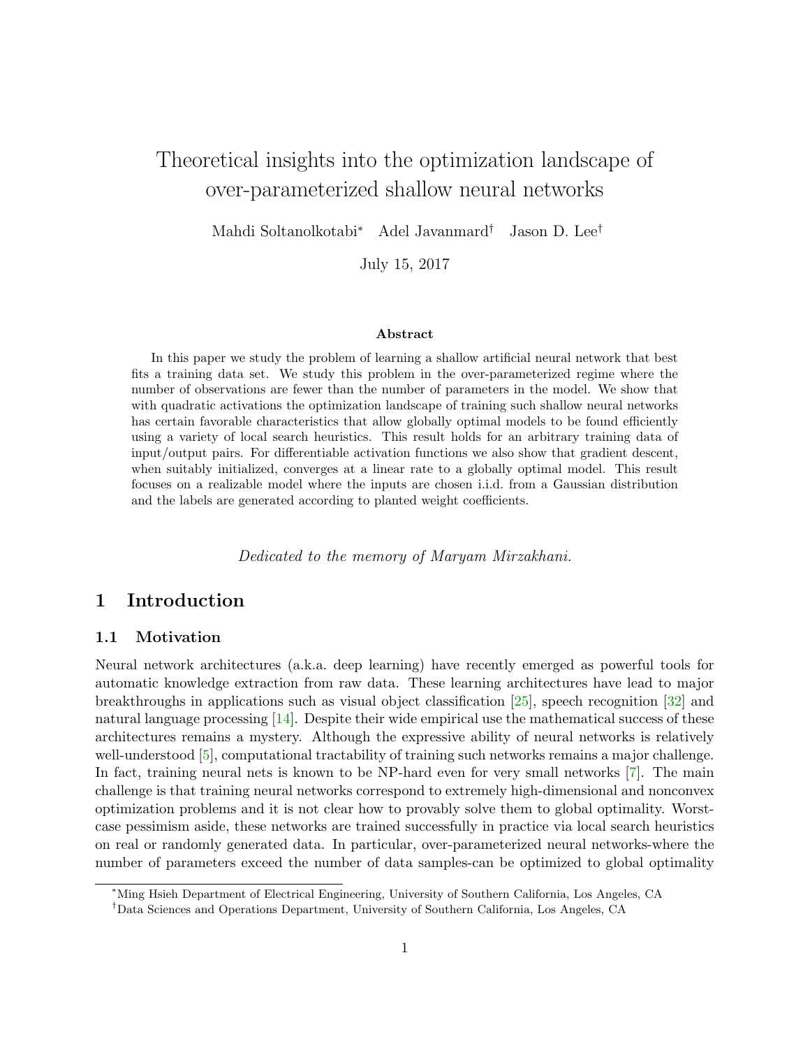# Theoretical insights into the optimization landscape of over-parameterized shallow neural networks

Mahdi Soltanolkotabi[*] Adel Javanmard[†] Jason D. Lee[†]

July 15, 2017

### Abstract

In this paper we study the problem of learning a shallow artificial neural network that best fits a training data set. We study this problem in the over-parameterized regime where the number of observations are fewer than the number of parameters in the model. We show that with quadratic activations the optimization landscape of training such shallow neural networks has certain favorable characteristics that allow globally optimal models to be found efficiently using a variety of local search heuristics. This result holds for an arbitrary training data of input/output pairs. For differentiable activation functions we also show that gradient descent, when suitably initialized, converges at a linear rate to a globally optimal model. This result focuses on a realizable model where the inputs are chosen i.i.d. from a Gaussian distribution and the labels are generated according to planted weight coefficients.

*Dedicated to the memory of Maryam Mirzakhani.*

## 1 Introduction

### 1.1 Motivation

Neural network architectures (a.k.a. deep learning) have recently emerged as powerful tools for automatic knowledge extraction from raw data. These learning architectures have lead to major breakthroughs in applications such as visual object classification [25], speech recognition [32] and natural language processing [14]. Despite their wide empirical use the mathematical success of these architectures remains a mystery. Although the expressive ability of neural networks is relatively well-understood [5], computational tractability of training such networks remains a major challenge. In fact, training neural nets is known to be NP-hard even for very small networks [7]. The main challenge is that training neural networks correspond to extremely high-dimensional and nonconvex optimization problems and it is not clear how to provably solve them to global optimality. Worst-case pessimism aside, these networks are trained successfully in practice via local search heuristics on real or randomly generated data. In particular, over-parameterized neural networks-where the number of parameters exceed the number of data samples-can be optimized to global optimality

[*]Ming Hsieh Department of Electrical Engineering, University of Southern California, Los Angeles, CA

[†]Data Sciences and Operations Department, University of Southern California, Los Angeles, CA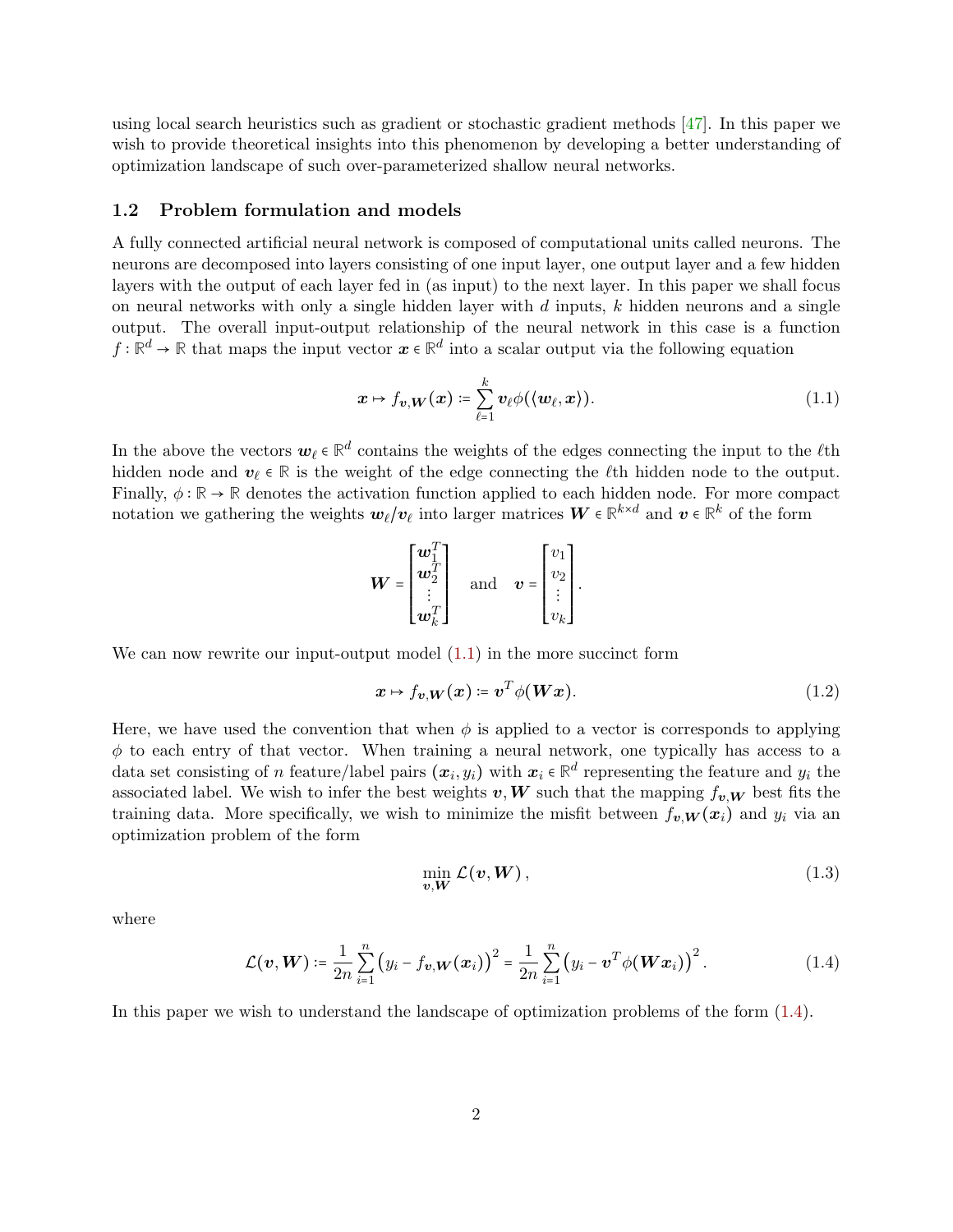using local search heuristics such as gradient or stochastic gradient methods [47]. In this paper we wish to provide theoretical insights into this phenomenon by developing a better understanding of optimization landscape of such over-parameterized shallow neural networks.

### 1.2 Problem formulation and models

A fully connected artificial neural network is composed of computational units called neurons. The neurons are decomposed into layers consisting of one input layer, one output layer and a few hidden layers with the output of each layer fed in (as input) to the next layer. In this paper we shall focus on neural networks with only a single hidden layer with $d$ inputs, $k$ hidden neurons and a single output. The overall input-output relationship of the neural network in this case is a function $f:\mathbb{R}^d\rightarrow\mathbb{R}$ that maps the input vector $\boldsymbol{x}\in\mathbb{R}^d$ into a scalar output via the following equation

$$\boldsymbol{x}\mapsto f_{\boldsymbol{v},\boldsymbol{W}}(\boldsymbol{x}) \coloneqq \sum_{\ell=1}^{k}\boldsymbol{v}_\ell\phi(\langle\boldsymbol{w}_\ell,\boldsymbol{x}\rangle). \tag{1.1}$$

In the above the vectors $\boldsymbol{w}_\ell\in\mathbb{R}^d$ contains the weights of the edges connecting the input to the $\ell$th hidden node and $\boldsymbol{v}_\ell\in\mathbb{R}$ is the weight of the edge connecting the $\ell$th hidden node to the output. Finally, $\phi:\mathbb{R}\rightarrow\mathbb{R}$ denotes the activation function applied to each hidden node. For more compact notation we gathering the weights $\boldsymbol{w}_\ell/\boldsymbol{v}_\ell$ into larger matrices $\boldsymbol{W}\in\mathbb{R}^{k\times d}$ and $\boldsymbol{v}\in\mathbb{R}^k$ of the form

$$\boldsymbol{W}=\begin{bmatrix}\boldsymbol{w}_1^T\\ \boldsymbol{w}_2^T\\ \vdots\\ \boldsymbol{w}_k^T\end{bmatrix}\quad\text{and}\quad\boldsymbol{v}=\begin{bmatrix}v_1\\ v_2\\ \vdots\\ v_k\end{bmatrix}.$$

We can now rewrite our input-output model (1.1) in the more succinct form

$$\boldsymbol{x}\mapsto f_{\boldsymbol{v},\boldsymbol{W}}(\boldsymbol{x}) \coloneqq \boldsymbol{v}^T\phi(\boldsymbol{W}\boldsymbol{x}). \tag{1.2}$$

Here, we have used the convention that when $\phi$ is applied to a vector is corresponds to applying $\phi$ to each entry of that vector. When training a neural network, one typically has access to a data set consisting of $n$ feature/label pairs $(\boldsymbol{x}_i,y_i)$ with $\boldsymbol{x}_i\in\mathbb{R}^d$ representing the feature and $y_i$ the associated label. We wish to infer the best weights $\boldsymbol{v},\boldsymbol{W}$ such that the mapping $f_{\boldsymbol{v},\boldsymbol{W}}$ best fits the training data. More specifically, we wish to minimize the misfit between $f_{\boldsymbol{v},\boldsymbol{W}}(\boldsymbol{x}_i)$ and $y_i$ via an optimization problem of the form

$$\min_{\boldsymbol{v},\boldsymbol{W}}\mathcal{L}(\boldsymbol{v},\boldsymbol{W}), \tag{1.3}$$

where

$$\mathcal{L}(\boldsymbol{v},\boldsymbol{W}) \coloneqq \frac{1}{2n}\sum_{i=1}^{n}\left(y_i-f_{\boldsymbol{v},\boldsymbol{W}}(\boldsymbol{x}_i)\right)^2=\frac{1}{2n}\sum_{i=1}^{n}\left(y_i-\boldsymbol{v}^T\phi(\boldsymbol{W}\boldsymbol{x}_i)\right)^2. \tag{1.4}$$

In this paper we wish to understand the landscape of optimization problems of the form (1.4).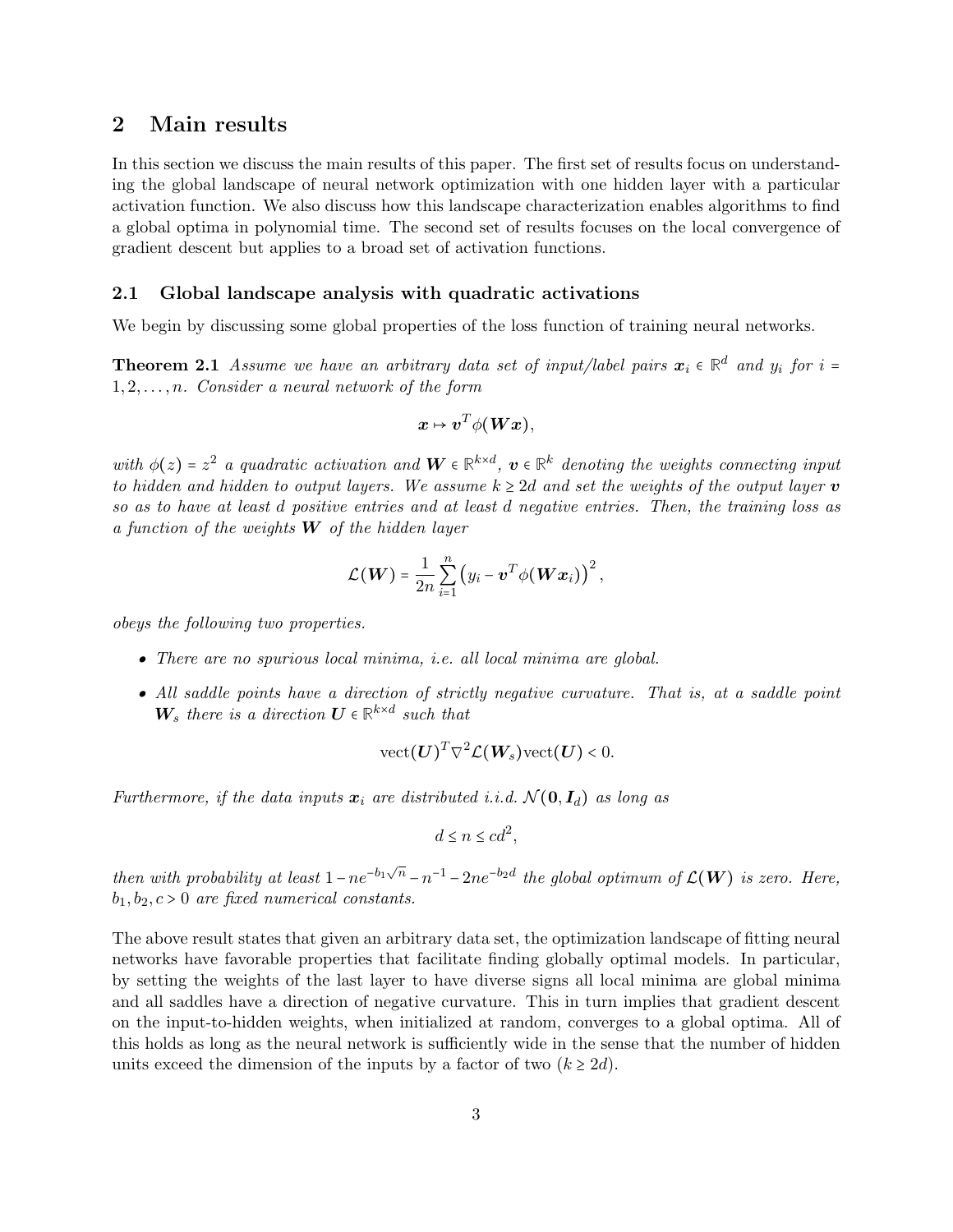## 2 Main results

In this section we discuss the main results of this paper. The first set of results focus on understanding the global landscape of neural network optimization with one hidden layer with a particular activation function. We also discuss how this landscape characterization enables algorithms to find a global optima in polynomial time. The second set of results focuses on the local convergence of gradient descent but applies to a broad set of activation functions.

### 2.1 Global landscape analysis with quadratic activations

We begin by discussing some global properties of the loss function of training neural networks.

**Theorem 2.1** *Assume we have an arbitrary data set of input/label pairs $\boldsymbol{x}_i \in \mathbb{R}^d$ and $y_i$ for $i = 1, 2, \ldots, n$. Consider a neural network of the form*

$$\boldsymbol{x} \mapsto \boldsymbol{v}^T \phi(\boldsymbol{W}\boldsymbol{x}),$$

*with $\phi(z) = z^2$ a quadratic activation and $\boldsymbol{W} \in \mathbb{R}^{k \times d}$, $\boldsymbol{v} \in \mathbb{R}^k$ denoting the weights connecting input to hidden and hidden to output layers. We assume $k \geq 2d$ and set the weights of the output layer $\boldsymbol{v}$ so as to have at least $d$ positive entries and at least $d$ negative entries. Then, the training loss as a function of the weights $\boldsymbol{W}$ of the hidden layer*

$$\mathcal{L}(\boldsymbol{W}) = \frac{1}{2n} \sum_{i=1}^{n} \left( y_i - \boldsymbol{v}^T \phi(\boldsymbol{W}\boldsymbol{x}_i) \right)^2,$$

*obeys the following two properties.*

- *There are no spurious local minima, i.e. all local minima are global.*
- *All saddle points have a direction of strictly negative curvature. That is, at a saddle point $\boldsymbol{W}_s$ there is a direction $\boldsymbol{U} \in \mathbb{R}^{k \times d}$ such that*

$$\text{vect}(\boldsymbol{U})^T \nabla^2 \mathcal{L}(\boldsymbol{W}_s) \text{vect}(\boldsymbol{U}) < 0.$$

*Furthermore, if the data inputs $\boldsymbol{x}_i$ are distributed i.i.d. $\mathcal{N}(\boldsymbol{0}, \boldsymbol{I}_d)$ as long as*

$$d \leq n \leq cd^2,$$

*then with probability at least $1 - ne^{-b_1\sqrt{n}} - n^{-1} - 2ne^{-b_2 d}$ the global optimum of $\mathcal{L}(\boldsymbol{W})$ is zero. Here, $b_1, b_2, c > 0$ are fixed numerical constants.*

The above result states that given an arbitrary data set, the optimization landscape of fitting neural networks have favorable properties that facilitate finding globally optimal models. In particular, by setting the weights of the last layer to have diverse signs all local minima are global minima and all saddles have a direction of negative curvature. This in turn implies that gradient descent on the input-to-hidden weights, when initialized at random, converges to a global optima. All of this holds as long as the neural network is sufficiently wide in the sense that the number of hidden units exceed the dimension of the inputs by a factor of two ($k \geq 2d$).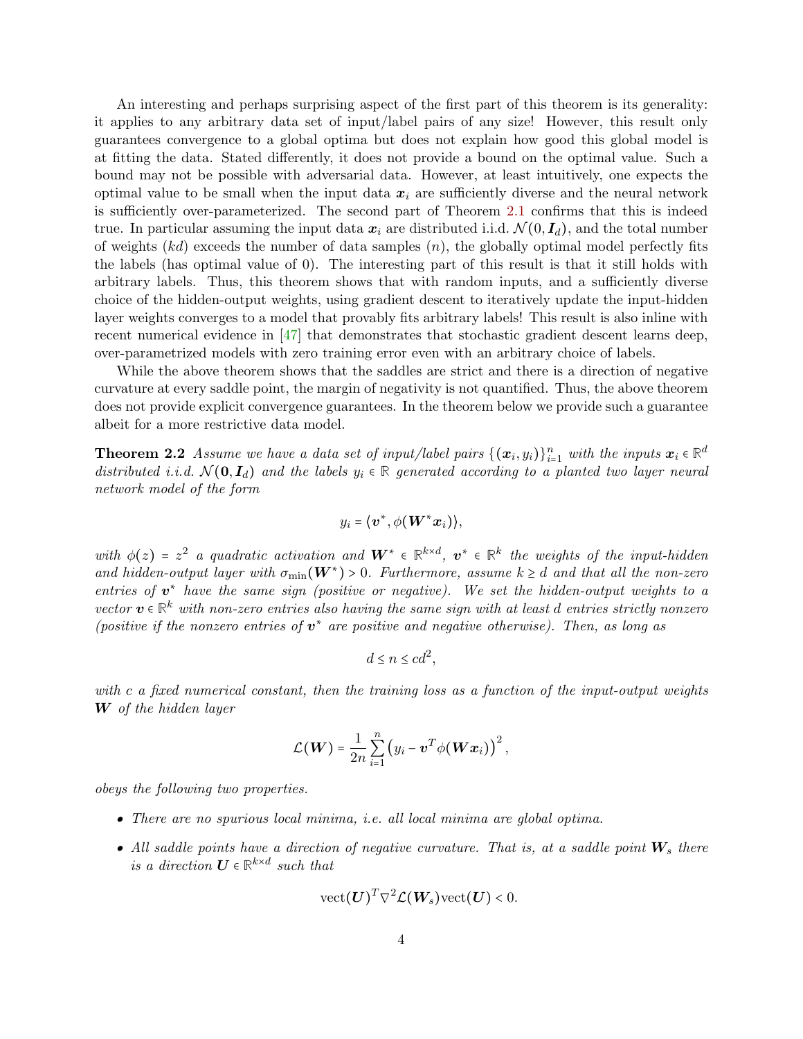An interesting and perhaps surprising aspect of the first part of this theorem is its generality: it applies to any arbitrary data set of input/label pairs of any size! However, this result only guarantees convergence to a global optima but does not explain how good this global model is at fitting the data. Stated differently, it does not provide a bound on the optimal value. Such a bound may not be possible with adversarial data. However, at least intuitively, one expects the optimal value to be small when the input data $\boldsymbol{x}_i$ are sufficiently diverse and the neural network is sufficiently over-parameterized. The second part of Theorem 2.1 confirms that this is indeed true. In particular assuming the input data $\boldsymbol{x}_i$ are distributed i.i.d. $\mathcal{N}(0, \boldsymbol{I}_d)$, and the total number of weights ($kd$) exceeds the number of data samples ($n$), the globally optimal model perfectly fits the labels (has optimal value of 0). The interesting part of this result is that it still holds with arbitrary labels. Thus, this theorem shows that with random inputs, and a sufficiently diverse choice of the hidden-output weights, using gradient descent to iteratively update the input-hidden layer weights converges to a model that provably fits arbitrary labels! This result is also inline with recent numerical evidence in [47] that demonstrates that stochastic gradient descent learns deep, over-parametrized models with zero training error even with an arbitrary choice of labels.

While the above theorem shows that the saddles are strict and there is a direction of negative curvature at every saddle point, the margin of negativity is not quantified. Thus, the above theorem does not provide explicit convergence guarantees. In the theorem below we provide such a guarantee albeit for a more restrictive data model.

**Theorem 2.2** *Assume we have a data set of input/label pairs $\{(\boldsymbol{x}_i, y_i)\}_{i=1}^n$ with the inputs $\boldsymbol{x}_i \in \mathbb{R}^d$ distributed i.i.d. $\mathcal{N}(\boldsymbol{0}, \boldsymbol{I}_d)$ and the labels $y_i \in \mathbb{R}$ generated according to a planted two layer neural network model of the form*

$$y_i = \langle \boldsymbol{v}^*, \phi(\boldsymbol{W}^* \boldsymbol{x}_i) \rangle,$$

*with $\phi(z) = z^2$ a quadratic activation and $\boldsymbol{W}^* \in \mathbb{R}^{k \times d}$, $\boldsymbol{v}^* \in \mathbb{R}^k$ the weights of the input-hidden and hidden-output layer with $\sigma_{\min}(\boldsymbol{W}^*) > 0$. Furthermore, assume $k \geq d$ and that all the non-zero entries of $\boldsymbol{v}^*$ have the same sign (positive or negative). We set the hidden-output weights to a vector $\boldsymbol{v} \in \mathbb{R}^k$ with non-zero entries also having the same sign with at least $d$ entries strictly nonzero (positive if the nonzero entries of $\boldsymbol{v}^*$ are positive and negative otherwise). Then, as long as*

$$d \leq n \leq cd^2,$$

*with $c$ a fixed numerical constant, then the training loss as a function of the input-output weights $\boldsymbol{W}$ of the hidden layer*

$$\mathcal{L}(\boldsymbol{W}) = \frac{1}{2n} \sum_{i=1}^n \left( y_i - \boldsymbol{v}^T \phi(\boldsymbol{W} \boldsymbol{x}_i) \right)^2,$$

*obeys the following two properties.*

- *There are no spurious local minima, i.e. all local minima are global optima.*
- *All saddle points have a direction of negative curvature. That is, at a saddle point $\boldsymbol{W}_s$ there is a direction $\boldsymbol{U} \in \mathbb{R}^{k \times d}$ such that*

$$\text{vect}(\boldsymbol{U})^T \nabla^2 \mathcal{L}(\boldsymbol{W}_s) \text{vect}(\boldsymbol{U}) < 0.$$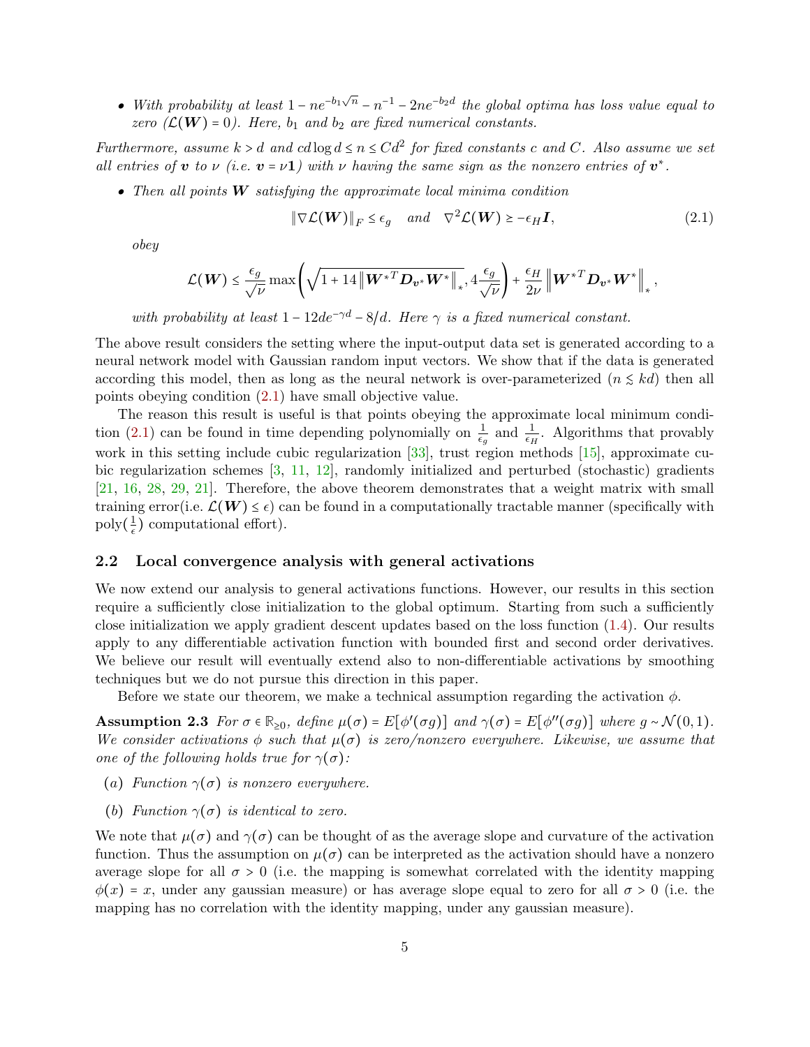- *With probability at least $1 - ne^{-b_1\sqrt{n}} - n^{-1} - 2ne^{-b_2 d}$ the global optima has loss value equal to zero ($\mathcal{L}(\boldsymbol{W}) = 0$). Here, $b_1$ and $b_2$ are fixed numerical constants.*

*Furthermore, assume $k > d$ and $cd\log d \le n \le Cd^2$ for fixed constants $c$ and $C$. Also assume we set all entries of $\boldsymbol{v}$ to $\nu$ (i.e. $\boldsymbol{v} = \nu\mathbf{1}$) with $\nu$ having the same sign as the nonzero entries of $\boldsymbol{v}^*$.*

- *Then all points $\boldsymbol{W}$ satisfying the approximate local minima condition*

$$\|\nabla\mathcal{L}(\boldsymbol{W})\|_F \le \epsilon_g \quad \text{and} \quad \nabla^2\mathcal{L}(\boldsymbol{W}) \succeq -\epsilon_H \boldsymbol{I}, \tag{2.1}$$

  *obey*

$$\mathcal{L}(\boldsymbol{W}) \le \frac{\epsilon_g}{\sqrt{\nu}}\max\left(\sqrt{1 + 14\left\|\boldsymbol{W}^{*T}\boldsymbol{D}_{\boldsymbol{v}^*}\boldsymbol{W}^*\right\|_*}, 4\frac{\epsilon_g}{\sqrt{\nu}}\right) + \frac{\epsilon_H}{2\nu}\left\|\boldsymbol{W}^{*T}\boldsymbol{D}_{\boldsymbol{v}^*}\boldsymbol{W}^*\right\|_*,$$

  *with probability at least $1 - 12de^{-\gamma d} - 8/d$. Here $\gamma$ is a fixed numerical constant.*

The above result considers the setting where the input-output data set is generated according to a neural network model with Gaussian random input vectors. We show that if the data is generated according this model, then as long as the neural network is over-parameterized ($n \lesssim kd$) then all points obeying condition (2.1) have small objective value.

The reason this result is useful is that points obeying the approximate local minimum condition (2.1) can be found in time depending polynomially on $\frac{1}{\epsilon_g}$ and $\frac{1}{\epsilon_H}$. Algorithms that provably work in this setting include cubic regularization [33], trust region methods [15], approximate cubic regularization schemes [3, 11, 12], randomly initialized and perturbed (stochastic) gradients [21, 16, 28, 29, 21]. Therefore, the above theorem demonstrates that a weight matrix with small training error(i.e. $\mathcal{L}(\boldsymbol{W}) \le \epsilon$) can be found in a computationally tractable manner (specifically with poly$(\frac{1}{\epsilon})$ computational effort).

### 2.2 Local convergence analysis with general activations

We now extend our analysis to general activations functions. However, our results in this section require a sufficiently close initialization to the global optimum. Starting from such a sufficiently close initialization we apply gradient descent updates based on the loss function (1.4). Our results apply to any differentiable activation function with bounded first and second order derivatives. We believe our result will eventually extend also to non-differentiable activations by smoothing techniques but we do not pursue this direction in this paper.

Before we state our theorem, we make a technical assumption regarding the activation $\phi$.

**Assumption 2.3** *For $\sigma \in \mathbb{R}_{\ge 0}$, define $\mu(\sigma) = E[\phi'(\sigma g)]$ and $\gamma(\sigma) = E[\phi''(\sigma g)]$ where $g \sim \mathcal{N}(0,1)$. We consider activations $\phi$ such that $\mu(\sigma)$ is zero/nonzero everywhere. Likewise, we assume that one of the following holds true for $\gamma(\sigma)$:*

(*a*) *Function $\gamma(\sigma)$ is nonzero everywhere.*

(*b*) *Function $\gamma(\sigma)$ is identical to zero.*

We note that $\mu(\sigma)$ and $\gamma(\sigma)$ can be thought of as the average slope and curvature of the activation function. Thus the assumption on $\mu(\sigma)$ can be interpreted as the activation should have a nonzero average slope for all $\sigma > 0$ (i.e. the mapping is somewhat correlated with the identity mapping $\phi(x) = x$, under any gaussian measure) or has average slope equal to zero for all $\sigma > 0$ (i.e. the mapping has no correlation with the identity mapping, under any gaussian measure).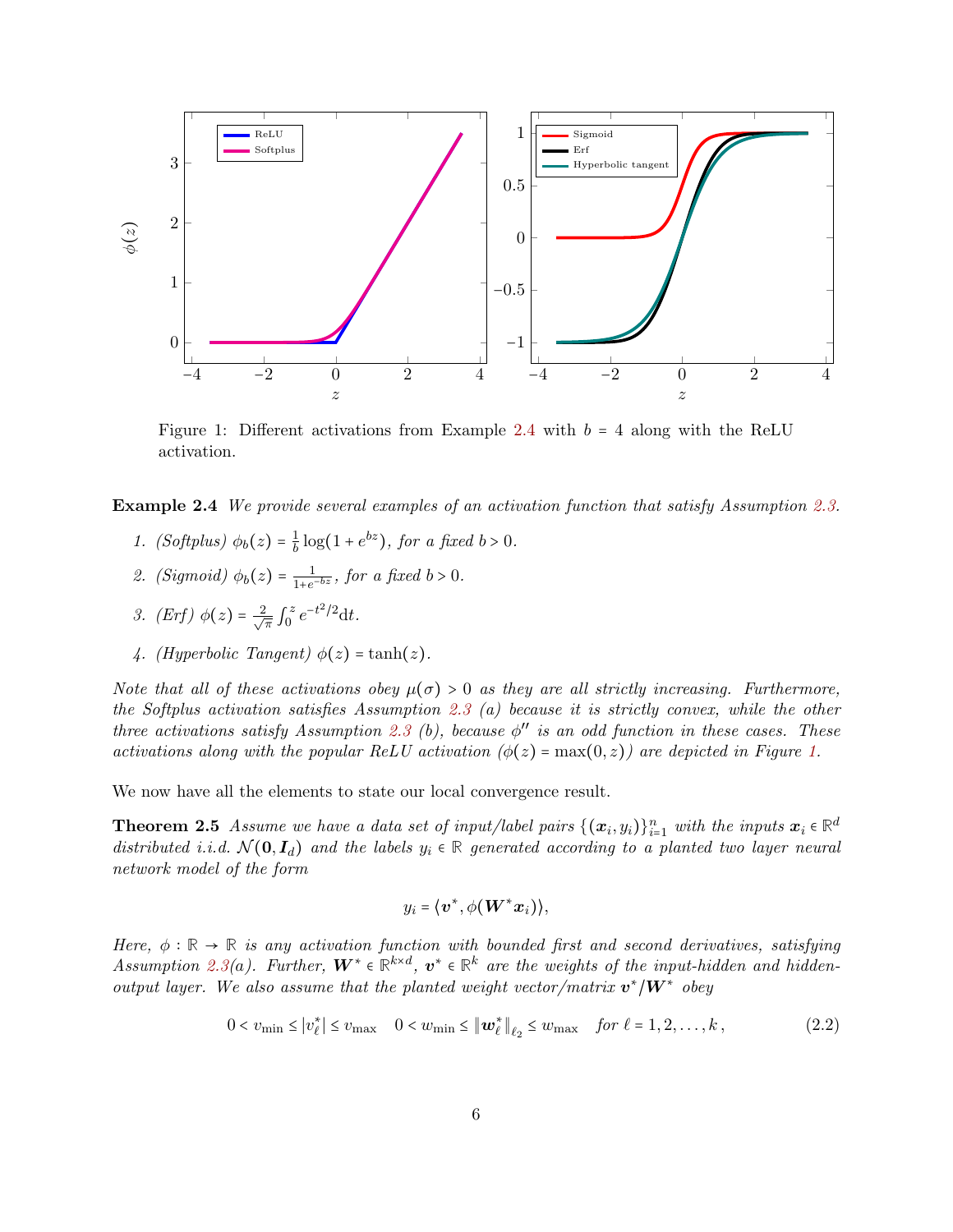Figure 1: Different activations from Example 2.4 with $b = 4$ along with the ReLU activation.

**Example 2.4** *We provide several examples of an activation function that satisfy Assumption 2.3.*

1. *(Softplus)* $\phi_b(z) = \frac{1}{b}\log(1+e^{bz})$*, for a fixed* $b > 0$.
2. *(Sigmoid)* $\phi_b(z) = \frac{1}{1+e^{-bz}}$*, for a fixed* $b > 0$.
3. *(Erf)* $\phi(z) = \frac{2}{\sqrt{\pi}}\int_0^z e^{-t^2/2}\mathrm{d}t$.
4. *(Hyperbolic Tangent)* $\phi(z) = \tanh(z)$.

*Note that all of these activations obey* $\mu(\sigma) > 0$ *as they are all strictly increasing. Furthermore, the Softplus activation satisfies Assumption 2.3 (a) because it is strictly convex, while the other three activations satisfy Assumption 2.3 (b), because* $\phi''$ *is an odd function in these cases. These activations along with the popular ReLU activation (*$\phi(z) = \max(0, z)$*) are depicted in Figure 1.*

We now have all the elements to state our local convergence result.

**Theorem 2.5** *Assume we have a data set of input/label pairs* $\{(\boldsymbol{x}_i, y_i)\}_{i=1}^n$ *with the inputs* $\boldsymbol{x}_i \in \mathbb{R}^d$ *distributed i.i.d.* $\mathcal{N}(\boldsymbol{0}, \boldsymbol{I}_d)$ *and the labels* $y_i \in \mathbb{R}$ *generated according to a planted two layer neural network model of the form*

$$y_i = \langle \boldsymbol{v}^*, \phi(\boldsymbol{W}^*\boldsymbol{x}_i)\rangle,$$

*Here,* $\phi : \mathbb{R} \to \mathbb{R}$ *is any activation function with bounded first and second derivatives, satisfying Assumption 2.3(a). Further,* $\boldsymbol{W}^* \in \mathbb{R}^{k\times d}$*,* $\boldsymbol{v}^* \in \mathbb{R}^k$ *are the weights of the input-hidden and hidden-output layer. We also assume that the planted weight vector/matrix* $\boldsymbol{v}^*/\boldsymbol{W}^*$ *obey*

$$0 < v_{\min} \le |v_\ell^*| \le v_{\max} \quad 0 < w_{\min} \le \|\boldsymbol{w}_\ell^*\|_{\ell_2} \le w_{\max} \quad \text{for } \ell = 1, 2, \ldots, k\,, \tag{2.2}$$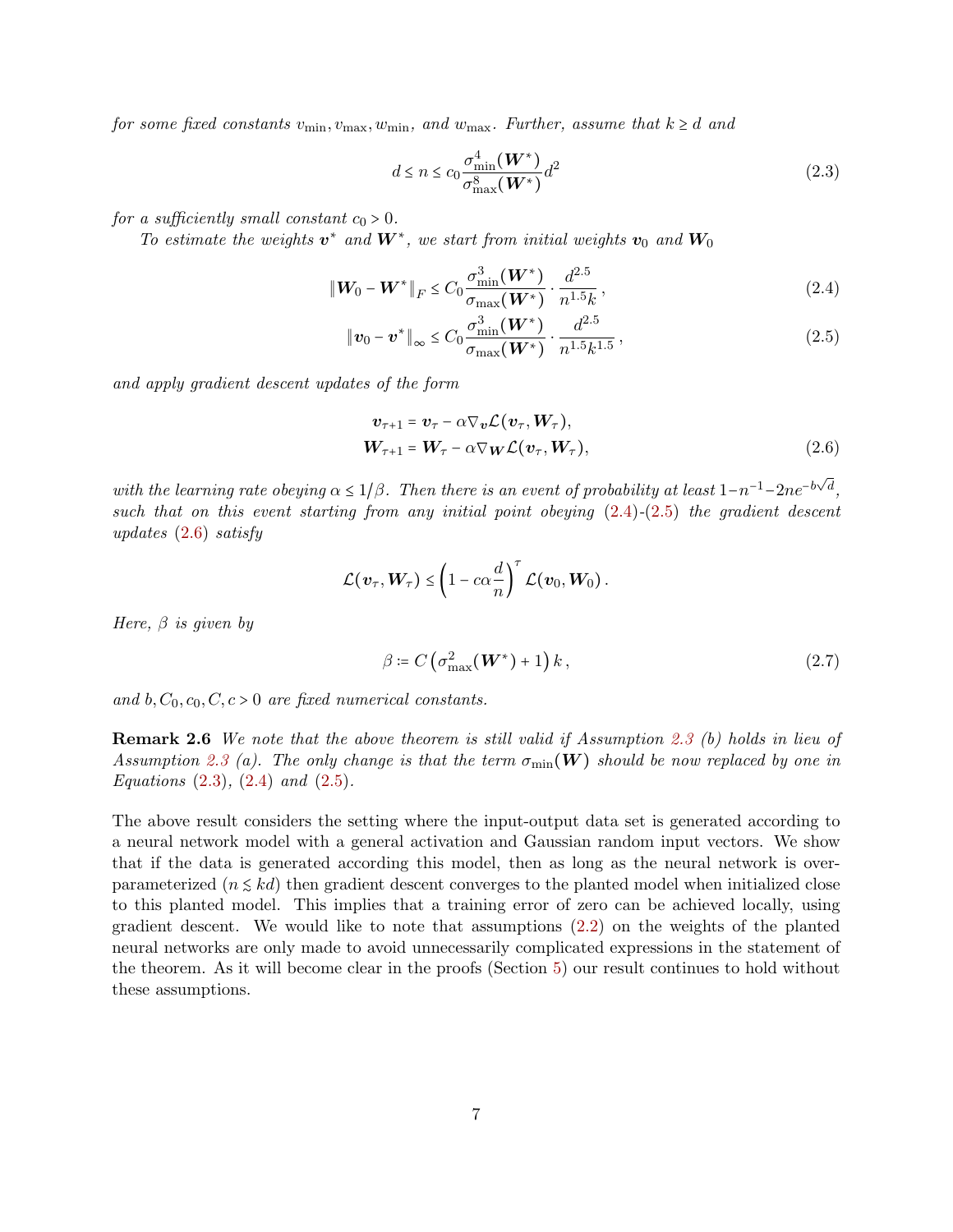*for some fixed constants $v_{\min}, v_{\max}, w_{\min}$, and $w_{\max}$. Further, assume that $k \geq d$ and*

$$
d \leq n \leq c_0 \frac{\sigma_{\min}^4(\boldsymbol{W}^*)}{\sigma_{\max}^8(\boldsymbol{W}^*)} d^2 \tag{2.3}
$$

*for a sufficiently small constant $c_0 > 0$.*

*To estimate the weights $\boldsymbol{v}^*$ and $\boldsymbol{W}^*$, we start from initial weights $\boldsymbol{v}_0$ and $\boldsymbol{W}_0$*

$$
\|\boldsymbol{W}_0 - \boldsymbol{W}^*\|_F \leq C_0 \frac{\sigma_{\min}^3(\boldsymbol{W}^*)}{\sigma_{\max}(\boldsymbol{W}^*)} \cdot \frac{d^{2.5}}{n^{1.5} k}\,, \tag{2.4}
$$

$$
\|\boldsymbol{v}_0 - \boldsymbol{v}^*\|_\infty \leq C_0 \frac{\sigma_{\min}^3(\boldsymbol{W}^*)}{\sigma_{\max}(\boldsymbol{W}^*)} \cdot \frac{d^{2.5}}{n^{1.5} k^{1.5}}\,, \tag{2.5}
$$

*and apply gradient descent updates of the form*

$$
\begin{aligned}
\boldsymbol{v}_{\tau+1} &= \boldsymbol{v}_\tau - \alpha \nabla_{\boldsymbol{v}} \mathcal{L}(\boldsymbol{v}_\tau, \boldsymbol{W}_\tau), \\
\boldsymbol{W}_{\tau+1} &= \boldsymbol{W}_\tau - \alpha \nabla_{\boldsymbol{W}} \mathcal{L}(\boldsymbol{v}_\tau, \boldsymbol{W}_\tau),
\end{aligned} \tag{2.6}
$$

*with the learning rate obeying $\alpha \leq 1/\beta$. Then there is an event of probability at least $1 - n^{-1} - 2ne^{-b\sqrt{d}}$, such that on this event starting from any initial point obeying (2.4)-(2.5) the gradient descent updates (2.6) satisfy*

$$
\mathcal{L}(\boldsymbol{v}_\tau, \boldsymbol{W}_\tau) \leq \left(1 - c\alpha \frac{d}{n}\right)^\tau \mathcal{L}(\boldsymbol{v}_0, \boldsymbol{W}_0)\,.
$$

*Here, $\beta$ is given by*

$$
\beta := C\left(\sigma_{\max}^2(\boldsymbol{W}^*) + 1\right) k\,, \tag{2.7}
$$

*and $b, C_0, c_0, C, c > 0$ are fixed numerical constants.*

**Remark 2.6** *We note that the above theorem is still valid if Assumption 2.3 (b) holds in lieu of Assumption 2.3 (a). The only change is that the term $\sigma_{\min}(\boldsymbol{W})$ should be now replaced by one in Equations (2.3), (2.4) and (2.5).*

The above result considers the setting where the input-output data set is generated according to a neural network model with a general activation and Gaussian random input vectors. We show that if the data is generated according this model, then as long as the neural network is over-parameterized ($n \lesssim kd$) then gradient descent converges to the planted model when initialized close to this planted model. This implies that a training error of zero can be achieved locally, using gradient descent. We would like to note that assumptions (2.2) on the weights of the planted neural networks are only made to avoid unnecessarily complicated expressions in the statement of the theorem. As it will become clear in the proofs (Section 5) our result continues to hold without these assumptions.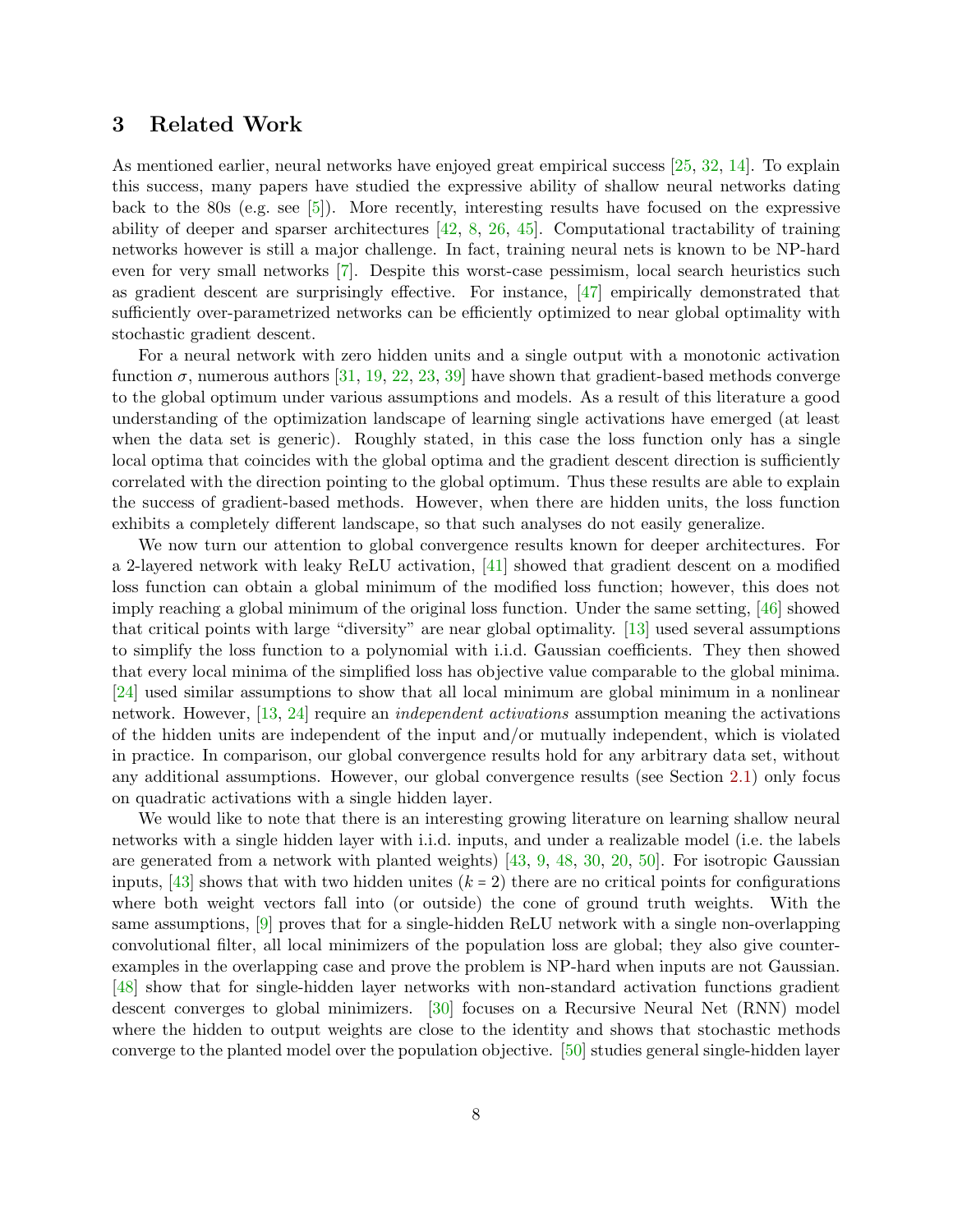## 3 Related Work

As mentioned earlier, neural networks have enjoyed great empirical success [25, 32, 14]. To explain this success, many papers have studied the expressive ability of shallow neural networks dating back to the 80s (e.g. see [5]). More recently, interesting results have focused on the expressive ability of deeper and sparser architectures [42, 8, 26, 45]. Computational tractability of training networks however is still a major challenge. In fact, training neural nets is known to be NP-hard even for very small networks [7]. Despite this worst-case pessimism, local search heuristics such as gradient descent are surprisingly effective. For instance, [47] empirically demonstrated that sufficiently over-parametrized networks can be efficiently optimized to near global optimality with stochastic gradient descent.

For a neural network with zero hidden units and a single output with a monotonic activation function $\sigma$, numerous authors [31, 19, 22, 23, 39] have shown that gradient-based methods converge to the global optimum under various assumptions and models. As a result of this literature a good understanding of the optimization landscape of learning single activations have emerged (at least when the data set is generic). Roughly stated, in this case the loss function only has a single local optima that coincides with the global optima and the gradient descent direction is sufficiently correlated with the direction pointing to the global optimum. Thus these results are able to explain the success of gradient-based methods. However, when there are hidden units, the loss function exhibits a completely different landscape, so that such analyses do not easily generalize.

We now turn our attention to global convergence results known for deeper architectures. For a 2-layered network with leaky ReLU activation, [41] showed that gradient descent on a modified loss function can obtain a global minimum of the modified loss function; however, this does not imply reaching a global minimum of the original loss function. Under the same setting, [46] showed that critical points with large "diversity" are near global optimality. [13] used several assumptions to simplify the loss function to a polynomial with i.i.d. Gaussian coefficients. They then showed that every local minima of the simplified loss has objective value comparable to the global minima. [24] used similar assumptions to show that all local minimum are global minimum in a nonlinear network. However, [13, 24] require an *independent activations* assumption meaning the activations of the hidden units are independent of the input and/or mutually independent, which is violated in practice. In comparison, our global convergence results hold for any arbitrary data set, without any additional assumptions. However, our global convergence results (see Section 2.1) only focus on quadratic activations with a single hidden layer.

We would like to note that there is an interesting growing literature on learning shallow neural networks with a single hidden layer with i.i.d. inputs, and under a realizable model (i.e. the labels are generated from a network with planted weights) [43, 9, 48, 30, 20, 50]. For isotropic Gaussian inputs, [43] shows that with two hidden unites ($k = 2$) there are no critical points for configurations where both weight vectors fall into (or outside) the cone of ground truth weights. With the same assumptions, [9] proves that for a single-hidden ReLU network with a single non-overlapping convolutional filter, all local minimizers of the population loss are global; they also give counter-examples in the overlapping case and prove the problem is NP-hard when inputs are not Gaussian. [48] show that for single-hidden layer networks with non-standard activation functions gradient descent converges to global minimizers. [30] focuses on a Recursive Neural Net (RNN) model where the hidden to output weights are close to the identity and shows that stochastic methods converge to the planted model over the population objective. [50] studies general single-hidden layer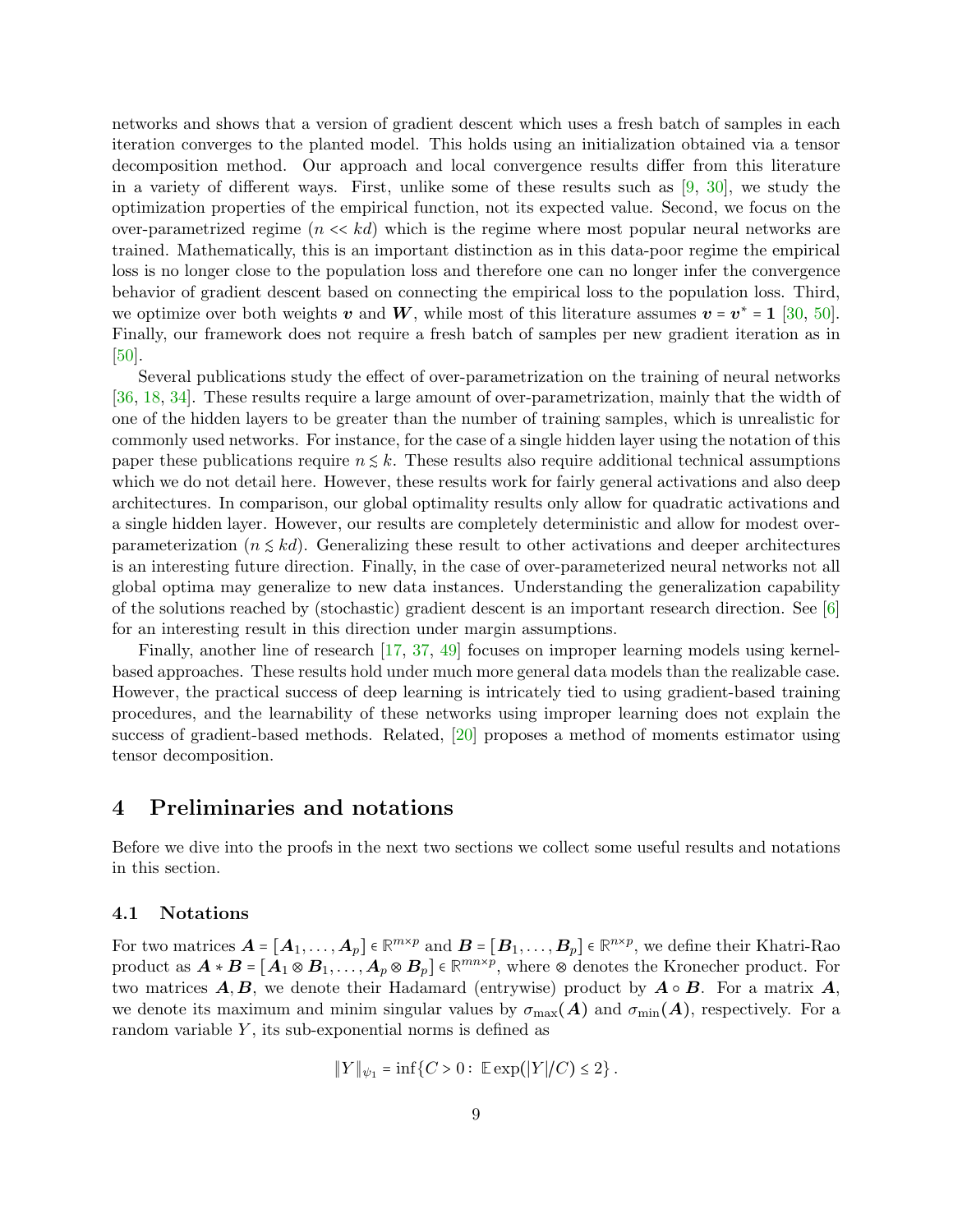networks and shows that a version of gradient descent which uses a fresh batch of samples in each iteration converges to the planted model. This holds using an initialization obtained via a tensor decomposition method. Our approach and local convergence results differ from this literature in a variety of different ways. First, unlike some of these results such as [9, 30], we study the optimization properties of the empirical function, not its expected value. Second, we focus on the over-parametrized regime ($n << kd$) which is the regime where most popular neural networks are trained. Mathematically, this is an important distinction as in this data-poor regime the empirical loss is no longer close to the population loss and therefore one can no longer infer the convergence behavior of gradient descent based on connecting the empirical loss to the population loss. Third, we optimize over both weights $\boldsymbol{v}$ and $\boldsymbol{W}$, while most of this literature assumes $\boldsymbol{v} = \boldsymbol{v}^* = \mathbf{1}$ [30, 50]. Finally, our framework does not require a fresh batch of samples per new gradient iteration as in [50].

Several publications study the effect of over-parametrization on the training of neural networks [36, 18, 34]. These results require a large amount of over-parametrization, mainly that the width of one of the hidden layers to be greater than the number of training samples, which is unrealistic for commonly used networks. For instance, for the case of a single hidden layer using the notation of this paper these publications require $n \lesssim k$. These results also require additional technical assumptions which we do not detail here. However, these results work for fairly general activations and also deep architectures. In comparison, our global optimality results only allow for quadratic activations and a single hidden layer. However, our results are completely deterministic and allow for modest over-parameterization ($n \lesssim kd$). Generalizing these result to other activations and deeper architectures is an interesting future direction. Finally, in the case of over-parameterized neural networks not all global optima may generalize to new data instances. Understanding the generalization capability of the solutions reached by (stochastic) gradient descent is an important research direction. See [6] for an interesting result in this direction under margin assumptions.

Finally, another line of research [17, 37, 49] focuses on improper learning models using kernel-based approaches. These results hold under much more general data models than the realizable case. However, the practical success of deep learning is intricately tied to using gradient-based training procedures, and the learnability of these networks using improper learning does not explain the success of gradient-based methods. Related, [20] proposes a method of moments estimator using tensor decomposition.

# 4 Preliminaries and notations

Before we dive into the proofs in the next two sections we collect some useful results and notations in this section.

## 4.1 Notations

For two matrices $\boldsymbol{A} = [\boldsymbol{A}_1, \dots, \boldsymbol{A}_p] \in \mathbb{R}^{m \times p}$ and $\boldsymbol{B} = [\boldsymbol{B}_1, \dots, \boldsymbol{B}_p] \in \mathbb{R}^{n \times p}$, we define their Khatri-Rao product as $\boldsymbol{A} * \boldsymbol{B} = [\boldsymbol{A}_1 \otimes \boldsymbol{B}_1, \dots, \boldsymbol{A}_p \otimes \boldsymbol{B}_p] \in \mathbb{R}^{mn \times p}$, where $\otimes$ denotes the Kronecher product. For two matrices $\boldsymbol{A}, \boldsymbol{B}$, we denote their Hadamard (entrywise) product by $\boldsymbol{A} \circ \boldsymbol{B}$. For a matrix $\boldsymbol{A}$, we denote its maximum and minim singular values by $\sigma_{\max}(\boldsymbol{A})$ and $\sigma_{\min}(\boldsymbol{A})$, respectively. For a random variable $Y$, its sub-exponential norms is defined as

$$\|Y\|_{\psi_1} = \inf\{C > 0 : \mathbb{E}\exp(|Y|/C) \le 2\}\,.$$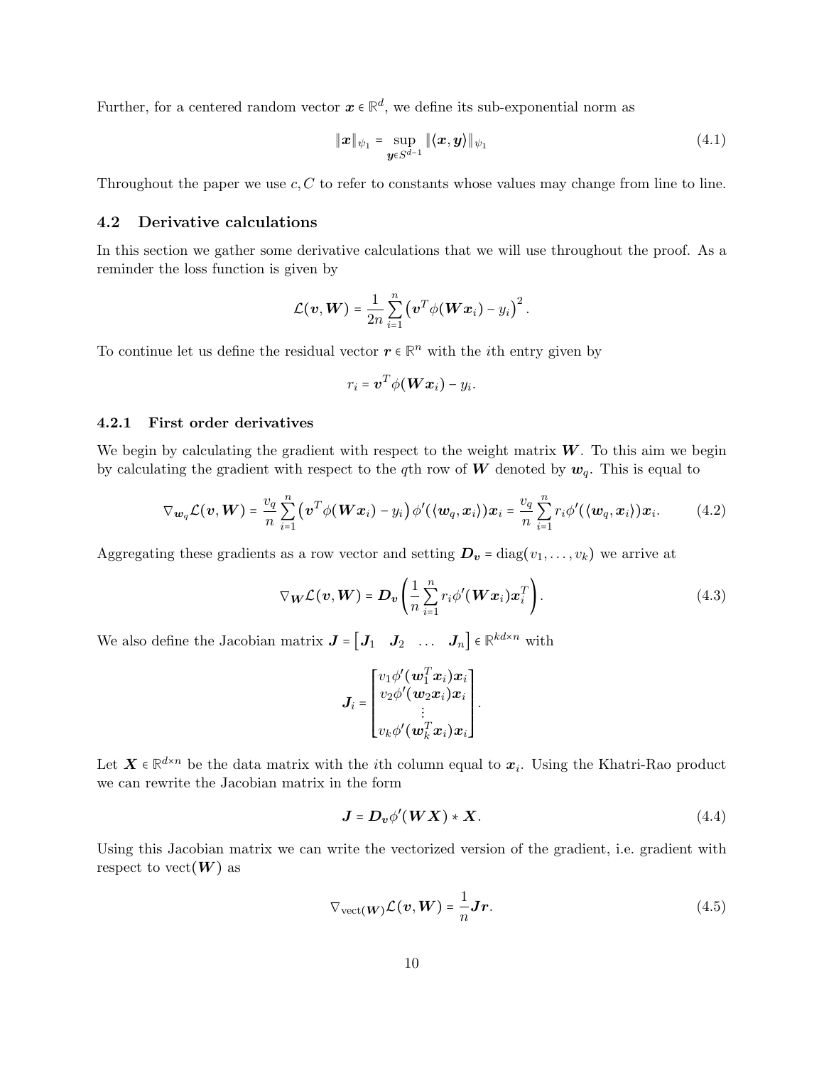Further, for a centered random vector $\boldsymbol{x} \in \mathbb{R}^d$, we define its sub-exponential norm as

$$\|\boldsymbol{x}\|_{\psi_1} = \sup_{\boldsymbol{y} \in S^{d-1}} \|\langle \boldsymbol{x}, \boldsymbol{y} \rangle\|_{\psi_1} \tag{4.1}$$

Throughout the paper we use $c, C$ to refer to constants whose values may change from line to line.

### 4.2 Derivative calculations

In this section we gather some derivative calculations that we will use throughout the proof. As a reminder the loss function is given by

$$\mathcal{L}(\boldsymbol{v}, \boldsymbol{W}) = \frac{1}{2n} \sum_{i=1}^{n} \left( \boldsymbol{v}^T \phi(\boldsymbol{W} \boldsymbol{x}_i) - y_i \right)^2.$$

To continue let us define the residual vector $\boldsymbol{r} \in \mathbb{R}^n$ with the $i$th entry given by

$$r_i = \boldsymbol{v}^T \phi(\boldsymbol{W} \boldsymbol{x}_i) - y_i.$$

#### 4.2.1 First order derivatives

We begin by calculating the gradient with respect to the weight matrix $\boldsymbol{W}$. To this aim we begin by calculating the gradient with respect to the $q$th row of $\boldsymbol{W}$ denoted by $\boldsymbol{w}_q$. This is equal to

$$\nabla_{\boldsymbol{w}_q} \mathcal{L}(\boldsymbol{v}, \boldsymbol{W}) = \frac{v_q}{n} \sum_{i=1}^{n} \left( \boldsymbol{v}^T \phi(\boldsymbol{W} \boldsymbol{x}_i) - y_i \right) \phi'(\langle \boldsymbol{w}_q, \boldsymbol{x}_i \rangle) \boldsymbol{x}_i = \frac{v_q}{n} \sum_{i=1}^{n} r_i \phi'(\langle \boldsymbol{w}_q, \boldsymbol{x}_i \rangle) \boldsymbol{x}_i. \tag{4.2}$$

Aggregating these gradients as a row vector and setting $\boldsymbol{D}_{\boldsymbol{v}} = \text{diag}(v_1, \ldots, v_k)$ we arrive at

$$\nabla_{\boldsymbol{W}} \mathcal{L}(\boldsymbol{v}, \boldsymbol{W}) = \boldsymbol{D}_{\boldsymbol{v}} \left( \frac{1}{n} \sum_{i=1}^{n} r_i \phi'(\boldsymbol{W} \boldsymbol{x}_i) \boldsymbol{x}_i^T \right). \tag{4.3}$$

We also define the Jacobian matrix $\boldsymbol{J} = \begin{bmatrix} \boldsymbol{J}_1 & \boldsymbol{J}_2 & \ldots & \boldsymbol{J}_n \end{bmatrix} \in \mathbb{R}^{kd \times n}$ with

$$\boldsymbol{J}_i = \begin{bmatrix} v_1 \phi'(\boldsymbol{w}_1^T \boldsymbol{x}_i) \boldsymbol{x}_i \\ v_2 \phi'(\boldsymbol{w}_2 \boldsymbol{x}_i) \boldsymbol{x}_i \\ \vdots \\ v_k \phi'(\boldsymbol{w}_k^T \boldsymbol{x}_i) \boldsymbol{x}_i \end{bmatrix}.$$

Let $\boldsymbol{X} \in \mathbb{R}^{d \times n}$ be the data matrix with the $i$th column equal to $\boldsymbol{x}_i$. Using the Khatri-Rao product we can rewrite the Jacobian matrix in the form

$$\boldsymbol{J} = \boldsymbol{D}_{\boldsymbol{v}} \phi'(\boldsymbol{W} \boldsymbol{X}) * \boldsymbol{X}. \tag{4.4}$$

Using this Jacobian matrix we can write the vectorized version of the gradient, i.e. gradient with respect to $\text{vect}(\boldsymbol{W})$ as

$$\nabla_{\text{vect}(\boldsymbol{W})} \mathcal{L}(\boldsymbol{v}, \boldsymbol{W}) = \frac{1}{n} \boldsymbol{J} \boldsymbol{r}. \tag{4.5}$$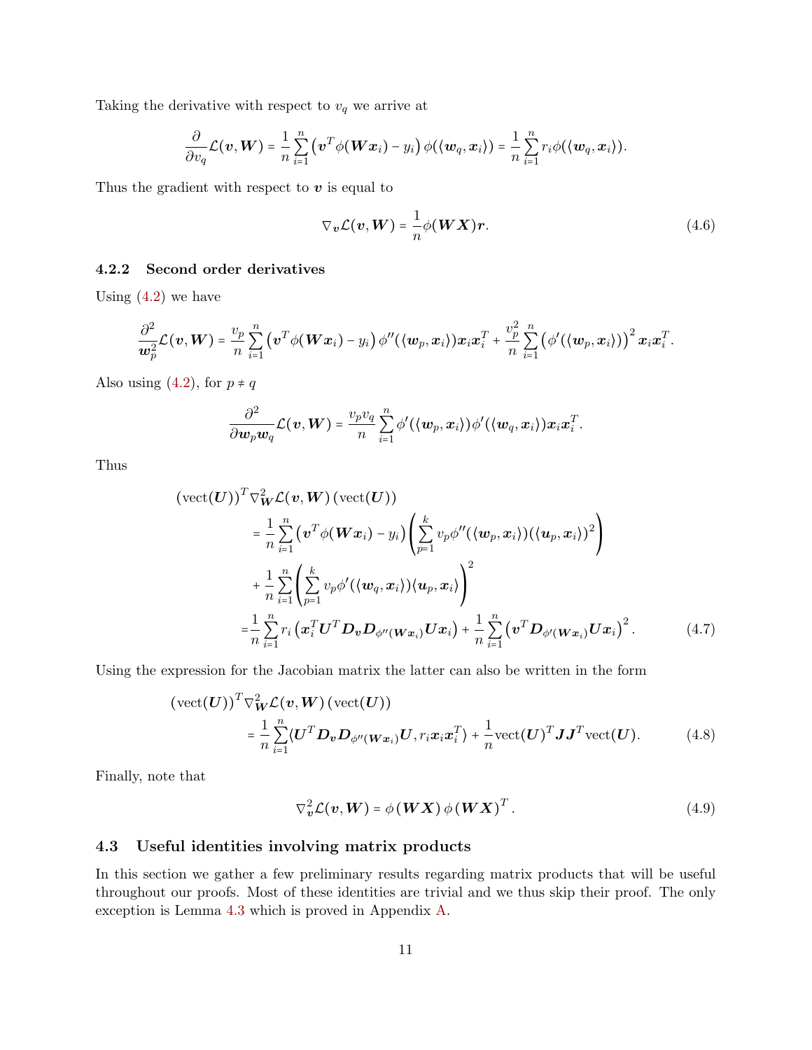Taking the derivative with respect to $v_q$ we arrive at

$$\frac{\partial}{\partial v_q}\mathcal{L}(\boldsymbol{v},\boldsymbol{W}) = \frac{1}{n}\sum_{i=1}^{n}\left(\boldsymbol{v}^T\phi(\boldsymbol{W}\boldsymbol{x}_i) - y_i\right)\phi(\langle \boldsymbol{w}_q,\boldsymbol{x}_i\rangle) = \frac{1}{n}\sum_{i=1}^{n} r_i\phi(\langle \boldsymbol{w}_q,\boldsymbol{x}_i\rangle).$$

Thus the gradient with respect to $\boldsymbol{v}$ is equal to

$$\nabla_{\boldsymbol{v}}\mathcal{L}(\boldsymbol{v},\boldsymbol{W}) = \frac{1}{n}\phi(\boldsymbol{W}\boldsymbol{X})\boldsymbol{r}. \tag{4.6}$$

### 4.2.2 Second order derivatives

Using (4.2) we have

$$\frac{\partial^2}{\boldsymbol{w}_p^2}\mathcal{L}(\boldsymbol{v},\boldsymbol{W}) = \frac{v_p}{n}\sum_{i=1}^{n}\left(\boldsymbol{v}^T\phi(\boldsymbol{W}\boldsymbol{x}_i) - y_i\right)\phi''(\langle \boldsymbol{w}_p,\boldsymbol{x}_i\rangle)\boldsymbol{x}_i\boldsymbol{x}_i^T + \frac{v_p^2}{n}\sum_{i=1}^{n}\left(\phi'(\langle \boldsymbol{w}_p,\boldsymbol{x}_i\rangle)\right)^2\boldsymbol{x}_i\boldsymbol{x}_i^T.$$

Also using (4.2), for $p \neq q$

$$\frac{\partial^2}{\partial \boldsymbol{w}_p\boldsymbol{w}_q}\mathcal{L}(\boldsymbol{v},\boldsymbol{W}) = \frac{v_pv_q}{n}\sum_{i=1}^{n}\phi'(\langle \boldsymbol{w}_p,\boldsymbol{x}_i\rangle)\phi'(\langle \boldsymbol{w}_q,\boldsymbol{x}_i\rangle)\boldsymbol{x}_i\boldsymbol{x}_i^T.$$

Thus

$$\begin{aligned}
&(\text{vect}(\boldsymbol{U}))^T\nabla^2_{\boldsymbol{W}}\mathcal{L}(\boldsymbol{v},\boldsymbol{W})\,(\text{vect}(\boldsymbol{U}))\\
&\quad= \frac{1}{n}\sum_{i=1}^{n}\left(\boldsymbol{v}^T\phi(\boldsymbol{W}\boldsymbol{x}_i) - y_i\right)\left(\sum_{p=1}^{k} v_p\phi''(\langle \boldsymbol{w}_p,\boldsymbol{x}_i\rangle)(\langle \boldsymbol{u}_p,\boldsymbol{x}_i\rangle)^2\right)\\
&\quad\quad+ \frac{1}{n}\sum_{i=1}^{n}\left(\sum_{p=1}^{k} v_p\phi'(\langle \boldsymbol{w}_q,\boldsymbol{x}_i\rangle)\langle \boldsymbol{u}_p,\boldsymbol{x}_i\rangle\right)^2\\
&\quad=\frac{1}{n}\sum_{i=1}^{n} r_i\left(\boldsymbol{x}_i^T\boldsymbol{U}^T\boldsymbol{D}_{\boldsymbol{v}}\boldsymbol{D}_{\phi''(\boldsymbol{W}\boldsymbol{x}_i)}\boldsymbol{U}\boldsymbol{x}_i\right) + \frac{1}{n}\sum_{i=1}^{n}\left(\boldsymbol{v}^T\boldsymbol{D}_{\phi'(\boldsymbol{W}\boldsymbol{x}_i)}\boldsymbol{U}\boldsymbol{x}_i\right)^2.
\end{aligned} \tag{4.7}$$

Using the expression for the Jacobian matrix the latter can also be written in the form

$$\begin{aligned}
&(\text{vect}(\boldsymbol{U}))^T\nabla^2_{\boldsymbol{W}}\mathcal{L}(\boldsymbol{v},\boldsymbol{W})\,(\text{vect}(\boldsymbol{U}))\\
&\quad= \frac{1}{n}\sum_{i=1}^{n}\langle \boldsymbol{U}^T\boldsymbol{D}_{\boldsymbol{v}}\boldsymbol{D}_{\phi''(\boldsymbol{W}\boldsymbol{x}_i)}\boldsymbol{U}, r_i\boldsymbol{x}_i\boldsymbol{x}_i^T\rangle + \frac{1}{n}\text{vect}(\boldsymbol{U})^T\boldsymbol{J}\boldsymbol{J}^T\text{vect}(\boldsymbol{U}).
\end{aligned} \tag{4.8}$$

Finally, note that

$$\nabla^2_{\boldsymbol{v}}\mathcal{L}(\boldsymbol{v},\boldsymbol{W}) = \phi(\boldsymbol{W}\boldsymbol{X})\,\phi(\boldsymbol{W}\boldsymbol{X})^T. \tag{4.9}$$

## 4.3 Useful identities involving matrix products

In this section we gather a few preliminary results regarding matrix products that will be useful throughout our proofs. Most of these identities are trivial and we thus skip their proof. The only exception is Lemma 4.3 which is proved in Appendix A.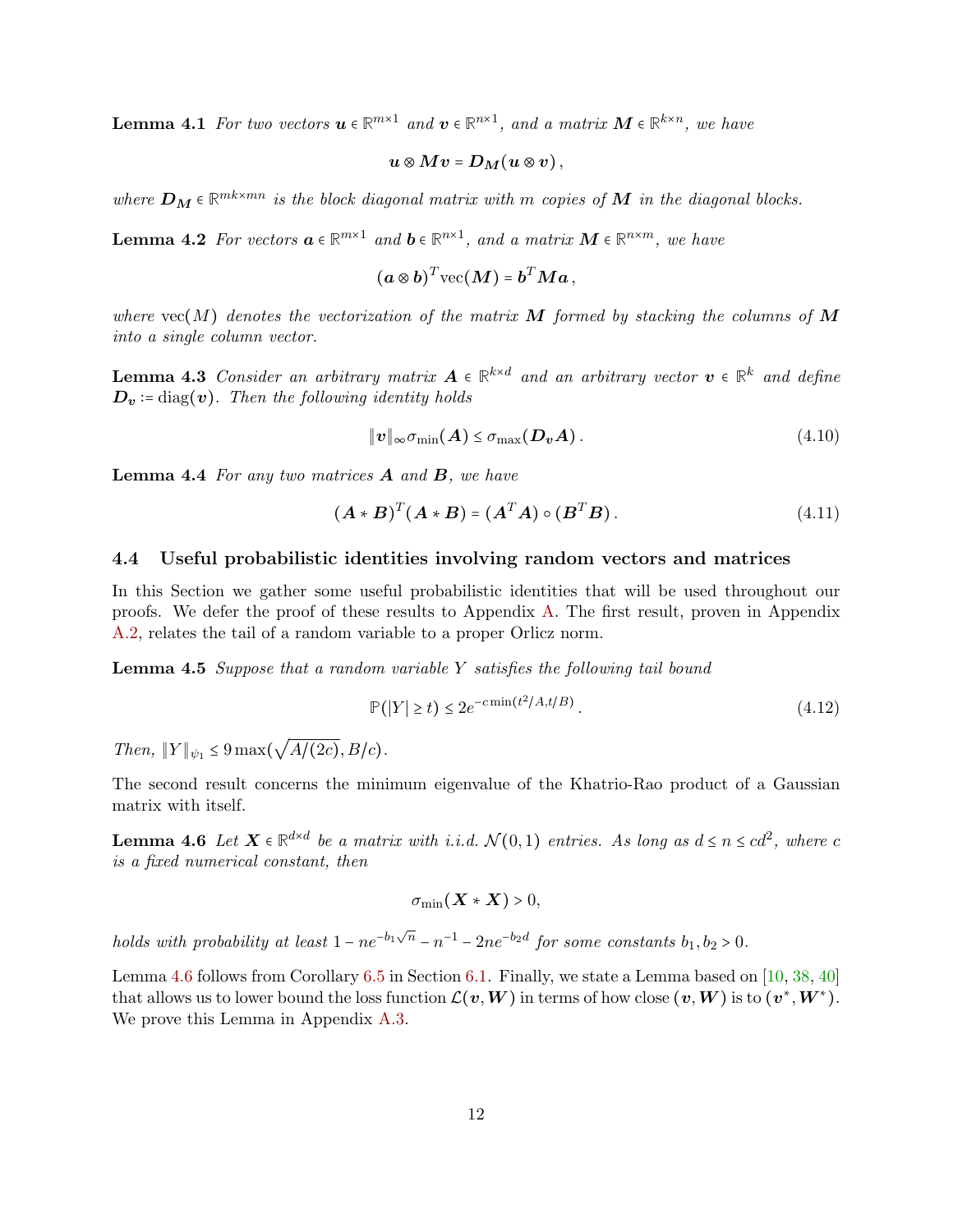**Lemma 4.1** *For two vectors $\boldsymbol{u} \in \mathbb{R}^{m\times 1}$ and $\boldsymbol{v} \in \mathbb{R}^{n\times 1}$, and a matrix $\boldsymbol{M} \in \mathbb{R}^{k\times n}$, we have*

$$\boldsymbol{u} \otimes \boldsymbol{M}\boldsymbol{v} = \boldsymbol{D}_{\boldsymbol{M}}(\boldsymbol{u} \otimes \boldsymbol{v}),$$

*where $\boldsymbol{D}_{\boldsymbol{M}} \in \mathbb{R}^{mk\times mn}$ is the block diagonal matrix with $m$ copies of $\boldsymbol{M}$ in the diagonal blocks.*

**Lemma 4.2** *For vectors $\boldsymbol{a} \in \mathbb{R}^{m\times 1}$ and $\boldsymbol{b} \in \mathbb{R}^{n\times 1}$, and a matrix $\boldsymbol{M} \in \mathbb{R}^{n\times m}$, we have*

$$(\boldsymbol{a} \otimes \boldsymbol{b})^T \operatorname{vec}(\boldsymbol{M}) = \boldsymbol{b}^T \boldsymbol{M} \boldsymbol{a},$$

*where $\operatorname{vec}(M)$ denotes the vectorization of the matrix $\boldsymbol{M}$ formed by stacking the columns of $\boldsymbol{M}$ into a single column vector.*

**Lemma 4.3** *Consider an arbitrary matrix $\boldsymbol{A} \in \mathbb{R}^{k\times d}$ and an arbitrary vector $\boldsymbol{v} \in \mathbb{R}^k$ and define $\boldsymbol{D}_{\boldsymbol{v}} := \operatorname{diag}(\boldsymbol{v})$. Then the following identity holds*

$$\|\boldsymbol{v}\|_\infty \sigma_{\min}(\boldsymbol{A}) \leq \sigma_{\max}(\boldsymbol{D}_{\boldsymbol{v}}\boldsymbol{A}). \tag{4.10}$$

**Lemma 4.4** *For any two matrices $\boldsymbol{A}$ and $\boldsymbol{B}$, we have*

$$(\boldsymbol{A} * \boldsymbol{B})^T(\boldsymbol{A} * \boldsymbol{B}) = (\boldsymbol{A}^T\boldsymbol{A}) \circ (\boldsymbol{B}^T\boldsymbol{B}). \tag{4.11}$$

## 4.4 Useful probabilistic identities involving random vectors and matrices

In this Section we gather some useful probabilistic identities that will be used throughout our proofs. We defer the proof of these results to Appendix A. The first result, proven in Appendix A.2, relates the tail of a random variable to a proper Orlicz norm.

**Lemma 4.5** *Suppose that a random variable $Y$ satisfies the following tail bound*

$$\mathbb{P}(|Y| \geq t) \leq 2e^{-c\min(t^2/A, t/B)}. \tag{4.12}$$

*Then, $\|Y\|_{\psi_1} \leq 9\max(\sqrt{A/(2c)}, B/c)$.*

The second result concerns the minimum eigenvalue of the Khatrio-Rao product of a Gaussian matrix with itself.

**Lemma 4.6** *Let $\boldsymbol{X} \in \mathbb{R}^{d\times d}$ be a matrix with i.i.d. $\mathcal{N}(0,1)$ entries. As long as $d \leq n \leq cd^2$, where $c$ is a fixed numerical constant, then*

$$\sigma_{\min}(\boldsymbol{X} * \boldsymbol{X}) > 0,$$

*holds with probability at least $1 - ne^{-b_1\sqrt{n}} - n^{-1} - 2ne^{-b_2 d}$ for some constants $b_1, b_2 > 0$.*

Lemma 4.6 follows from Corollary 6.5 in Section 6.1. Finally, we state a Lemma based on [10, 38, 40] that allows us to lower bound the loss function $\mathcal{L}(\boldsymbol{v}, \boldsymbol{W})$ in terms of how close $(\boldsymbol{v}, \boldsymbol{W})$ is to $(\boldsymbol{v}^*, \boldsymbol{W}^*)$. We prove this Lemma in Appendix A.3.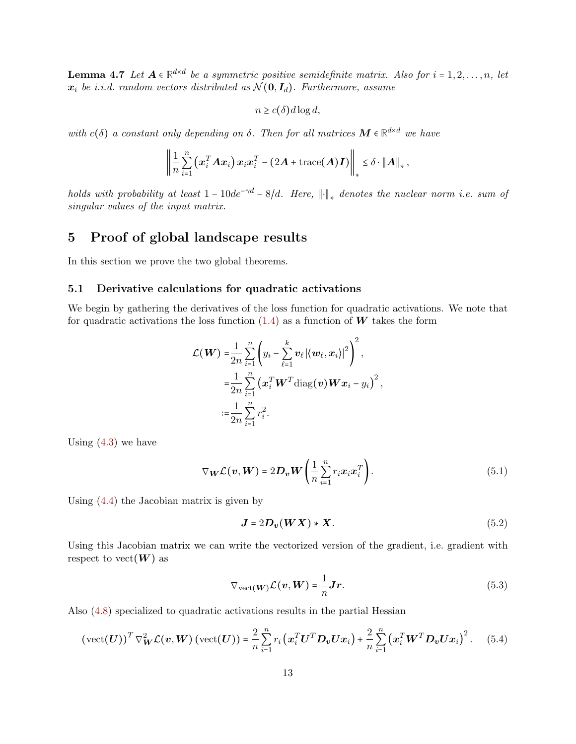**Lemma 4.7** *Let $\boldsymbol{A} \in \mathbb{R}^{d\times d}$ be a symmetric positive semidefinite matrix. Also for $i = 1, 2, \ldots, n$, let $\boldsymbol{x}_i$ be i.i.d. random vectors distributed as $\mathcal{N}(\boldsymbol{0}, \boldsymbol{I}_d)$. Furthermore, assume*

$$n \geq c(\delta) d \log d,$$

*with $c(\delta)$ a constant only depending on $\delta$. Then for all matrices $\boldsymbol{M} \in \mathbb{R}^{d\times d}$ we have*

$$\left\| \frac{1}{n} \sum_{i=1}^{n} \left( \boldsymbol{x}_i^T \boldsymbol{A} \boldsymbol{x}_i \right) \boldsymbol{x}_i \boldsymbol{x}_i^T - \left( 2\boldsymbol{A} + \text{trace}(\boldsymbol{A}) \boldsymbol{I} \right) \right\|_* \leq \delta \cdot \|\boldsymbol{A}\|_*,$$

*holds with probability at least $1 - 10de^{-\gamma d} - 8/d$. Here, $\|\cdot\|_*$ denotes the nuclear norm i.e. sum of singular values of the input matrix.*

# 5 Proof of global landscape results

In this section we prove the two global theorems.

## 5.1 Derivative calculations for quadratic activations

We begin by gathering the derivatives of the loss function for quadratic activations. We note that for quadratic activations the loss function (1.4) as a function of $\boldsymbol{W}$ takes the form

$$\begin{aligned}
\mathcal{L}(\boldsymbol{W}) =& \frac{1}{2n} \sum_{i=1}^{n} \left( y_i - \sum_{\ell=1}^{k} \boldsymbol{v}_\ell \left| \langle \boldsymbol{w}_\ell, \boldsymbol{x}_i \rangle \right|^2 \right)^2, \\
=& \frac{1}{2n} \sum_{i=1}^{n} \left( \boldsymbol{x}_i^T \boldsymbol{W}^T \text{diag}(\boldsymbol{v}) \boldsymbol{W} \boldsymbol{x}_i - y_i \right)^2, \\
:=& \frac{1}{2n} \sum_{i=1}^{n} r_i^2.
\end{aligned}$$

Using (4.3) we have

$$\nabla_{\boldsymbol{W}} \mathcal{L}(\boldsymbol{v}, \boldsymbol{W}) = 2\boldsymbol{D}_{\boldsymbol{v}} \boldsymbol{W} \left( \frac{1}{n} \sum_{i=1}^{n} r_i \boldsymbol{x}_i \boldsymbol{x}_i^T \right). \tag{5.1}$$

Using (4.4) the Jacobian matrix is given by

$$\boldsymbol{J} = 2\boldsymbol{D}_{\boldsymbol{v}} (\boldsymbol{W}\boldsymbol{X}) * \boldsymbol{X}. \tag{5.2}$$

Using this Jacobian matrix we can write the vectorized version of the gradient, i.e. gradient with respect to $\text{vect}(\boldsymbol{W})$ as

$$\nabla_{\text{vect}(\boldsymbol{W})} \mathcal{L}(\boldsymbol{v}, \boldsymbol{W}) = \frac{1}{n} \boldsymbol{J} \boldsymbol{r}. \tag{5.3}$$

Also (4.8) specialized to quadratic activations results in the partial Hessian

$$(\text{vect}(\boldsymbol{U}))^T \nabla_{\boldsymbol{W}}^2 \mathcal{L}(\boldsymbol{v}, \boldsymbol{W}) (\text{vect}(\boldsymbol{U})) = \frac{2}{n} \sum_{i=1}^{n} r_i \left( \boldsymbol{x}_i^T \boldsymbol{U}^T \boldsymbol{D}_{\boldsymbol{v}} \boldsymbol{U} \boldsymbol{x}_i \right) + \frac{2}{n} \sum_{i=1}^{n} \left( \boldsymbol{x}_i^T \boldsymbol{W}^T \boldsymbol{D}_{\boldsymbol{v}} \boldsymbol{U} \boldsymbol{x}_i \right)^2. \tag{5.4}$$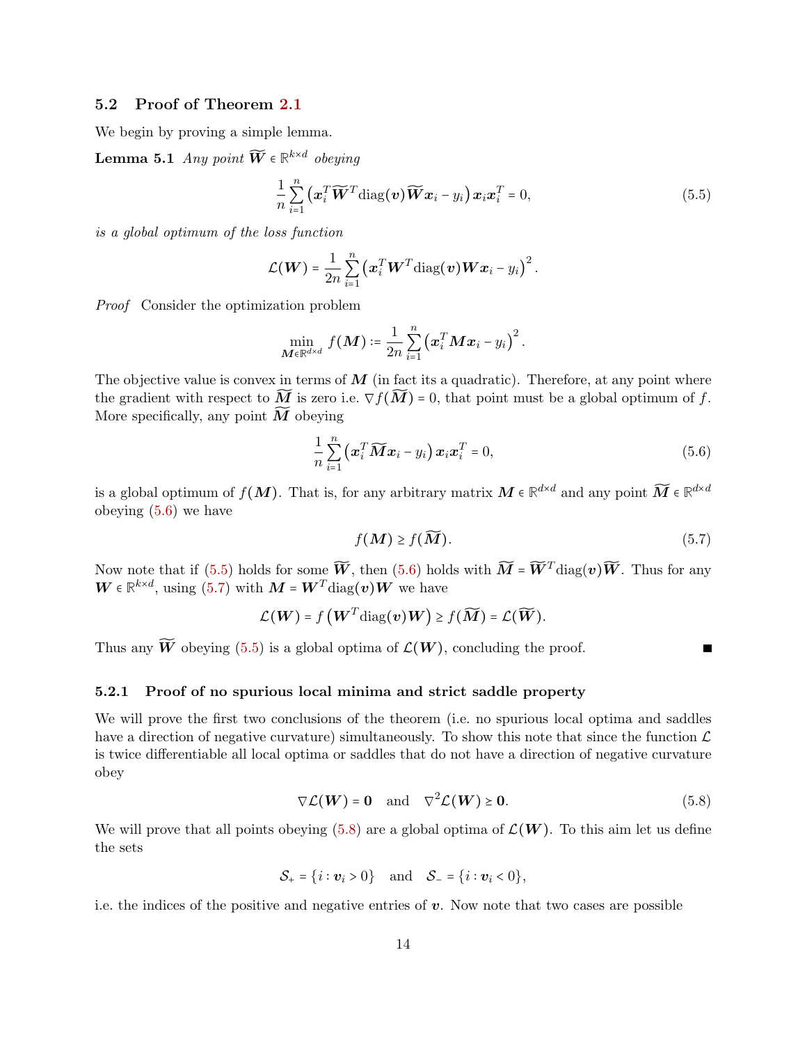### 5.2 Proof of Theorem 2.1

We begin by proving a simple lemma.

**Lemma 5.1** *Any point $\widetilde{\boldsymbol{W}} \in \mathbb{R}^{k\times d}$ obeying*

$$\frac{1}{n}\sum_{i=1}^{n}\left(\boldsymbol{x}_i^T\widetilde{\boldsymbol{W}}^T\text{diag}(\boldsymbol{v})\widetilde{\boldsymbol{W}}\boldsymbol{x}_i - y_i\right)\boldsymbol{x}_i\boldsymbol{x}_i^T = 0, \tag{5.5}$$

*is a global optimum of the loss function*

$$\mathcal{L}(\boldsymbol{W}) = \frac{1}{2n}\sum_{i=1}^{n}\left(\boldsymbol{x}_i^T\boldsymbol{W}^T\text{diag}(\boldsymbol{v})\boldsymbol{W}\boldsymbol{x}_i - y_i\right)^2.$$

*Proof* Consider the optimization problem

$$\min_{\boldsymbol{M}\in\mathbb{R}^{d\times d}} f(\boldsymbol{M}) := \frac{1}{2n}\sum_{i=1}^{n}\left(\boldsymbol{x}_i^T\boldsymbol{M}\boldsymbol{x}_i - y_i\right)^2.$$

The objective value is convex in terms of $\boldsymbol{M}$ (in fact its a quadratic). Therefore, at any point where the gradient with respect to $\widetilde{\boldsymbol{M}}$ is zero i.e. $\nabla f(\widetilde{\boldsymbol{M}}) = 0$, that point must be a global optimum of $f$. More specifically, any point $\widetilde{\boldsymbol{M}}$ obeying

$$\frac{1}{n}\sum_{i=1}^{n}\left(\boldsymbol{x}_i^T\widetilde{\boldsymbol{M}}\boldsymbol{x}_i - y_i\right)\boldsymbol{x}_i\boldsymbol{x}_i^T = 0, \tag{5.6}$$

is a global optimum of $f(\boldsymbol{M})$. That is, for any arbitrary matrix $\boldsymbol{M} \in \mathbb{R}^{d\times d}$ and any point $\widetilde{\boldsymbol{M}} \in \mathbb{R}^{d\times d}$ obeying (5.6) we have

$$f(\boldsymbol{M}) \geq f(\widetilde{\boldsymbol{M}}). \tag{5.7}$$

Now note that if (5.5) holds for some $\widetilde{\boldsymbol{W}}$, then (5.6) holds with $\widetilde{\boldsymbol{M}} = \widetilde{\boldsymbol{W}}^T\text{diag}(\boldsymbol{v})\widetilde{\boldsymbol{W}}$. Thus for any $\boldsymbol{W} \in \mathbb{R}^{k\times d}$, using (5.7) with $\boldsymbol{M} = \boldsymbol{W}^T\text{diag}(\boldsymbol{v})\boldsymbol{W}$ we have

$$\mathcal{L}(\boldsymbol{W}) = f\left(\boldsymbol{W}^T\text{diag}(\boldsymbol{v})\boldsymbol{W}\right) \geq f(\widetilde{\boldsymbol{M}}) = \mathcal{L}(\widetilde{\boldsymbol{W}}).$$

Thus any $\widetilde{\boldsymbol{W}}$ obeying (5.5) is a global optima of $\mathcal{L}(\boldsymbol{W})$, concluding the proof. ∎

#### 5.2.1 Proof of no spurious local minima and strict saddle property

We will prove the first two conclusions of the theorem (i.e. no spurious local optima and saddles have a direction of negative curvature) simultaneously. To show this note that since the function $\mathcal{L}$ is twice differentiable all local optima or saddles that do not have a direction of negative curvature obey

$$\nabla\mathcal{L}(\boldsymbol{W}) = \boldsymbol{0} \quad \text{and} \quad \nabla^2\mathcal{L}(\boldsymbol{W}) \geq \boldsymbol{0}. \tag{5.8}$$

We will prove that all points obeying (5.8) are a global optima of $\mathcal{L}(\boldsymbol{W})$. To this aim let us define the sets

$$\mathcal{S}_+ = \{i : \boldsymbol{v}_i > 0\} \quad \text{and} \quad \mathcal{S}_- = \{i : \boldsymbol{v}_i < 0\},$$

i.e. the indices of the positive and negative entries of $\boldsymbol{v}$. Now note that two cases are possible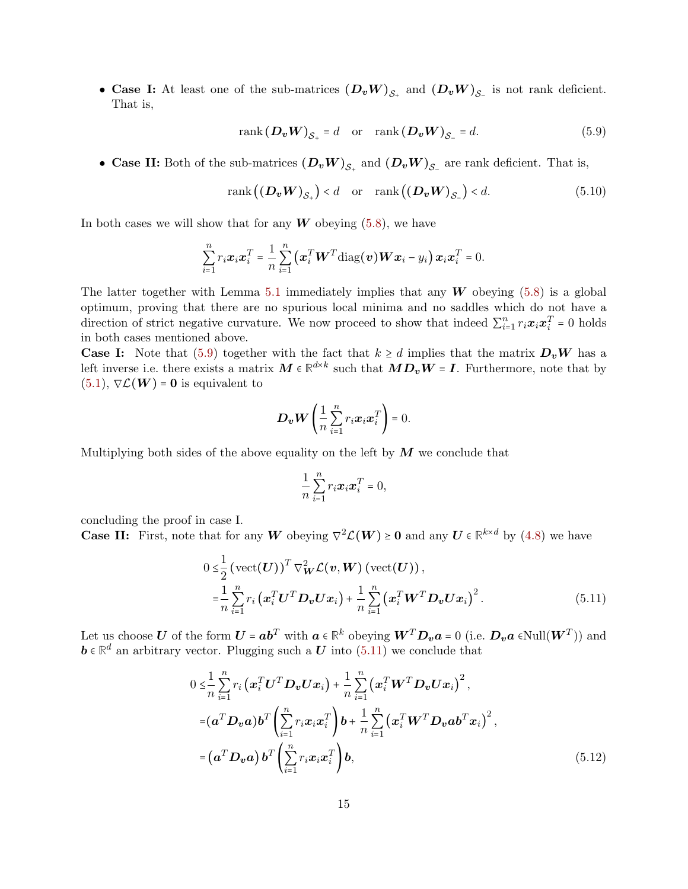- **Case I:** At least one of the sub-matrices $(\boldsymbol{D_v W})_{\mathcal{S}_+}$ and $(\boldsymbol{D_v W})_{\mathcal{S}_-}$ is not rank deficient. That is,

$$\text{rank}\,(\boldsymbol{D_v W})_{\mathcal{S}_+} = d \quad \text{or} \quad \text{rank}\,(\boldsymbol{D_v W})_{\mathcal{S}_-} = d. \tag{5.9}$$

- **Case II:** Both of the sub-matrices $(\boldsymbol{D_v W})_{\mathcal{S}_+}$ and $(\boldsymbol{D_v W})_{\mathcal{S}_-}$ are rank deficient. That is,

$$\text{rank}\left((\boldsymbol{D_v W})_{\mathcal{S}_+}\right) < d \quad \text{or} \quad \text{rank}\left((\boldsymbol{D_v W})_{\mathcal{S}_-}\right) < d. \tag{5.10}$$

In both cases we will show that for any $\boldsymbol{W}$ obeying (5.8), we have

$$\sum_{i=1}^n r_i \boldsymbol{x}_i \boldsymbol{x}_i^T = \frac{1}{n}\sum_{i=1}^n \left(\boldsymbol{x}_i^T \boldsymbol{W}^T \text{diag}(\boldsymbol{v}) \boldsymbol{W} \boldsymbol{x}_i - y_i\right) \boldsymbol{x}_i \boldsymbol{x}_i^T = 0.$$

The latter together with Lemma 5.1 immediately implies that any $\boldsymbol{W}$ obeying (5.8) is a global optimum, proving that there are no spurious local minima and no saddles which do not have a direction of strict negative curvature. We now proceed to show that indeed $\sum_{i=1}^n r_i \boldsymbol{x}_i \boldsymbol{x}_i^T = 0$ holds in both cases mentioned above.

**Case I:** Note that (5.9) together with the fact that $k \geq d$ implies that the matrix $\boldsymbol{D_v W}$ has a left inverse i.e. there exists a matrix $\boldsymbol{M} \in \mathbb{R}^{d\times k}$ such that $\boldsymbol{M D_v W} = \boldsymbol{I}$. Furthermore, note that by (5.1), $\nabla \mathcal{L}(\boldsymbol{W}) = \boldsymbol{0}$ is equivalent to

$$\boldsymbol{D_v W}\left(\frac{1}{n}\sum_{i=1}^n r_i \boldsymbol{x}_i \boldsymbol{x}_i^T\right) = 0.$$

Multiplying both sides of the above equality on the left by $\boldsymbol{M}$ we conclude that

$$\frac{1}{n}\sum_{i=1}^n r_i \boldsymbol{x}_i \boldsymbol{x}_i^T = 0,$$

concluding the proof in case I.

**Case II:** First, note that for any $\boldsymbol{W}$ obeying $\nabla^2 \mathcal{L}(\boldsymbol{W}) \geq \boldsymbol{0}$ and any $\boldsymbol{U} \in \mathbb{R}^{k\times d}$ by (4.8) we have

$$\begin{aligned}
0 \leq &\frac{1}{2}\left(\text{vect}(\boldsymbol{U})\right)^T \nabla^2_{\boldsymbol{W}} \mathcal{L}(\boldsymbol{v}, \boldsymbol{W})\left(\text{vect}(\boldsymbol{U})\right), \\
= &\frac{1}{n}\sum_{i=1}^n r_i \left(\boldsymbol{x}_i^T \boldsymbol{U}^T \boldsymbol{D_v U x}_i\right) + \frac{1}{n}\sum_{i=1}^n \left(\boldsymbol{x}_i^T \boldsymbol{W}^T \boldsymbol{D_v U x}_i\right)^2.
\end{aligned} \tag{5.11}$$

Let us choose $\boldsymbol{U}$ of the form $\boldsymbol{U} = \boldsymbol{a}\boldsymbol{b}^T$ with $\boldsymbol{a} \in \mathbb{R}^k$ obeying $\boldsymbol{W}^T \boldsymbol{D_v a} = 0$ (i.e. $\boldsymbol{D_v a} \in \text{Null}(\boldsymbol{W}^T)$) and $\boldsymbol{b} \in \mathbb{R}^d$ an arbitrary vector. Plugging such a $\boldsymbol{U}$ into (5.11) we conclude that

$$\begin{aligned}
0 \leq &\frac{1}{n}\sum_{i=1}^n r_i \left(\boldsymbol{x}_i^T \boldsymbol{U}^T \boldsymbol{D_v U x}_i\right) + \frac{1}{n}\sum_{i=1}^n \left(\boldsymbol{x}_i^T \boldsymbol{W}^T \boldsymbol{D_v U x}_i\right)^2, \\
= &(\boldsymbol{a}^T \boldsymbol{D_v a})\boldsymbol{b}^T\left(\sum_{i=1}^n r_i \boldsymbol{x}_i \boldsymbol{x}_i^T\right)\boldsymbol{b} + \frac{1}{n}\sum_{i=1}^n \left(\boldsymbol{x}_i^T \boldsymbol{W}^T \boldsymbol{D_v a b}^T \boldsymbol{x}_i\right)^2, \\
= &\left(\boldsymbol{a}^T \boldsymbol{D_v a}\right)\boldsymbol{b}^T\left(\sum_{i=1}^n r_i \boldsymbol{x}_i \boldsymbol{x}_i^T\right)\boldsymbol{b},
\end{aligned} \tag{5.12}$$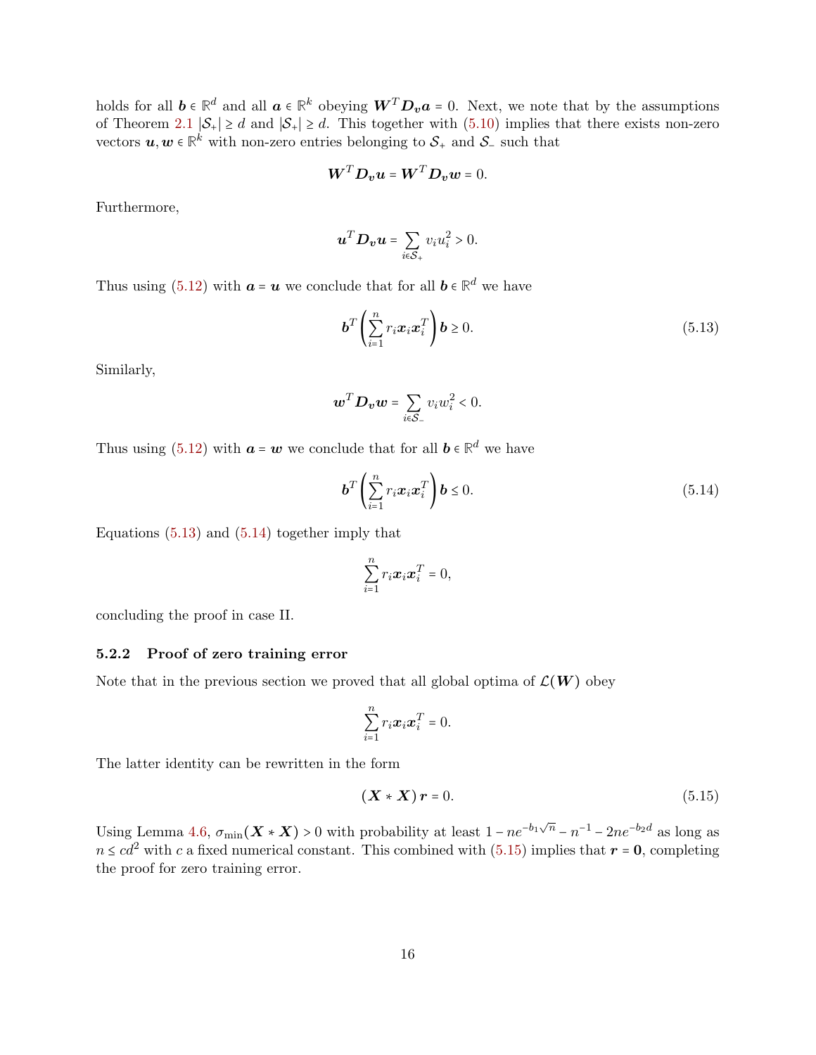holds for all $\boldsymbol{b} \in \mathbb{R}^d$ and all $\boldsymbol{a} \in \mathbb{R}^k$ obeying $\boldsymbol{W}^T \boldsymbol{D}_{\boldsymbol{v}} \boldsymbol{a} = 0$. Next, we note that by the assumptions of Theorem 2.1 $|\mathcal{S}_+| \geq d$ and $|\mathcal{S}_+| \geq d$. This together with (5.10) implies that there exists non-zero vectors $\boldsymbol{u}, \boldsymbol{w} \in \mathbb{R}^k$ with non-zero entries belonging to $\mathcal{S}_+$ and $\mathcal{S}_-$ such that

$$\boldsymbol{W}^T \boldsymbol{D}_{\boldsymbol{v}} \boldsymbol{u} = \boldsymbol{W}^T \boldsymbol{D}_{\boldsymbol{v}} \boldsymbol{w} = 0.$$

Furthermore,

$$\boldsymbol{u}^T \boldsymbol{D}_{\boldsymbol{v}} \boldsymbol{u} = \sum_{i \in \mathcal{S}_+} v_i u_i^2 > 0.$$

Thus using (5.12) with $\boldsymbol{a} = \boldsymbol{u}$ we conclude that for all $\boldsymbol{b} \in \mathbb{R}^d$ we have

$$\boldsymbol{b}^T \left( \sum_{i=1}^n r_i \boldsymbol{x}_i \boldsymbol{x}_i^T \right) \boldsymbol{b} \geq 0. \tag{5.13}$$

Similarly,

$$\boldsymbol{w}^T \boldsymbol{D}_{\boldsymbol{v}} \boldsymbol{w} = \sum_{i \in \mathcal{S}_-} v_i w_i^2 < 0.$$

Thus using (5.12) with $\boldsymbol{a} = \boldsymbol{w}$ we conclude that for all $\boldsymbol{b} \in \mathbb{R}^d$ we have

$$\boldsymbol{b}^T \left( \sum_{i=1}^n r_i \boldsymbol{x}_i \boldsymbol{x}_i^T \right) \boldsymbol{b} \leq 0. \tag{5.14}$$

Equations (5.13) and (5.14) together imply that

$$\sum_{i=1}^n r_i \boldsymbol{x}_i \boldsymbol{x}_i^T = 0,$$

concluding the proof in case II.

### 5.2.2 Proof of zero training error

Note that in the previous section we proved that all global optima of $\mathcal{L}(\boldsymbol{W})$ obey

$$\sum_{i=1}^n r_i \boldsymbol{x}_i \boldsymbol{x}_i^T = 0.$$

The latter identity can be rewritten in the form

$$\left( \boldsymbol{X} * \boldsymbol{X} \right) \boldsymbol{r} = 0. \tag{5.15}$$

Using Lemma 4.6, $\sigma_{\min}(\boldsymbol{X} * \boldsymbol{X}) > 0$ with probability at least $1 - ne^{-b_1\sqrt{n}} - n^{-1} - 2ne^{-b_2 d}$ as long as $n \leq cd^2$ with $c$ a fixed numerical constant. This combined with (5.15) implies that $\boldsymbol{r} = \boldsymbol{0}$, completing the proof for zero training error.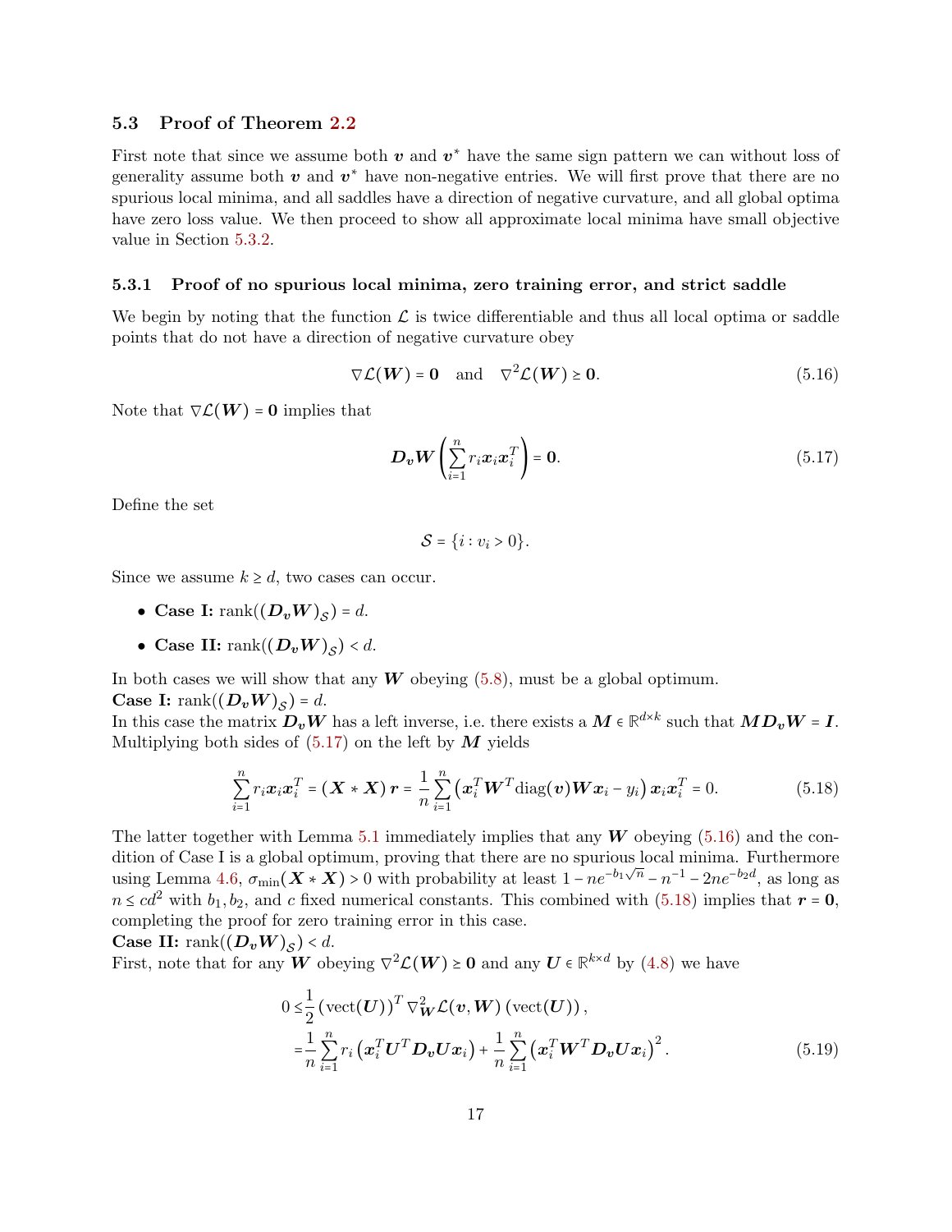### 5.3 Proof of Theorem 2.2

First note that since we assume both $\boldsymbol{v}$ and $\boldsymbol{v}^*$ have the same sign pattern we can without loss of generality assume both $\boldsymbol{v}$ and $\boldsymbol{v}^*$ have non-negative entries. We will first prove that there are no spurious local minima, and all saddles have a direction of negative curvature, and all global optima have zero loss value. We then proceed to show all approximate local minima have small objective value in Section 5.3.2.

#### 5.3.1 Proof of no spurious local minima, zero training error, and strict saddle

We begin by noting that the function $\mathcal{L}$ is twice differentiable and thus all local optima or saddle points that do not have a direction of negative curvature obey

$$\nabla\mathcal{L}(\boldsymbol{W}) = \boldsymbol{0} \quad \text{and} \quad \nabla^2\mathcal{L}(\boldsymbol{W}) \geq \boldsymbol{0}. \tag{5.16}$$

Note that $\nabla\mathcal{L}(\boldsymbol{W}) = \boldsymbol{0}$ implies that

$$\boldsymbol{D_v}\boldsymbol{W}\left(\sum_{i=1}^{n} r_i \boldsymbol{x}_i\boldsymbol{x}_i^T\right) = \boldsymbol{0}. \tag{5.17}$$

Define the set

$$\mathcal{S} = \{i : v_i > 0\}.$$

Since we assume $k \geq d$, two cases can occur.

- **Case I:** $\text{rank}((\boldsymbol{D_v}\boldsymbol{W})_{\mathcal{S}}) = d$.
- **Case II:** $\text{rank}((\boldsymbol{D_v}\boldsymbol{W})_{\mathcal{S}}) < d$.

In both cases we will show that any $\boldsymbol{W}$ obeying (5.8), must be a global optimum.

**Case I:** $\text{rank}((\boldsymbol{D_v}\boldsymbol{W})_{\mathcal{S}}) = d$.

In this case the matrix $\boldsymbol{D_v}\boldsymbol{W}$ has a left inverse, i.e. there exists a $\boldsymbol{M} \in \mathbb{R}^{d\times k}$ such that $\boldsymbol{M}\boldsymbol{D_v}\boldsymbol{W} = \boldsymbol{I}$. Multiplying both sides of (5.17) on the left by $\boldsymbol{M}$ yields

$$\sum_{i=1}^{n} r_i \boldsymbol{x}_i\boldsymbol{x}_i^T = (\boldsymbol{X} * \boldsymbol{X})\,\boldsymbol{r} = \frac{1}{n}\sum_{i=1}^{n}\left(\boldsymbol{x}_i^T\boldsymbol{W}^T\text{diag}(\boldsymbol{v})\boldsymbol{W}\boldsymbol{x}_i - y_i\right)\boldsymbol{x}_i\boldsymbol{x}_i^T = 0. \tag{5.18}$$

The latter together with Lemma 5.1 immediately implies that any $\boldsymbol{W}$ obeying (5.16) and the condition of Case I is a global optimum, proving that there are no spurious local minima. Furthermore using Lemma 4.6, $\sigma_{\min}(\boldsymbol{X} * \boldsymbol{X}) > 0$ with probability at least $1 - ne^{-b_1\sqrt{n}} - n^{-1} - 2ne^{-b_2 d}$, as long as $n \leq cd^2$ with $b_1, b_2$, and $c$ fixed numerical constants. This combined with (5.18) implies that $\boldsymbol{r} = \boldsymbol{0}$, completing the proof for zero training error in this case.

**Case II:** $\text{rank}((\boldsymbol{D_v}\boldsymbol{W})_{\mathcal{S}}) < d$.

First, note that for any $\boldsymbol{W}$ obeying $\nabla^2\mathcal{L}(\boldsymbol{W}) \geq \boldsymbol{0}$ and any $\boldsymbol{U} \in \mathbb{R}^{k\times d}$ by (4.8) we have

$$\begin{aligned}
0 \leq & \frac{1}{2}\left(\text{vect}(\boldsymbol{U})\right)^T \nabla^2_{\boldsymbol{W}}\mathcal{L}(\boldsymbol{v}, \boldsymbol{W})\left(\text{vect}(\boldsymbol{U})\right), \\
= & \frac{1}{n}\sum_{i=1}^{n} r_i\left(\boldsymbol{x}_i^T\boldsymbol{U}^T\boldsymbol{D_v}\boldsymbol{U}\boldsymbol{x}_i\right) + \frac{1}{n}\sum_{i=1}^{n}\left(\boldsymbol{x}_i^T\boldsymbol{W}^T\boldsymbol{D_v}\boldsymbol{U}\boldsymbol{x}_i\right)^2.
\end{aligned} \tag{5.19}$$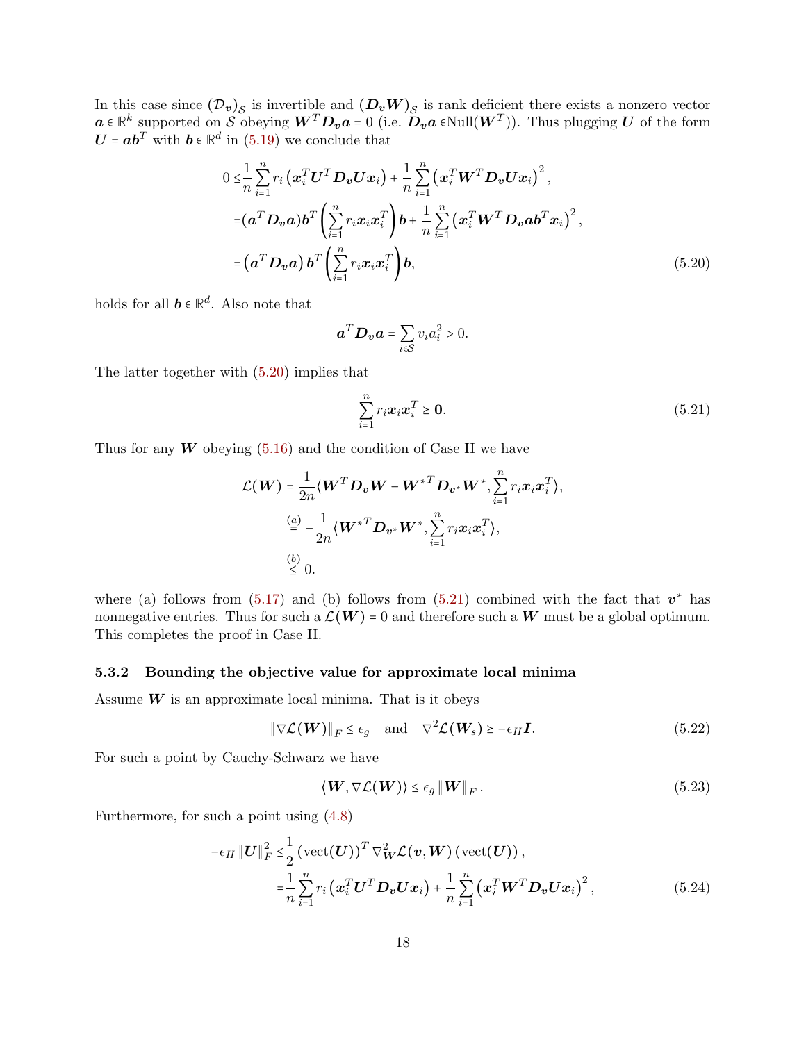In this case since $(\mathcal{D}_{\boldsymbol{v}})_{\mathcal{S}}$ is invertible and $(\boldsymbol{D}_{\boldsymbol{v}}\boldsymbol{W})_{\mathcal{S}}$ is rank deficient there exists a nonzero vector $\boldsymbol{a} \in \mathbb{R}^k$ supported on $\mathcal{S}$ obeying $\boldsymbol{W}^T\boldsymbol{D}_{\boldsymbol{v}}\boldsymbol{a} = 0$ (i.e. $\boldsymbol{D}_{\boldsymbol{v}}\boldsymbol{a} \in \text{Null}(\boldsymbol{W}^T)$). Thus plugging $\boldsymbol{U}$ of the form $\boldsymbol{U} = \boldsymbol{a}\boldsymbol{b}^T$ with $\boldsymbol{b} \in \mathbb{R}^d$ in (5.19) we conclude that

$$
\begin{aligned}
0 \leq & \frac{1}{n}\sum_{i=1}^n r_i\left(\boldsymbol{x}_i^T\boldsymbol{U}^T\boldsymbol{D}_{\boldsymbol{v}}\boldsymbol{U}\boldsymbol{x}_i\right) + \frac{1}{n}\sum_{i=1}^n\left(\boldsymbol{x}_i^T\boldsymbol{W}^T\boldsymbol{D}_{\boldsymbol{v}}\boldsymbol{U}\boldsymbol{x}_i\right)^2, \\
=&(\boldsymbol{a}^T\boldsymbol{D}_{\boldsymbol{v}}\boldsymbol{a})\boldsymbol{b}^T\left(\sum_{i=1}^n r_i\boldsymbol{x}_i\boldsymbol{x}_i^T\right)\boldsymbol{b} + \frac{1}{n}\sum_{i=1}^n\left(\boldsymbol{x}_i^T\boldsymbol{W}^T\boldsymbol{D}_{\boldsymbol{v}}\boldsymbol{a}\boldsymbol{b}^T\boldsymbol{x}_i\right)^2, \\
=&\left(\boldsymbol{a}^T\boldsymbol{D}_{\boldsymbol{v}}\boldsymbol{a}\right)\boldsymbol{b}^T\left(\sum_{i=1}^n r_i\boldsymbol{x}_i\boldsymbol{x}_i^T\right)\boldsymbol{b},
\end{aligned} \tag{5.20}
$$

holds for all $\boldsymbol{b} \in \mathbb{R}^d$. Also note that

$$
\boldsymbol{a}^T\boldsymbol{D}_{\boldsymbol{v}}\boldsymbol{a} = \sum_{i\in\mathcal{S}} v_i a_i^2 > 0.
$$

The latter together with (5.20) implies that

$$
\sum_{i=1}^n r_i\boldsymbol{x}_i\boldsymbol{x}_i^T \geq \boldsymbol{0}. \tag{5.21}
$$

Thus for any $\boldsymbol{W}$ obeying (5.16) and the condition of Case II we have

$$
\begin{aligned}
\mathcal{L}(\boldsymbol{W}) =& \frac{1}{2n}\langle \boldsymbol{W}^T\boldsymbol{D}_{\boldsymbol{v}}\boldsymbol{W} - \boldsymbol{W}^{*T}\boldsymbol{D}_{\boldsymbol{v}^*}\boldsymbol{W}^*, \sum_{i=1}^n r_i\boldsymbol{x}_i\boldsymbol{x}_i^T\rangle, \\
\overset{(a)}{=}& -\frac{1}{2n}\langle \boldsymbol{W}^{*T}\boldsymbol{D}_{\boldsymbol{v}^*}\boldsymbol{W}^*, \sum_{i=1}^n r_i\boldsymbol{x}_i\boldsymbol{x}_i^T\rangle, \\
\overset{(b)}{\leq}& \ 0.
\end{aligned}
$$

where (a) follows from (5.17) and (b) follows from (5.21) combined with the fact that $\boldsymbol{v}^*$ has nonnegative entries. Thus for such a $\mathcal{L}(\boldsymbol{W}) = 0$ and therefore such a $\boldsymbol{W}$ must be a global optimum. This completes the proof in Case II.

### 5.3.2 Bounding the objective value for approximate local minima

Assume $\boldsymbol{W}$ is an approximate local minima. That is it obeys

$$
\|\nabla\mathcal{L}(\boldsymbol{W})\|_F \leq \epsilon_g \quad \text{and} \quad \nabla^2\mathcal{L}(\boldsymbol{W}_s) \geq -\epsilon_H\boldsymbol{I}. \tag{5.22}
$$

For such a point by Cauchy-Schwarz we have

$$
\langle \boldsymbol{W}, \nabla\mathcal{L}(\boldsymbol{W})\rangle \leq \epsilon_g \|\boldsymbol{W}\|_F. \tag{5.23}
$$

Furthermore, for such a point using (4.8)

$$
\begin{aligned}
-\epsilon_H\|\boldsymbol{U}\|_F^2 \leq & \frac{1}{2}\left(\text{vect}(\boldsymbol{U})\right)^T\nabla^2_{\boldsymbol{W}}\mathcal{L}(\boldsymbol{v},\boldsymbol{W})\left(\text{vect}(\boldsymbol{U})\right), \\
=&\frac{1}{n}\sum_{i=1}^n r_i\left(\boldsymbol{x}_i^T\boldsymbol{U}^T\boldsymbol{D}_{\boldsymbol{v}}\boldsymbol{U}\boldsymbol{x}_i\right) + \frac{1}{n}\sum_{i=1}^n\left(\boldsymbol{x}_i^T\boldsymbol{W}^T\boldsymbol{D}_{\boldsymbol{v}}\boldsymbol{U}\boldsymbol{x}_i\right)^2,
\end{aligned} \tag{5.24}
$$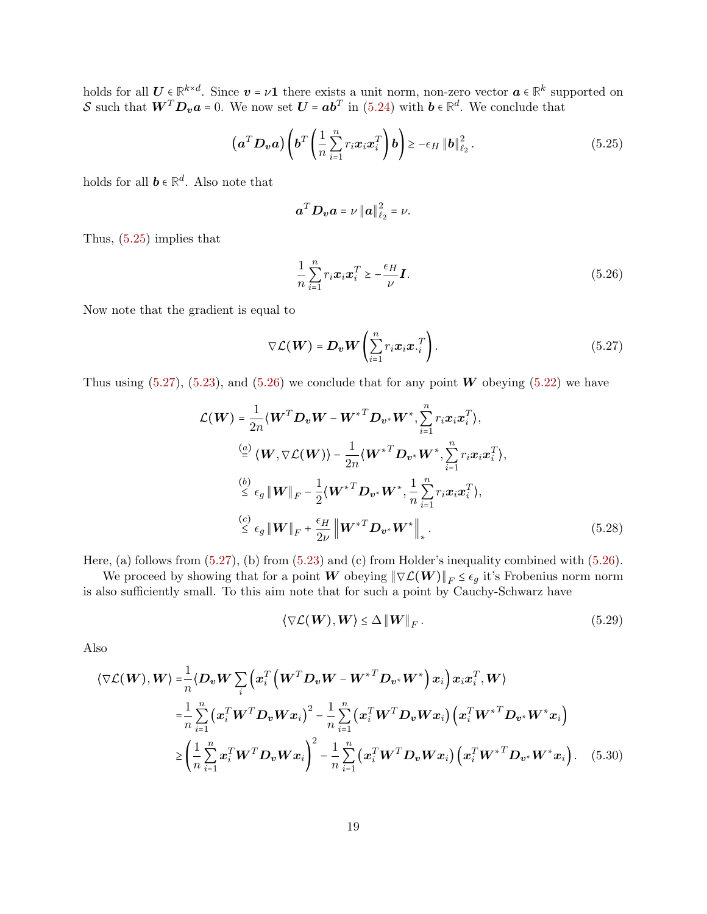holds for all $\boldsymbol{U} \in \mathbb{R}^{k \times d}$. Since $\boldsymbol{v} = \nu \mathbf{1}$ there exists a unit norm, non-zero vector $\boldsymbol{a} \in \mathbb{R}^k$ supported on $\mathcal{S}$ such that $\boldsymbol{W}^T \boldsymbol{D}_{\boldsymbol{v}} \boldsymbol{a} = 0$. We now set $\boldsymbol{U} = \boldsymbol{a}\boldsymbol{b}^T$ in (5.24) with $\boldsymbol{b} \in \mathbb{R}^d$. We conclude that

$$
\left(\boldsymbol{a}^T \boldsymbol{D}_{\boldsymbol{v}} \boldsymbol{a}\right) \left(\boldsymbol{b}^T \left(\frac{1}{n} \sum_{i=1}^n r_i \boldsymbol{x}_i \boldsymbol{x}_i^T\right) \boldsymbol{b}\right) \geq -\epsilon_H \|\boldsymbol{b}\|_{\ell_2}^2 . \tag{5.25}
$$

holds for all $\boldsymbol{b} \in \mathbb{R}^d$. Also note that

$$
\boldsymbol{a}^T \boldsymbol{D}_{\boldsymbol{v}} \boldsymbol{a} = \nu \|\boldsymbol{a}\|_{\ell_2}^2 = \nu .
$$

Thus, (5.25) implies that

$$
\frac{1}{n} \sum_{i=1}^n r_i \boldsymbol{x}_i \boldsymbol{x}_i^T \geq -\frac{\epsilon_H}{\nu} \boldsymbol{I}. \tag{5.26}
$$

Now note that the gradient is equal to

$$
\nabla \mathcal{L}(\boldsymbol{W}) = \boldsymbol{D}_{\boldsymbol{v}} \boldsymbol{W} \left(\sum_{i=1}^n r_i \boldsymbol{x}_i \boldsymbol{x}_i^T\right). \tag{5.27}
$$

Thus using (5.27), (5.23), and (5.26) we conclude that for any point $\boldsymbol{W}$ obeying (5.22) we have

$$
\begin{aligned}
\mathcal{L}(\boldsymbol{W}) =& \frac{1}{2n} \langle \boldsymbol{W}^T \boldsymbol{D}_{\boldsymbol{v}} \boldsymbol{W} - \boldsymbol{W}^{*T} \boldsymbol{D}_{\boldsymbol{v}^*} \boldsymbol{W}^*, \sum_{i=1}^n r_i \boldsymbol{x}_i \boldsymbol{x}_i^T \rangle, \\
\overset{(a)}{=}& \langle \boldsymbol{W}, \nabla \mathcal{L}(\boldsymbol{W}) \rangle - \frac{1}{2n} \langle \boldsymbol{W}^{*T} \boldsymbol{D}_{\boldsymbol{v}^*} \boldsymbol{W}^*, \sum_{i=1}^n r_i \boldsymbol{x}_i \boldsymbol{x}_i^T \rangle, \\
\overset{(b)}{\leq}& \epsilon_g \|\boldsymbol{W}\|_F - \frac{1}{2} \langle \boldsymbol{W}^{*T} \boldsymbol{D}_{\boldsymbol{v}^*} \boldsymbol{W}^*, \frac{1}{n} \sum_{i=1}^n r_i \boldsymbol{x}_i \boldsymbol{x}_i^T \rangle, \\
\overset{(c)}{\leq}& \epsilon_g \|\boldsymbol{W}\|_F + \frac{\epsilon_H}{2\nu} \left\|\boldsymbol{W}^{*T} \boldsymbol{D}_{\boldsymbol{v}^*} \boldsymbol{W}^*\right\|_* .
\end{aligned} \tag{5.28}
$$

Here, (a) follows from (5.27), (b) from (5.23) and (c) from Holder's inequality combined with (5.26).

We proceed by showing that for a point $\boldsymbol{W}$ obeying $\|\nabla \mathcal{L}(\boldsymbol{W})\|_F \leq \epsilon_g$ it's Frobenius norm norm is also sufficiently small. To this aim note that for such a point by Cauchy-Schwarz have

$$
\langle \nabla \mathcal{L}(\boldsymbol{W}), \boldsymbol{W} \rangle \leq \Delta \|\boldsymbol{W}\|_F . \tag{5.29}
$$

Also

$$
\begin{aligned}
\langle \nabla \mathcal{L}(\boldsymbol{W}), \boldsymbol{W} \rangle =& \frac{1}{n} \langle \boldsymbol{D}_{\boldsymbol{v}} \boldsymbol{W} \sum_i \left(\boldsymbol{x}_i^T \left(\boldsymbol{W}^T \boldsymbol{D}_{\boldsymbol{v}} \boldsymbol{W} - \boldsymbol{W}^{*T} \boldsymbol{D}_{\boldsymbol{v}^*} \boldsymbol{W}^*\right) \boldsymbol{x}_i\right) \boldsymbol{x}_i \boldsymbol{x}_i^T, \boldsymbol{W} \rangle \\
=& \frac{1}{n} \sum_{i=1}^n \left(\boldsymbol{x}_i^T \boldsymbol{W}^T \boldsymbol{D}_{\boldsymbol{v}} \boldsymbol{W} \boldsymbol{x}_i\right)^2 - \frac{1}{n} \sum_{i=1}^n \left(\boldsymbol{x}_i^T \boldsymbol{W}^T \boldsymbol{D}_{\boldsymbol{v}} \boldsymbol{W} \boldsymbol{x}_i\right) \left(\boldsymbol{x}_i^T \boldsymbol{W}^{*T} \boldsymbol{D}_{\boldsymbol{v}^*} \boldsymbol{W}^* \boldsymbol{x}_i\right) \\
\geq& \left(\frac{1}{n} \sum_{i=1}^n \boldsymbol{x}_i^T \boldsymbol{W}^T \boldsymbol{D}_{\boldsymbol{v}} \boldsymbol{W} \boldsymbol{x}_i\right)^2 - \frac{1}{n} \sum_{i=1}^n \left(\boldsymbol{x}_i^T \boldsymbol{W}^T \boldsymbol{D}_{\boldsymbol{v}} \boldsymbol{W} \boldsymbol{x}_i\right) \left(\boldsymbol{x}_i^T \boldsymbol{W}^{*T} \boldsymbol{D}_{\boldsymbol{v}^*} \boldsymbol{W}^* \boldsymbol{x}_i\right).
\end{aligned} \tag{5.30}
$$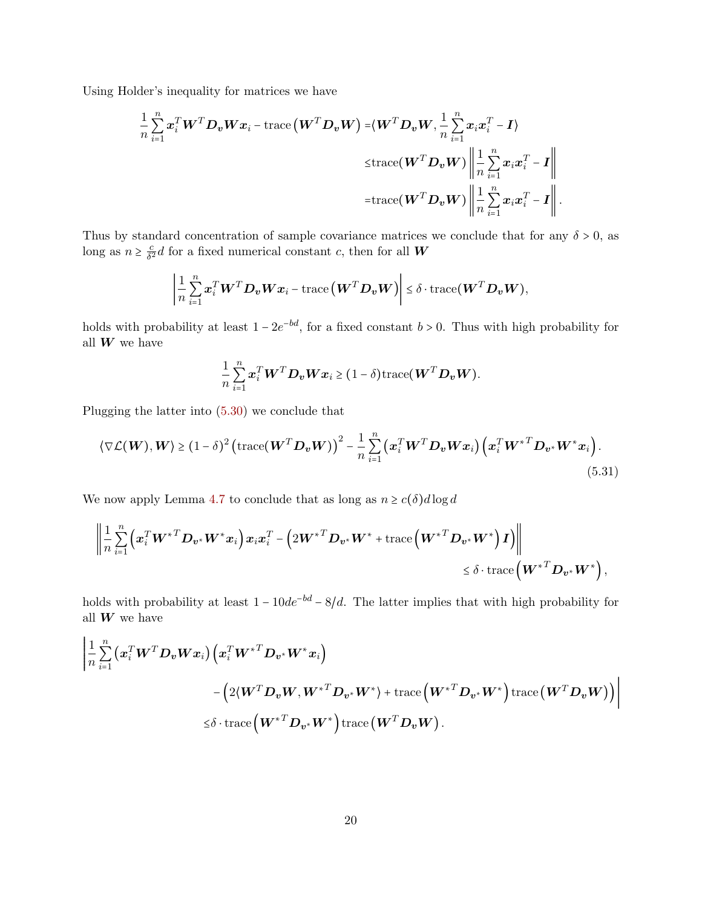Using Holder's inequality for matrices we have

$$
\begin{aligned}
\frac{1}{n}\sum_{i=1}^n \boldsymbol{x}_i^T\boldsymbol{W}^T\boldsymbol{D}_{\boldsymbol{v}}\boldsymbol{W}\boldsymbol{x}_i - \text{trace}\left(\boldsymbol{W}^T\boldsymbol{D}_{\boldsymbol{v}}\boldsymbol{W}\right) =& \langle \boldsymbol{W}^T\boldsymbol{D}_{\boldsymbol{v}}\boldsymbol{W}, \frac{1}{n}\sum_{i=1}^n \boldsymbol{x}_i\boldsymbol{x}_i^T - \boldsymbol{I}\rangle \\
\leq& \text{trace}(\boldsymbol{W}^T\boldsymbol{D}_{\boldsymbol{v}}\boldsymbol{W}) \left\| \frac{1}{n}\sum_{i=1}^n \boldsymbol{x}_i\boldsymbol{x}_i^T - \boldsymbol{I}\right\| \\
=& \text{trace}(\boldsymbol{W}^T\boldsymbol{D}_{\boldsymbol{v}}\boldsymbol{W}) \left\| \frac{1}{n}\sum_{i=1}^n \boldsymbol{x}_i\boldsymbol{x}_i^T - \boldsymbol{I}\right\|.
\end{aligned}
$$

Thus by standard concentration of sample covariance matrices we conclude that for any $\delta > 0$, as long as $n \geq \frac{c}{\delta^2}d$ for a fixed numerical constant $c$, then for all $\boldsymbol{W}$

$$
\left| \frac{1}{n}\sum_{i=1}^n \boldsymbol{x}_i^T\boldsymbol{W}^T\boldsymbol{D}_{\boldsymbol{v}}\boldsymbol{W}\boldsymbol{x}_i - \text{trace}\left(\boldsymbol{W}^T\boldsymbol{D}_{\boldsymbol{v}}\boldsymbol{W}\right)\right| \leq \delta \cdot \text{trace}(\boldsymbol{W}^T\boldsymbol{D}_{\boldsymbol{v}}\boldsymbol{W}),
$$

holds with probability at least $1 - 2e^{-bd}$, for a fixed constant $b > 0$. Thus with high probability for all $\boldsymbol{W}$ we have

$$
\frac{1}{n}\sum_{i=1}^n \boldsymbol{x}_i^T\boldsymbol{W}^T\boldsymbol{D}_{\boldsymbol{v}}\boldsymbol{W}\boldsymbol{x}_i \geq (1-\delta)\text{trace}(\boldsymbol{W}^T\boldsymbol{D}_{\boldsymbol{v}}\boldsymbol{W}).
$$

Plugging the latter into (5.30) we conclude that

$$
\langle \nabla\mathcal{L}(\boldsymbol{W}), \boldsymbol{W}\rangle \geq (1-\delta)^2\left(\text{trace}(\boldsymbol{W}^T\boldsymbol{D}_{\boldsymbol{v}}\boldsymbol{W})\right)^2 - \frac{1}{n}\sum_{i=1}^n\left(\boldsymbol{x}_i^T\boldsymbol{W}^T\boldsymbol{D}_{\boldsymbol{v}}\boldsymbol{W}\boldsymbol{x}_i\right)\left(\boldsymbol{x}_i^T{\boldsymbol{W}^*}^T\boldsymbol{D}_{\boldsymbol{v}^*}\boldsymbol{W}^*\boldsymbol{x}_i\right). \tag{5.31}
$$

We now apply Lemma 4.7 to conclude that as long as $n \geq c(\delta)d\log d$

$$
\begin{aligned}
\left\| \frac{1}{n}\sum_{i=1}^n\left(\boldsymbol{x}_i^T{\boldsymbol{W}^*}^T\boldsymbol{D}_{\boldsymbol{v}^*}\boldsymbol{W}^*\boldsymbol{x}_i\right)\boldsymbol{x}_i\boldsymbol{x}_i^T - \left(2{\boldsymbol{W}^*}^T\boldsymbol{D}_{\boldsymbol{v}^*}\boldsymbol{W}^* + \text{trace}\left({\boldsymbol{W}^*}^T\boldsymbol{D}_{\boldsymbol{v}^*}\boldsymbol{W}^*\right)\boldsymbol{I}\right)\right\| \\
\leq \delta\cdot\text{trace}\left({\boldsymbol{W}^*}^T\boldsymbol{D}_{\boldsymbol{v}^*}\boldsymbol{W}^*\right),
\end{aligned}
$$

holds with probability at least $1 - 10de^{-bd} - 8/d$. The latter implies that with high probability for all $\boldsymbol{W}$ we have

$$
\begin{aligned}
\Bigg| \frac{1}{n}\sum_{i=1}^n&\left(\boldsymbol{x}_i^T\boldsymbol{W}^T\boldsymbol{D}_{\boldsymbol{v}}\boldsymbol{W}\boldsymbol{x}_i\right)\left(\boldsymbol{x}_i^T{\boldsymbol{W}^*}^T\boldsymbol{D}_{\boldsymbol{v}^*}\boldsymbol{W}^*\boldsymbol{x}_i\right) \\
&- \left(2\langle\boldsymbol{W}^T\boldsymbol{D}_{\boldsymbol{v}}\boldsymbol{W}, {\boldsymbol{W}^*}^T\boldsymbol{D}_{\boldsymbol{v}^*}\boldsymbol{W}^*\rangle + \text{trace}\left({\boldsymbol{W}^*}^T\boldsymbol{D}_{\boldsymbol{v}^*}\boldsymbol{W}^*\right)\text{trace}\left(\boldsymbol{W}^T\boldsymbol{D}_{\boldsymbol{v}}\boldsymbol{W}\right)\right)\Bigg| \\
\leq& \delta\cdot\text{trace}\left({\boldsymbol{W}^*}^T\boldsymbol{D}_{\boldsymbol{v}^*}\boldsymbol{W}^*\right)\text{trace}\left(\boldsymbol{W}^T\boldsymbol{D}_{\boldsymbol{v}}\boldsymbol{W}\right).
\end{aligned}
$$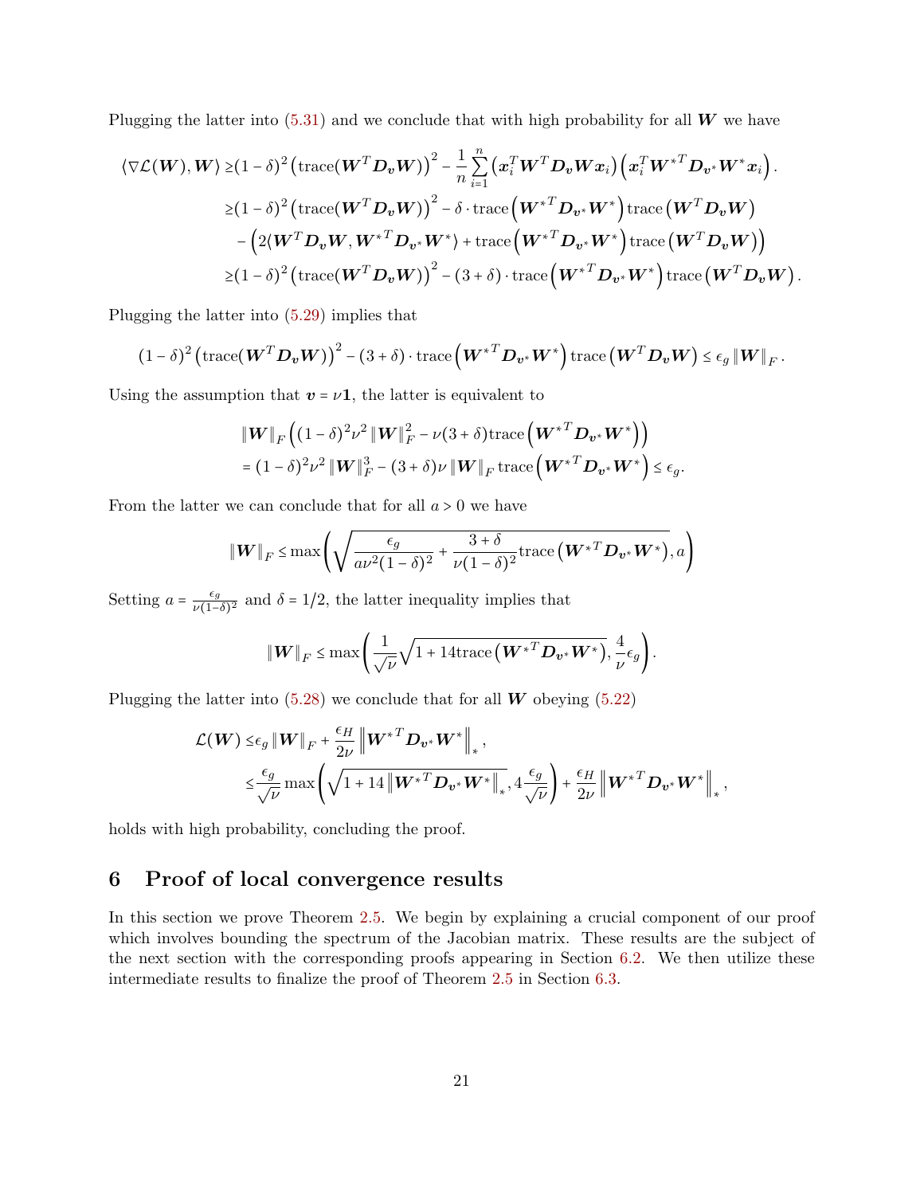Plugging the latter into (5.31) and we conclude that with high probability for all $\boldsymbol{W}$ we have

$$
\begin{aligned}
\langle \nabla \mathcal{L}(\boldsymbol{W}), \boldsymbol{W} \rangle \geq & (1-\delta)^2 \left(\text{trace}(\boldsymbol{W}^T \boldsymbol{D}_{\boldsymbol{v}} \boldsymbol{W})\right)^2 - \frac{1}{n} \sum_{i=1}^{n} \left(\boldsymbol{x}_i^T \boldsymbol{W}^T \boldsymbol{D}_{\boldsymbol{v}} \boldsymbol{W} \boldsymbol{x}_i\right) \left(\boldsymbol{x}_i^T \boldsymbol{W}^{*T} \boldsymbol{D}_{\boldsymbol{v}^*} \boldsymbol{W}^* \boldsymbol{x}_i\right). \\
\geq & (1-\delta)^2 \left(\text{trace}(\boldsymbol{W}^T \boldsymbol{D}_{\boldsymbol{v}} \boldsymbol{W})\right)^2 - \delta \cdot \text{trace}\left(\boldsymbol{W}^{*T} \boldsymbol{D}_{\boldsymbol{v}^*} \boldsymbol{W}^*\right) \text{trace}\left(\boldsymbol{W}^T \boldsymbol{D}_{\boldsymbol{v}} \boldsymbol{W}\right) \\
& - \left(2 \langle \boldsymbol{W}^T \boldsymbol{D}_{\boldsymbol{v}} \boldsymbol{W}, \boldsymbol{W}^{*T} \boldsymbol{D}_{\boldsymbol{v}^*} \boldsymbol{W}^* \rangle + \text{trace}\left(\boldsymbol{W}^{*T} \boldsymbol{D}_{\boldsymbol{v}^*} \boldsymbol{W}^*\right) \text{trace}\left(\boldsymbol{W}^T \boldsymbol{D}_{\boldsymbol{v}} \boldsymbol{W}\right)\right) \\
\geq & (1-\delta)^2 \left(\text{trace}(\boldsymbol{W}^T \boldsymbol{D}_{\boldsymbol{v}} \boldsymbol{W})\right)^2 - (3+\delta) \cdot \text{trace}\left(\boldsymbol{W}^{*T} \boldsymbol{D}_{\boldsymbol{v}^*} \boldsymbol{W}^*\right) \text{trace}\left(\boldsymbol{W}^T \boldsymbol{D}_{\boldsymbol{v}} \boldsymbol{W}\right).
\end{aligned}
$$

Plugging the latter into (5.29) implies that

$$
(1-\delta)^2 \left(\text{trace}(\boldsymbol{W}^T \boldsymbol{D}_{\boldsymbol{v}} \boldsymbol{W})\right)^2 - (3+\delta) \cdot \text{trace}\left(\boldsymbol{W}^{*T} \boldsymbol{D}_{\boldsymbol{v}^*} \boldsymbol{W}^*\right) \text{trace}\left(\boldsymbol{W}^T \boldsymbol{D}_{\boldsymbol{v}} \boldsymbol{W}\right) \leq \epsilon_g \|\boldsymbol{W}\|_F.
$$

Using the assumption that $\boldsymbol{v} = \nu \mathbf{1}$, the latter is equivalent to

$$
\begin{aligned}
& \|\boldsymbol{W}\|_F \left((1-\delta)^2 \nu^2 \|\boldsymbol{W}\|_F^2 - \nu(3+\delta) \text{trace}\left(\boldsymbol{W}^{*T} \boldsymbol{D}_{\boldsymbol{v}^*} \boldsymbol{W}^*\right)\right) \\
& = (1-\delta)^2 \nu^2 \|\boldsymbol{W}\|_F^3 - (3+\delta)\nu \|\boldsymbol{W}\|_F \text{trace}\left(\boldsymbol{W}^{*T} \boldsymbol{D}_{\boldsymbol{v}^*} \boldsymbol{W}^*\right) \leq \epsilon_g.
\end{aligned}
$$

From the latter we can conclude that for all $a > 0$ we have

$$
\|\boldsymbol{W}\|_F \leq \max\left(\sqrt{\frac{\epsilon_g}{a\nu^2(1-\delta)^2} + \frac{3+\delta}{\nu(1-\delta)^2} \text{trace}\left(\boldsymbol{W}^{*T} \boldsymbol{D}_{\boldsymbol{v}^*} \boldsymbol{W}^*\right)}, a\right)
$$

Setting $a = \frac{\epsilon_g}{\nu(1-\delta)^2}$ and $\delta = 1/2$, the latter inequality implies that

$$
\|\boldsymbol{W}\|_F \leq \max\left(\frac{1}{\sqrt{\nu}} \sqrt{1 + 14 \text{trace}\left(\boldsymbol{W}^{*T} \boldsymbol{D}_{\boldsymbol{v}^*} \boldsymbol{W}^*\right)}, \frac{4}{\nu} \epsilon_g\right).
$$

Plugging the latter into (5.28) we conclude that for all $\boldsymbol{W}$ obeying (5.22)

$$
\begin{aligned}
\mathcal{L}(\boldsymbol{W}) \leq & \epsilon_g \|\boldsymbol{W}\|_F + \frac{\epsilon_H}{2\nu} \left\|\boldsymbol{W}^{*T} \boldsymbol{D}_{\boldsymbol{v}^*} \boldsymbol{W}^*\right\|_*, \\
\leq & \frac{\epsilon_g}{\sqrt{\nu}} \max\left(\sqrt{1 + 14 \left\|\boldsymbol{W}^{*T} \boldsymbol{D}_{\boldsymbol{v}^*} \boldsymbol{W}^*\right\|_*}, 4 \frac{\epsilon_g}{\sqrt{\nu}}\right) + \frac{\epsilon_H}{2\nu} \left\|\boldsymbol{W}^{*T} \boldsymbol{D}_{\boldsymbol{v}^*} \boldsymbol{W}^*\right\|_*,
\end{aligned}
$$

holds with high probability, concluding the proof.

# 6 Proof of local convergence results

In this section we prove Theorem 2.5. We begin by explaining a crucial component of our proof which involves bounding the spectrum of the Jacobian matrix. These results are the subject of the next section with the corresponding proofs appearing in Section 6.2. We then utilize these intermediate results to finalize the proof of Theorem 2.5 in Section 6.3.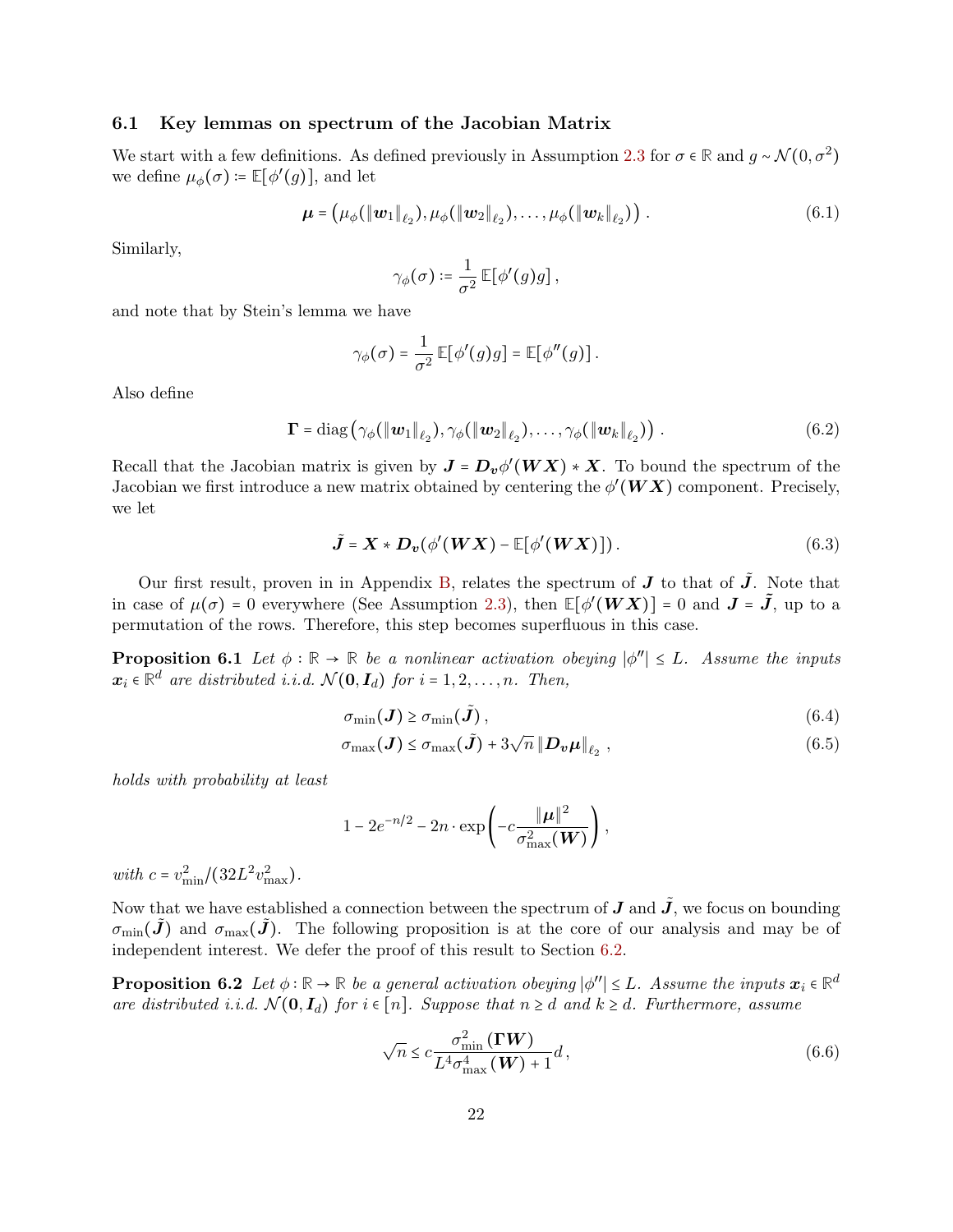### 6.1 Key lemmas on spectrum of the Jacobian Matrix

We start with a few definitions. As defined previously in Assumption 2.3 for $\sigma \in \mathbb{R}$ and $g \sim \mathcal{N}(0, \sigma^2)$ we define $\mu_\phi(\sigma) := \mathbb{E}[\phi'(g)]$, and let

$$
\boldsymbol{\mu} = \left(\mu_\phi(\|\boldsymbol{w}_1\|_{\ell_2}), \mu_\phi(\|\boldsymbol{w}_2\|_{\ell_2}), \ldots, \mu_\phi(\|\boldsymbol{w}_k\|_{\ell_2})\right). \tag{6.1}
$$

Similarly,

$$
\gamma_\phi(\sigma) := \frac{1}{\sigma^2}\mathbb{E}[\phi'(g)g],
$$

and note that by Stein's lemma we have

$$
\gamma_\phi(\sigma) = \frac{1}{\sigma^2}\mathbb{E}[\phi'(g)g] = \mathbb{E}[\phi''(g)].
$$

Also define

$$
\boldsymbol{\Gamma} = \operatorname{diag}\left(\gamma_\phi(\|\boldsymbol{w}_1\|_{\ell_2}), \gamma_\phi(\|\boldsymbol{w}_2\|_{\ell_2}), \ldots, \gamma_\phi(\|\boldsymbol{w}_k\|_{\ell_2})\right). \tag{6.2}
$$

Recall that the Jacobian matrix is given by $\boldsymbol{J} = \boldsymbol{D}_{\boldsymbol{v}}\phi'(\boldsymbol{W}\boldsymbol{X}) * \boldsymbol{X}$. To bound the spectrum of the Jacobian we first introduce a new matrix obtained by centering the $\phi'(\boldsymbol{W}\boldsymbol{X})$ component. Precisely, we let

$$
\tilde{\boldsymbol{J}} = \boldsymbol{X} * \boldsymbol{D}_{\boldsymbol{v}}(\phi'(\boldsymbol{W}\boldsymbol{X}) - \mathbb{E}[\phi'(\boldsymbol{W}\boldsymbol{X})]). \tag{6.3}
$$

Our first result, proven in in Appendix B, relates the spectrum of $\boldsymbol{J}$ to that of $\tilde{\boldsymbol{J}}$. Note that in case of $\mu(\sigma) = 0$ everywhere (See Assumption 2.3), then $\mathbb{E}[\phi'(\boldsymbol{W}\boldsymbol{X})] = 0$ and $\boldsymbol{J} = \tilde{\boldsymbol{J}}$, up to a permutation of the rows. Therefore, this step becomes superfluous in this case.

**Proposition 6.1** *Let $\phi : \mathbb{R} \to \mathbb{R}$ be a nonlinear activation obeying $|\phi''| \le L$. Assume the inputs $\boldsymbol{x}_i \in \mathbb{R}^d$ are distributed i.i.d. $\mathcal{N}(\boldsymbol{0}, \boldsymbol{I}_d)$ for $i = 1, 2, \ldots, n$. Then,*

$$
\sigma_{\min}(\boldsymbol{J}) \ge \sigma_{\min}(\tilde{\boldsymbol{J}}), \tag{6.4}
$$

$$
\sigma_{\max}(\boldsymbol{J}) \le \sigma_{\max}(\tilde{\boldsymbol{J}}) + 3\sqrt{n}\,\|\boldsymbol{D}_{\boldsymbol{v}}\boldsymbol{\mu}\|_{\ell_2}, \tag{6.5}
$$

*holds with probability at least*

$$
1 - 2e^{-n/2} - 2n \cdot \exp\left(-c\frac{\|\boldsymbol{\mu}\|^2}{\sigma_{\max}^2(\boldsymbol{W})}\right),
$$

*with $c = v_{\min}^2/(32L^2v_{\max}^2)$.*

Now that we have established a connection between the spectrum of $\boldsymbol{J}$ and $\tilde{\boldsymbol{J}}$, we focus on bounding $\sigma_{\min}(\tilde{\boldsymbol{J}})$ and $\sigma_{\max}(\tilde{\boldsymbol{J}})$. The following proposition is at the core of our analysis and may be of independent interest. We defer the proof of this result to Section 6.2.

**Proposition 6.2** *Let $\phi : \mathbb{R} \to \mathbb{R}$ be a general activation obeying $|\phi''| \le L$. Assume the inputs $\boldsymbol{x}_i \in \mathbb{R}^d$ are distributed i.i.d. $\mathcal{N}(\boldsymbol{0}, \boldsymbol{I}_d)$ for $i \in [n]$. Suppose that $n \ge d$ and $k \ge d$. Furthermore, assume*

$$
\sqrt{n} \le c\frac{\sigma_{\min}^2(\boldsymbol{\Gamma}\boldsymbol{W})}{L^4\sigma_{\max}^4(\boldsymbol{W}) + 1}d, \tag{6.6}
$$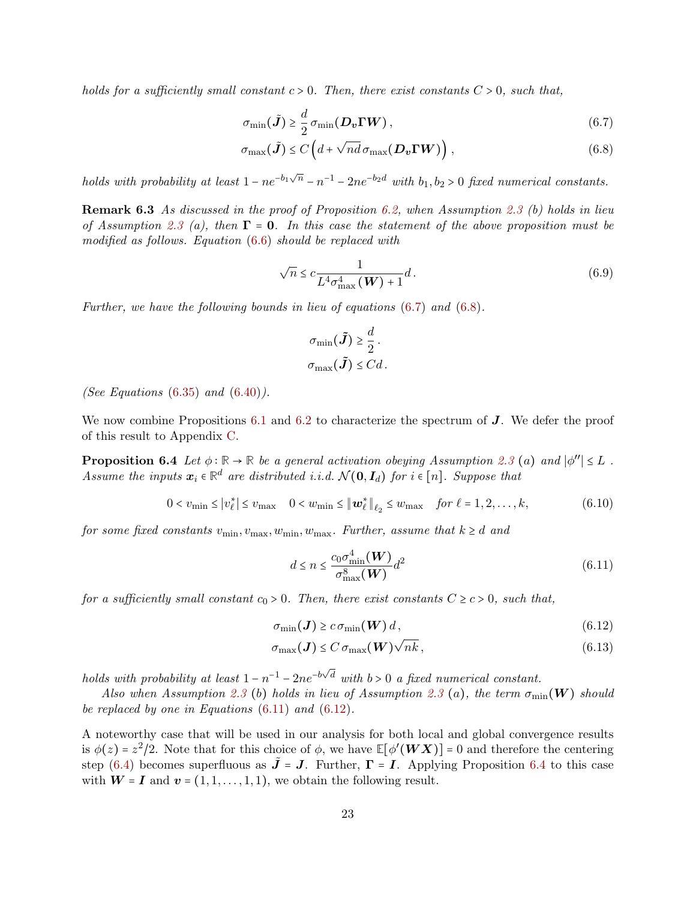*holds for a sufficiently small constant $c > 0$. Then, there exist constants $C > 0$, such that,*

$$\sigma_{\min}(\tilde{\boldsymbol{J}}) \geq \frac{d}{2}\sigma_{\min}(\boldsymbol{D_v}\boldsymbol{\Gamma}\boldsymbol{W}), \tag{6.7}$$

$$\sigma_{\max}(\tilde{\boldsymbol{J}}) \leq C\left(d + \sqrt{nd}\,\sigma_{\max}(\boldsymbol{D_v}\boldsymbol{\Gamma}\boldsymbol{W})\right), \tag{6.8}$$

*holds with probability at least $1 - ne^{-b_1\sqrt{n}} - n^{-1} - 2ne^{-b_2 d}$ with $b_1, b_2 > 0$ fixed numerical constants.*

**Remark 6.3** *As discussed in the proof of Proposition 6.2, when Assumption 2.3 (b) holds in lieu of Assumption 2.3 (a), then $\boldsymbol{\Gamma} = \boldsymbol{0}$. In this case the statement of the above proposition must be modified as follows. Equation (6.6) should be replaced with*

$$\sqrt{n} \leq c\frac{1}{L^4\sigma_{\max}^4(\boldsymbol{W}) + 1}d. \tag{6.9}$$

*Further, we have the following bounds in lieu of equations (6.7) and (6.8).*

$$\sigma_{\min}(\tilde{\boldsymbol{J}}) \geq \frac{d}{2}.$$

$$\sigma_{\max}(\tilde{\boldsymbol{J}}) \leq Cd.$$

*(See Equations (6.35) and (6.40)).*

We now combine Propositions 6.1 and 6.2 to characterize the spectrum of $\boldsymbol{J}$. We defer the proof of this result to Appendix C.

**Proposition 6.4** *Let $\phi : \mathbb{R} \to \mathbb{R}$ be a general activation obeying Assumption 2.3 (a) and $|\phi''| \leq L$. Assume the inputs $\boldsymbol{x}_i \in \mathbb{R}^d$ are distributed i.i.d. $\mathcal{N}(\boldsymbol{0}, \boldsymbol{I}_d)$ for $i \in [n]$. Suppose that*

$$0 < v_{\min} \leq |v_\ell^*| \leq v_{\max} \quad 0 < w_{\min} \leq \|\boldsymbol{w}_\ell^*\|_{\ell_2} \leq w_{\max} \quad \text{for } \ell = 1, 2, \ldots, k, \tag{6.10}$$

*for some fixed constants $v_{\min}, v_{\max}, w_{\min}, w_{\max}$. Further, assume that $k \geq d$ and*

$$d \leq n \leq \frac{c_0\sigma_{\min}^4(\boldsymbol{W})}{\sigma_{\max}^8(\boldsymbol{W})}d^2 \tag{6.11}$$

*for a sufficiently small constant $c_0 > 0$. Then, there exist constants $C \geq c > 0$, such that,*

$$\sigma_{\min}(\boldsymbol{J}) \geq c\,\sigma_{\min}(\boldsymbol{W})\,d, \tag{6.12}$$

$$\sigma_{\max}(\boldsymbol{J}) \leq C\,\sigma_{\max}(\boldsymbol{W})\sqrt{nk}, \tag{6.13}$$

*holds with probability at least $1 - n^{-1} - 2ne^{-b\sqrt{d}}$ with $b > 0$ a fixed numerical constant.*

*Also when Assumption 2.3 (b) holds in lieu of Assumption 2.3 (a), the term $\sigma_{\min}(\boldsymbol{W})$ should be replaced by one in Equations (6.11) and (6.12).*

A noteworthy case that will be used in our analysis for both local and global convergence results is $\phi(z) = z^2/2$. Note that for this choice of $\phi$, we have $\mathbb{E}[\phi'(\boldsymbol{W}\boldsymbol{X})] = 0$ and therefore the centering step (6.4) becomes superfluous as $\tilde{\boldsymbol{J}} = \boldsymbol{J}$. Further, $\boldsymbol{\Gamma} = \boldsymbol{I}$. Applying Proposition 6.4 to this case with $\boldsymbol{W} = \boldsymbol{I}$ and $\boldsymbol{v} = (1, 1, \ldots, 1, 1)$, we obtain the following result.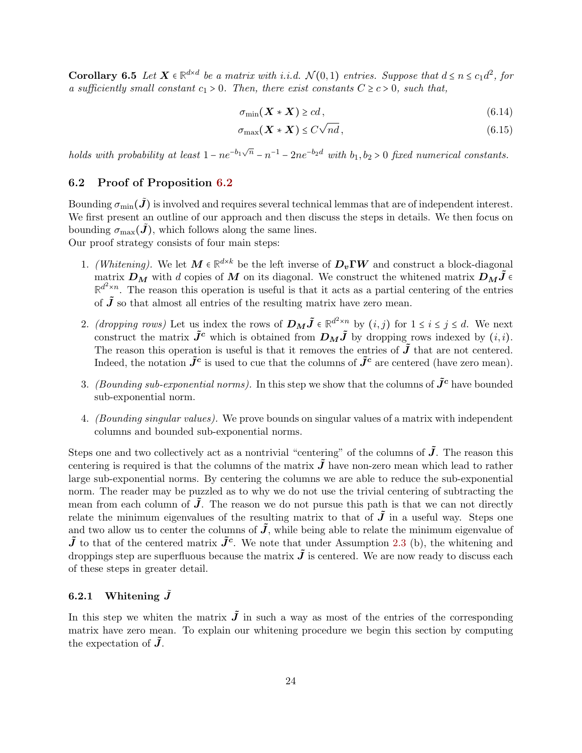**Corollary 6.5** *Let $\boldsymbol{X} \in \mathbb{R}^{d\times d}$ be a matrix with i.i.d. $\mathcal{N}(0,1)$ entries. Suppose that $d \le n \le c_1 d^2$, for a sufficiently small constant $c_1 > 0$. Then, there exist constants $C \ge c > 0$, such that,*

$$\sigma_{\min}(\boldsymbol{X} * \boldsymbol{X}) \ge cd\,, \tag{6.14}$$

$$\sigma_{\max}(\boldsymbol{X} * \boldsymbol{X}) \le C\sqrt{nd}\,, \tag{6.15}$$

*holds with probability at least $1 - ne^{-b_1\sqrt{n}} - n^{-1} - 2ne^{-b_2 d}$ with $b_1, b_2 > 0$ fixed numerical constants.*

## 6.2 Proof of Proposition 6.2

Bounding $\sigma_{\min}(\tilde{\boldsymbol{J}})$ is involved and requires several technical lemmas that are of independent interest. We first present an outline of our approach and then discuss the steps in details. We then focus on bounding $\sigma_{\max}(\tilde{\boldsymbol{J}})$, which follows along the same lines.
Our proof strategy consists of four main steps:

1. *(Whitening).* We let $\boldsymbol{M} \in \mathbb{R}^{d\times k}$ be the left inverse of $\boldsymbol{D_v \Gamma W}$ and construct a block-diagonal matrix $\boldsymbol{D_M}$ with $d$ copies of $\boldsymbol{M}$ on its diagonal. We construct the whitened matrix $\boldsymbol{D_M}\tilde{\boldsymbol{J}} \in \mathbb{R}^{d^2\times n}$. The reason this operation is useful is that it acts as a partial centering of the entries of $\tilde{\boldsymbol{J}}$ so that almost all entries of the resulting matrix have zero mean.
2. *(dropping rows)* Let us index the rows of $\boldsymbol{D_M}\tilde{\boldsymbol{J}} \in \mathbb{R}^{d^2\times n}$ by $(i,j)$ for $1 \le i \le j \le d$. We next construct the matrix $\tilde{\boldsymbol{J}}^{\boldsymbol{c}}$ which is obtained from $\boldsymbol{D_M}\tilde{\boldsymbol{J}}$ by dropping rows indexed by $(i,i)$. The reason this operation is useful is that it removes the entries of $\tilde{\boldsymbol{J}}$ that are not centered. Indeed, the notation $\tilde{\boldsymbol{J}}^{\boldsymbol{c}}$ is used to cue that the columns of $\tilde{\boldsymbol{J}}^{\boldsymbol{c}}$ are centered (have zero mean).
3. *(Bounding sub-exponential norms).* In this step we show that the columns of $\tilde{\boldsymbol{J}}^{\boldsymbol{c}}$ have bounded sub-exponential norm.
4. *(Bounding singular values).* We prove bounds on singular values of a matrix with independent columns and bounded sub-exponential norms.

Steps one and two collectively act as a nontrivial "centering" of the columns of $\tilde{\boldsymbol{J}}$. The reason this centering is required is that the columns of the matrix $\tilde{\boldsymbol{J}}$ have non-zero mean which lead to rather large sub-exponential norms. By centering the columns we are able to reduce the sub-exponential norm. The reader may be puzzled as to why we do not use the trivial centering of subtracting the mean from each column of $\tilde{\boldsymbol{J}}$. The reason we do not pursue this path is that we can not directly relate the minimum eigenvalues of the resulting matrix to that of $\tilde{\boldsymbol{J}}$ in a useful way. Steps one and two allow us to center the columns of $\tilde{\boldsymbol{J}}$, while being able to relate the minimum eigenvalue of $\tilde{\boldsymbol{J}}$ to that of the centered matrix $\tilde{\boldsymbol{J}}^{\boldsymbol{c}}$. We note that under Assumption 2.3 (b), the whitening and droppings step are superfluous because the matrix $\tilde{\boldsymbol{J}}$ is centered. We are now ready to discuss each of these steps in greater detail.

### 6.2.1 Whitening $\tilde{J}$

In this step we whiten the matrix $\tilde{\boldsymbol{J}}$ in such a way as most of the entries of the corresponding matrix have zero mean. To explain our whitening procedure we begin this section by computing the expectation of $\tilde{\boldsymbol{J}}$.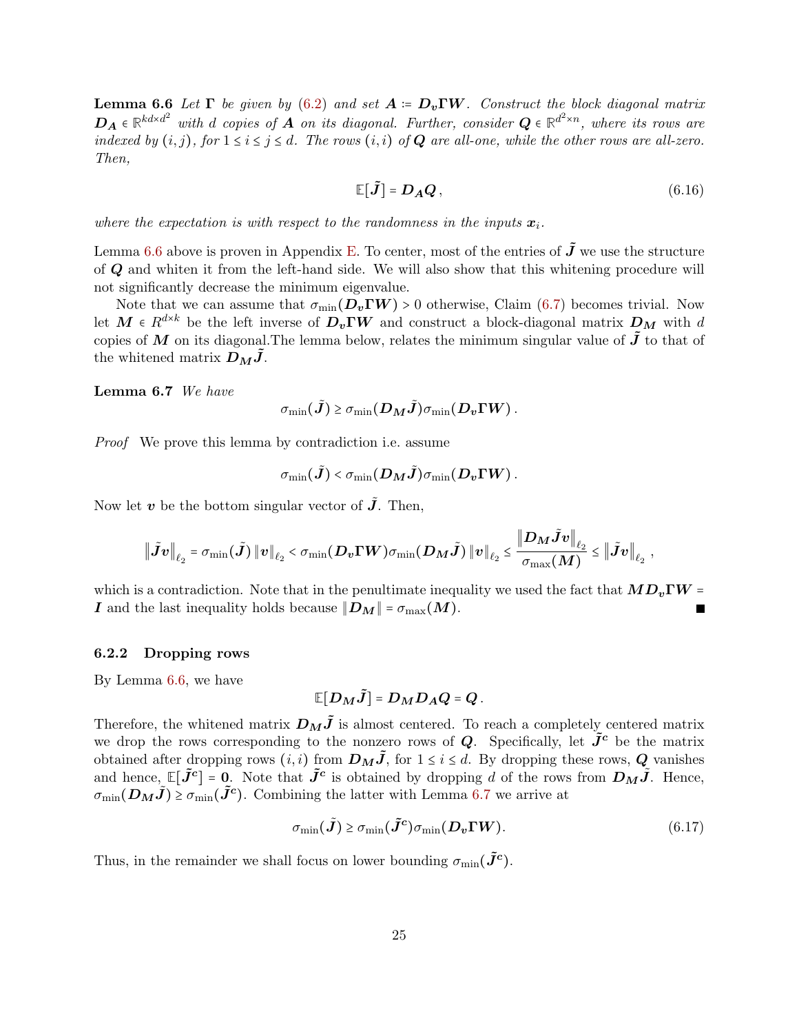**Lemma 6.6** *Let $\boldsymbol{\Gamma}$ be given by (6.2) and set $\boldsymbol{A} \coloneqq \boldsymbol{D_v}\boldsymbol{\Gamma}\boldsymbol{W}$. Construct the block diagonal matrix $\boldsymbol{D_A} \in \mathbb{R}^{kd \times d^2}$ with $d$ copies of $\boldsymbol{A}$ on its diagonal. Further, consider $\boldsymbol{Q} \in \mathbb{R}^{d^2 \times n}$, where its rows are indexed by $(i,j)$, for $1 \le i \le j \le d$. The rows $(i,i)$ of $\boldsymbol{Q}$ are all-one, while the other rows are all-zero. Then,*

$$\mathbb{E}[\tilde{\boldsymbol{J}}] = \boldsymbol{D_A}\boldsymbol{Q}\,, \tag{6.16}$$

*where the expectation is with respect to the randomness in the inputs $\boldsymbol{x}_i$.*

Lemma 6.6 above is proven in Appendix E. To center, most of the entries of $\tilde{\boldsymbol{J}}$ we use the structure of $\boldsymbol{Q}$ and whiten it from the left-hand side. We will also show that this whitening procedure will not significantly decrease the minimum eigenvalue.

Note that we can assume that $\sigma_{\min}(\boldsymbol{D_v}\boldsymbol{\Gamma}\boldsymbol{W}) > 0$ otherwise, Claim (6.7) becomes trivial. Now let $\boldsymbol{M} \in R^{d \times k}$ be the left inverse of $\boldsymbol{D_v}\boldsymbol{\Gamma}\boldsymbol{W}$ and construct a block-diagonal matrix $\boldsymbol{D_M}$ with $d$ copies of $\boldsymbol{M}$ on its diagonal.The lemma below, relates the minimum singular value of $\tilde{\boldsymbol{J}}$ to that of the whitened matrix $\boldsymbol{D_M}\tilde{\boldsymbol{J}}$.

**Lemma 6.7** *We have*

$$\sigma_{\min}(\tilde{\boldsymbol{J}}) \ge \sigma_{\min}(\boldsymbol{D_M}\tilde{\boldsymbol{J}})\sigma_{\min}(\boldsymbol{D_v}\boldsymbol{\Gamma}\boldsymbol{W})\,.$$

*Proof* We prove this lemma by contradiction i.e. assume

$$\sigma_{\min}(\tilde{\boldsymbol{J}}) < \sigma_{\min}(\boldsymbol{D_M}\tilde{\boldsymbol{J}})\sigma_{\min}(\boldsymbol{D_v}\boldsymbol{\Gamma}\boldsymbol{W})\,.$$

Now let $\boldsymbol{v}$ be the bottom singular vector of $\tilde{\boldsymbol{J}}$. Then,

$$\left\|\tilde{\boldsymbol{J}}\boldsymbol{v}\right\|_{\ell_2} = \sigma_{\min}(\tilde{\boldsymbol{J}})\left\|\boldsymbol{v}\right\|_{\ell_2} < \sigma_{\min}(\boldsymbol{D_v}\boldsymbol{\Gamma}\boldsymbol{W})\sigma_{\min}(\boldsymbol{D_M}\tilde{\boldsymbol{J}})\left\|\boldsymbol{v}\right\|_{\ell_2} \le \frac{\left\|\boldsymbol{D_M}\tilde{\boldsymbol{J}}\boldsymbol{v}\right\|_{\ell_2}}{\sigma_{\max}(\boldsymbol{M})} \le \left\|\tilde{\boldsymbol{J}}\boldsymbol{v}\right\|_{\ell_2}\,,$$

which is a contradiction. Note that in the penultimate inequality we used the fact that $\boldsymbol{M}\boldsymbol{D_v}\boldsymbol{\Gamma}\boldsymbol{W} = \boldsymbol{I}$ and the last inequality holds because $\|\boldsymbol{D_M}\| = \sigma_{\max}(\boldsymbol{M})$. ■

### 6.2.2 Dropping rows

By Lemma 6.6, we have

$$\mathbb{E}[\boldsymbol{D_M}\tilde{\boldsymbol{J}}] = \boldsymbol{D_M}\boldsymbol{D_A}\boldsymbol{Q} = \boldsymbol{Q}\,.$$

Therefore, the whitened matrix $\boldsymbol{D_M}\tilde{\boldsymbol{J}}$ is almost centered. To reach a completely centered matrix we drop the rows corresponding to the nonzero rows of $\boldsymbol{Q}$. Specifically, let $\tilde{\boldsymbol{J}}^{\boldsymbol{c}}$ be the matrix obtained after dropping rows $(i,i)$ from $\boldsymbol{D_M}\tilde{\boldsymbol{J}}$, for $1 \le i \le d$. By dropping these rows, $\boldsymbol{Q}$ vanishes and hence, $\mathbb{E}[\tilde{\boldsymbol{J}}^{\boldsymbol{c}}] = \boldsymbol{0}$. Note that $\tilde{\boldsymbol{J}}^{\boldsymbol{c}}$ is obtained by dropping $d$ of the rows from $\boldsymbol{D_M}\tilde{\boldsymbol{J}}$. Hence, $\sigma_{\min}(\boldsymbol{D_M}\tilde{\boldsymbol{J}}) \ge \sigma_{\min}(\tilde{\boldsymbol{J}}^{\boldsymbol{c}})$. Combining the latter with Lemma 6.7 we arrive at

$$\sigma_{\min}(\tilde{\boldsymbol{J}}) \ge \sigma_{\min}(\tilde{\boldsymbol{J}}^{\boldsymbol{c}})\sigma_{\min}(\boldsymbol{D_v}\boldsymbol{\Gamma}\boldsymbol{W}). \tag{6.17}$$

Thus, in the remainder we shall focus on lower bounding $\sigma_{\min}(\tilde{\boldsymbol{J}}^{\boldsymbol{c}})$.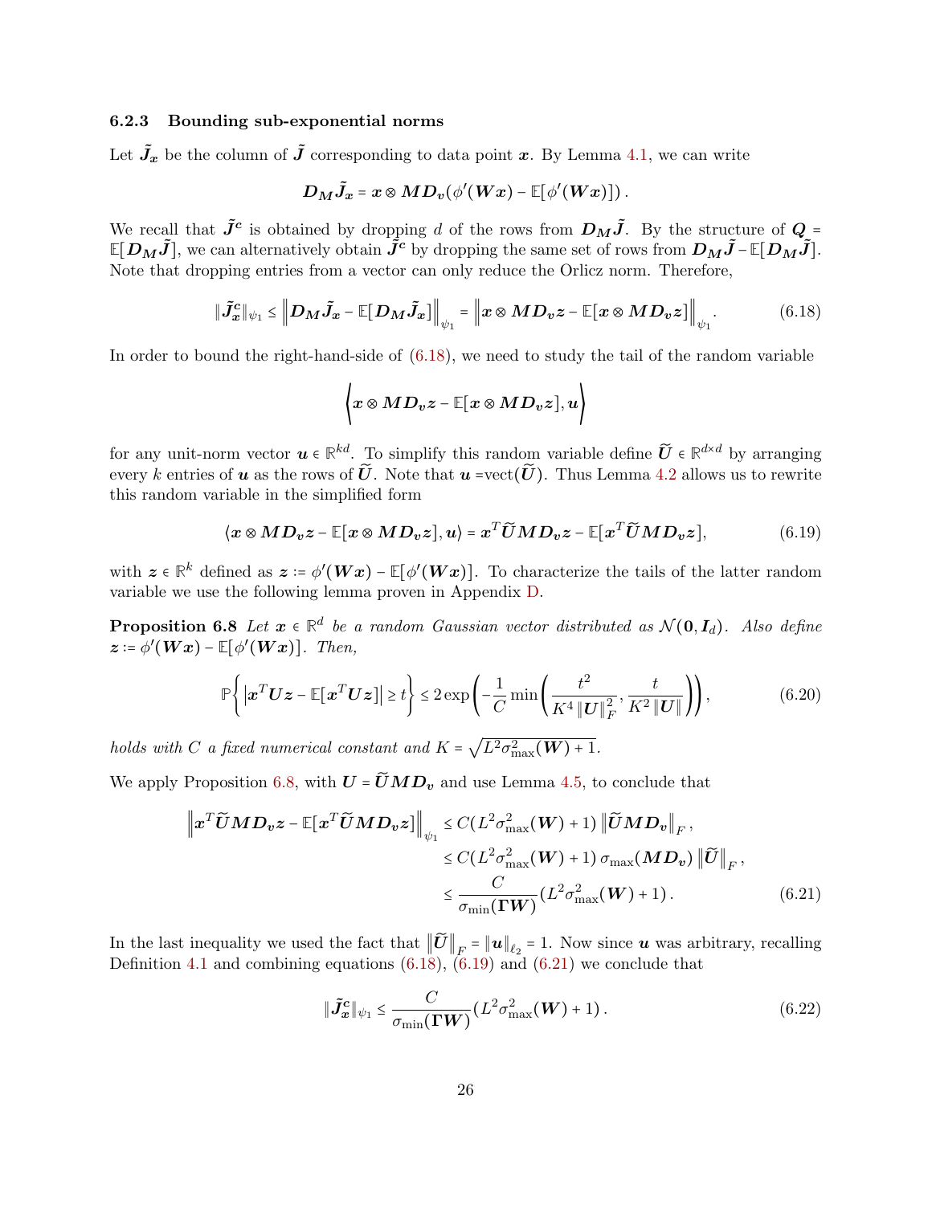### 6.2.3 Bounding sub-exponential norms

Let $\tilde{\boldsymbol{J}}_{\boldsymbol{x}}$ be the column of $\tilde{\boldsymbol{J}}$ corresponding to data point $\boldsymbol{x}$. By Lemma 4.1, we can write

$$\boldsymbol{D}_{\boldsymbol{M}}\tilde{\boldsymbol{J}}_{\boldsymbol{x}} = \boldsymbol{x} \otimes \boldsymbol{M}\boldsymbol{D}_{\boldsymbol{v}}(\phi'(\boldsymbol{W}\boldsymbol{x}) - \mathbb{E}[\phi'(\boldsymbol{W}\boldsymbol{x})]) .$$

We recall that $\tilde{\boldsymbol{J}}^{\boldsymbol{c}}$ is obtained by dropping $d$ of the rows from $\boldsymbol{D}_{\boldsymbol{M}}\tilde{\boldsymbol{J}}$. By the structure of $\boldsymbol{Q} = \mathbb{E}[\boldsymbol{D}_{\boldsymbol{M}}\tilde{\boldsymbol{J}}]$, we can alternatively obtain $\tilde{\boldsymbol{J}}^{\boldsymbol{c}}$ by dropping the same set of rows from $\boldsymbol{D}_{\boldsymbol{M}}\tilde{\boldsymbol{J}} - \mathbb{E}[\boldsymbol{D}_{\boldsymbol{M}}\tilde{\boldsymbol{J}}]$. Note that dropping entries from a vector can only reduce the Orlicz norm. Therefore,

$$\|\tilde{\boldsymbol{J}}^{\boldsymbol{c}}_{\boldsymbol{x}}\|_{\psi_1} \le \left\|\boldsymbol{D}_{\boldsymbol{M}}\tilde{\boldsymbol{J}}_{\boldsymbol{x}} - \mathbb{E}[\boldsymbol{D}_{\boldsymbol{M}}\tilde{\boldsymbol{J}}_{\boldsymbol{x}}]\right\|_{\psi_1} = \left\|\boldsymbol{x} \otimes \boldsymbol{M}\boldsymbol{D}_{\boldsymbol{v}}\boldsymbol{z} - \mathbb{E}[\boldsymbol{x} \otimes \boldsymbol{M}\boldsymbol{D}_{\boldsymbol{v}}\boldsymbol{z}]\right\|_{\psi_1}. \tag{6.18}$$

In order to bound the right-hand-side of (6.18), we need to study the tail of the random variable

$$\left\langle \boldsymbol{x} \otimes \boldsymbol{M}\boldsymbol{D}_{\boldsymbol{v}}\boldsymbol{z} - \mathbb{E}[\boldsymbol{x} \otimes \boldsymbol{M}\boldsymbol{D}_{\boldsymbol{v}}\boldsymbol{z}], \boldsymbol{u} \right\rangle$$

for any unit-norm vector $\boldsymbol{u} \in \mathbb{R}^{kd}$. To simplify this random variable define $\widetilde{\boldsymbol{U}} \in \mathbb{R}^{d\times d}$ by arranging every $k$ entries of $\boldsymbol{u}$ as the rows of $\widetilde{\boldsymbol{U}}$. Note that $\boldsymbol{u} = \text{vect}(\widetilde{\boldsymbol{U}})$. Thus Lemma 4.2 allows us to rewrite this random variable in the simplified form

$$\langle \boldsymbol{x} \otimes \boldsymbol{M}\boldsymbol{D}_{\boldsymbol{v}}\boldsymbol{z} - \mathbb{E}[\boldsymbol{x} \otimes \boldsymbol{M}\boldsymbol{D}_{\boldsymbol{v}}\boldsymbol{z}], \boldsymbol{u}\rangle = \boldsymbol{x}^T\widetilde{\boldsymbol{U}}\boldsymbol{M}\boldsymbol{D}_{\boldsymbol{v}}\boldsymbol{z} - \mathbb{E}[\boldsymbol{x}^T\widetilde{\boldsymbol{U}}\boldsymbol{M}\boldsymbol{D}_{\boldsymbol{v}}\boldsymbol{z}], \tag{6.19}$$

with $\boldsymbol{z} \in \mathbb{R}^k$ defined as $\boldsymbol{z} := \phi'(\boldsymbol{W}\boldsymbol{x}) - \mathbb{E}[\phi'(\boldsymbol{W}\boldsymbol{x})]$. To characterize the tails of the latter random variable we use the following lemma proven in Appendix D.

**Proposition 6.8** *Let $\boldsymbol{x} \in \mathbb{R}^d$ be a random Gaussian vector distributed as $\mathcal{N}(\boldsymbol{0}, \boldsymbol{I}_d)$. Also define $\boldsymbol{z} := \phi'(\boldsymbol{W}\boldsymbol{x}) - \mathbb{E}[\phi'(\boldsymbol{W}\boldsymbol{x})]$. Then,*

$$\mathbb{P}\left\{\left|\boldsymbol{x}^T\boldsymbol{U}\boldsymbol{z} - \mathbb{E}[\boldsymbol{x}^T\boldsymbol{U}\boldsymbol{z}]\right| \ge t\right\} \le 2\exp\left(-\frac{1}{C}\min\left(\frac{t^2}{K^4\|\boldsymbol{U}\|_F^2}, \frac{t}{K^2\|\boldsymbol{U}\|}\right)\right), \tag{6.20}$$

*holds with $C$ a fixed numerical constant and $K = \sqrt{L^2\sigma_{\max}^2(\boldsymbol{W}) + 1}$.*

We apply Proposition 6.8, with $\boldsymbol{U} = \widetilde{\boldsymbol{U}}\boldsymbol{M}\boldsymbol{D}_{\boldsymbol{v}}$ and use Lemma 4.5, to conclude that

$$\begin{aligned}
\left\|\boldsymbol{x}^T\widetilde{\boldsymbol{U}}\boldsymbol{M}\boldsymbol{D}_{\boldsymbol{v}}\boldsymbol{z} - \mathbb{E}[\boldsymbol{x}^T\widetilde{\boldsymbol{U}}\boldsymbol{M}\boldsymbol{D}_{\boldsymbol{v}}\boldsymbol{z}]\right\|_{\psi_1} &\le C(L^2\sigma_{\max}^2(\boldsymbol{W}) + 1)\left\|\widetilde{\boldsymbol{U}}\boldsymbol{M}\boldsymbol{D}_{\boldsymbol{v}}\right\|_F, \\
&\le C(L^2\sigma_{\max}^2(\boldsymbol{W}) + 1)\,\sigma_{\max}(\boldsymbol{M}\boldsymbol{D}_{\boldsymbol{v}})\left\|\widetilde{\boldsymbol{U}}\right\|_F, \\
&\le \frac{C}{\sigma_{\min}(\boldsymbol{\Gamma}\boldsymbol{W})}(L^2\sigma_{\max}^2(\boldsymbol{W}) + 1).
\end{aligned} \tag{6.21}$$

In the last inequality we used the fact that $\left\|\widetilde{\boldsymbol{U}}\right\|_F = \|\boldsymbol{u}\|_{\ell_2} = 1$. Now since $\boldsymbol{u}$ was arbitrary, recalling Definition 4.1 and combining equations (6.18), (6.19) and (6.21) we conclude that

$$\|\tilde{\boldsymbol{J}}^{\boldsymbol{c}}_{\boldsymbol{x}}\|_{\psi_1} \le \frac{C}{\sigma_{\min}(\boldsymbol{\Gamma}\boldsymbol{W})}(L^2\sigma_{\max}^2(\boldsymbol{W}) + 1). \tag{6.22}$$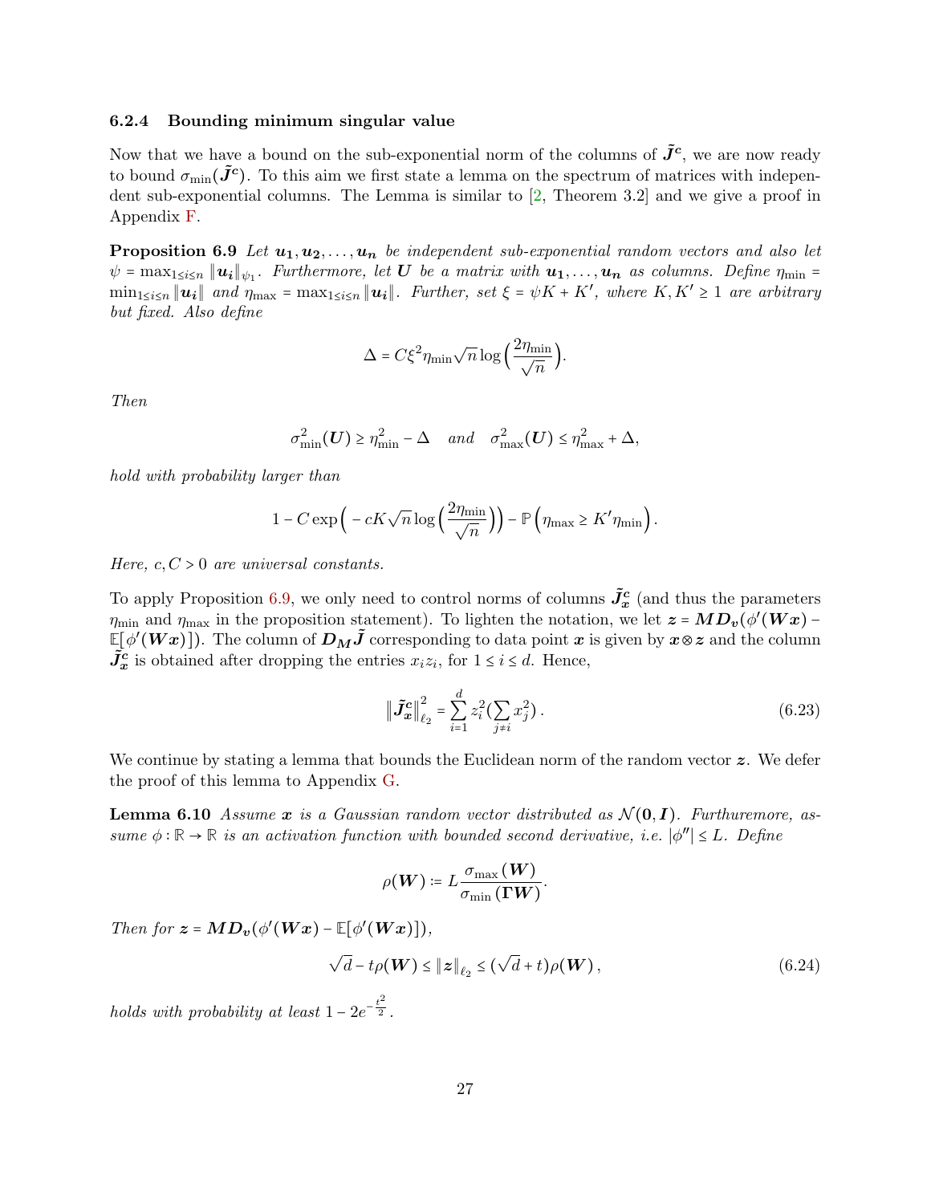### 6.2.4 Bounding minimum singular value

Now that we have a bound on the sub-exponential norm of the columns of $\tilde{\boldsymbol{J}}^{\boldsymbol{c}}$, we are now ready to bound $\sigma_{\min}(\tilde{\boldsymbol{J}}^{\boldsymbol{c}})$. To this aim we first state a lemma on the spectrum of matrices with independent sub-exponential columns. The Lemma is similar to [2, Theorem 3.2] and we give a proof in Appendix F.

**Proposition 6.9** *Let $\boldsymbol{u_1}, \boldsymbol{u_2}, \ldots, \boldsymbol{u_n}$ be independent sub-exponential random vectors and also let $\psi = \max_{1 \le i \le n} \|\boldsymbol{u_i}\|_{\psi_1}$. Furthermore, let $\boldsymbol{U}$ be a matrix with $\boldsymbol{u_1}, \ldots, \boldsymbol{u_n}$ as columns. Define $\eta_{\min} = \min_{1 \le i \le n} \|\boldsymbol{u_i}\|$ and $\eta_{\max} = \max_{1 \le i \le n} \|\boldsymbol{u_i}\|$. Further, set $\xi = \psi K + K'$, where $K, K' \ge 1$ are arbitrary but fixed. Also define*

$$
\Delta = C \xi^2 \eta_{\min} \sqrt{n} \log\Big(\frac{2\eta_{\min}}{\sqrt{n}}\Big).
$$

*Then*

$$
\sigma_{\min}^2(\boldsymbol{U}) \ge \eta_{\min}^2 - \Delta \quad \text{and} \quad \sigma_{\max}^2(\boldsymbol{U}) \le \eta_{\max}^2 + \Delta,
$$

*hold with probability larger than*

$$
1 - C \exp\Big(-cK\sqrt{n}\log\Big(\frac{2\eta_{\min}}{\sqrt{n}}\Big)\Big) - \mathbb{P}\Big(\eta_{\max} \ge K' \eta_{\min}\Big).
$$

*Here, $c, C > 0$ are universal constants.*

To apply Proposition 6.9, we only need to control norms of columns $\tilde{\boldsymbol{J}}^{\boldsymbol{c}}_{\boldsymbol{x}}$ (and thus the parameters $\eta_{\min}$ and $\eta_{\max}$ in the proposition statement). To lighten the notation, we let $\boldsymbol{z} = \boldsymbol{M}\boldsymbol{D_v}(\phi'(\boldsymbol{W}\boldsymbol{x}) - \mathbb{E}[\phi'(\boldsymbol{W}\boldsymbol{x})])$. The column of $\boldsymbol{D_M}\tilde{\boldsymbol{J}}$ corresponding to data point $\boldsymbol{x}$ is given by $\boldsymbol{x} \otimes \boldsymbol{z}$ and the column $\tilde{\boldsymbol{J}}^{\boldsymbol{c}}_{\boldsymbol{x}}$ is obtained after dropping the entries $x_i z_i$, for $1 \le i \le d$. Hence,

$$
\|\tilde{\boldsymbol{J}}^{\boldsymbol{c}}_{\boldsymbol{x}}\|_{\ell_2}^2 = \sum_{i=1}^{d} z_i^2 (\sum_{j \ne i} x_j^2)\,. \tag{6.23}
$$

We continue by stating a lemma that bounds the Euclidean norm of the random vector $\boldsymbol{z}$. We defer the proof of this lemma to Appendix G.

**Lemma 6.10** *Assume $\boldsymbol{x}$ is a Gaussian random vector distributed as $\mathcal{N}(\boldsymbol{0}, \boldsymbol{I})$. Furthuremore, assume $\phi : \mathbb{R} \to \mathbb{R}$ is an activation function with bounded second derivative, i.e. $|\phi''| \le L$. Define*

$$
\rho(\boldsymbol{W}) \coloneqq L \frac{\sigma_{\max}(\boldsymbol{W})}{\sigma_{\min}(\boldsymbol{\Gamma}\boldsymbol{W})}.
$$

*Then for $\boldsymbol{z} = \boldsymbol{M}\boldsymbol{D_v}(\phi'(\boldsymbol{W}\boldsymbol{x}) - \mathbb{E}[\phi'(\boldsymbol{W}\boldsymbol{x})])$,*

$$
\sqrt{d} - t\rho(\boldsymbol{W}) \le \|\boldsymbol{z}\|_{\ell_2} \le (\sqrt{d} + t)\rho(\boldsymbol{W})\,, \tag{6.24}
$$

*holds with probability at least $1 - 2e^{-\frac{t^2}{2}}$.*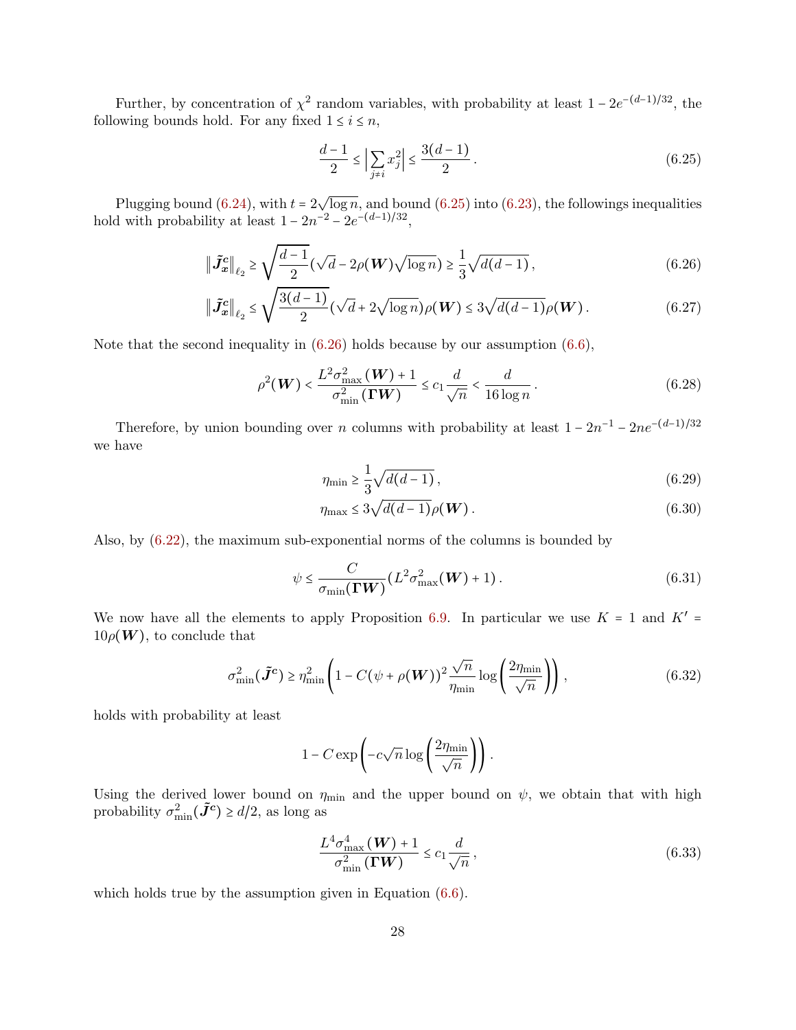Further, by concentration of $\chi^2$ random variables, with probability at least $1 - 2e^{-(d-1)/32}$, the following bounds hold. For any fixed $1 \le i \le n$,

$$\frac{d-1}{2} \le \Big|\sum_{j \ne i} x_j^2\Big| \le \frac{3(d-1)}{2}\,. \tag{6.25}$$

Plugging bound (6.24), with $t = 2\sqrt{\log n}$, and bound (6.25) into (6.23), the followings inequalities hold with probability at least $1 - 2n^{-2} - 2e^{-(d-1)/32}$,

$$\big\|\tilde{\boldsymbol{J}}_{\boldsymbol{x}}^{\boldsymbol{c}}\big\|_{\ell_2} \ge \sqrt{\frac{d-1}{2}}(\sqrt{d} - 2\rho(\boldsymbol{W})\sqrt{\log n}) \ge \frac{1}{3}\sqrt{d(d-1)}\,, \tag{6.26}$$

$$\big\|\tilde{\boldsymbol{J}}_{\boldsymbol{x}}^{\boldsymbol{c}}\big\|_{\ell_2} \le \sqrt{\frac{3(d-1)}{2}}(\sqrt{d} + 2\sqrt{\log n})\rho(\boldsymbol{W}) \le 3\sqrt{d(d-1)}\rho(\boldsymbol{W})\,. \tag{6.27}$$

Note that the second inequality in (6.26) holds because by our assumption (6.6),

$$\rho^2(\boldsymbol{W}) < \frac{L^2\sigma_{\max}^2(\boldsymbol{W}) + 1}{\sigma_{\min}^2(\boldsymbol{\Gamma W})} \le c_1\frac{d}{\sqrt{n}} < \frac{d}{16\log n}\,. \tag{6.28}$$

Therefore, by union bounding over $n$ columns with probability at least $1 - 2n^{-1} - 2ne^{-(d-1)/32}$ we have

$$\eta_{\min} \ge \frac{1}{3}\sqrt{d(d-1)}\,, \tag{6.29}$$

$$\eta_{\max} \le 3\sqrt{d(d-1)}\rho(\boldsymbol{W})\,. \tag{6.30}$$

Also, by (6.22), the maximum sub-exponential norms of the columns is bounded by

$$\psi \le \frac{C}{\sigma_{\min}(\boldsymbol{\Gamma W})}(L^2\sigma_{\max}^2(\boldsymbol{W}) + 1)\,. \tag{6.31}$$

We now have all the elements to apply Proposition 6.9. In particular we use $K = 1$ and $K' = 10\rho(\boldsymbol{W})$, to conclude that

$$\sigma_{\min}^2(\tilde{\boldsymbol{J}}^{\boldsymbol{c}}) \ge \eta_{\min}^2\left(1 - C(\psi + \rho(\boldsymbol{W}))^2\frac{\sqrt{n}}{\eta_{\min}}\log\left(\frac{2\eta_{\min}}{\sqrt{n}}\right)\right)\,, \tag{6.32}$$

holds with probability at least

$$1 - C\exp\left(-c\sqrt{n}\log\left(\frac{2\eta_{\min}}{\sqrt{n}}\right)\right)\,.$$

Using the derived lower bound on $\eta_{\min}$ and the upper bound on $\psi$, we obtain that with high probability $\sigma_{\min}^2(\tilde{\boldsymbol{J}}^{\boldsymbol{c}}) \ge d/2$, as long as

$$\frac{L^4\sigma_{\max}^4(\boldsymbol{W}) + 1}{\sigma_{\min}^2(\boldsymbol{\Gamma W})} \le c_1\frac{d}{\sqrt{n}}\,, \tag{6.33}$$

which holds true by the assumption given in Equation (6.6).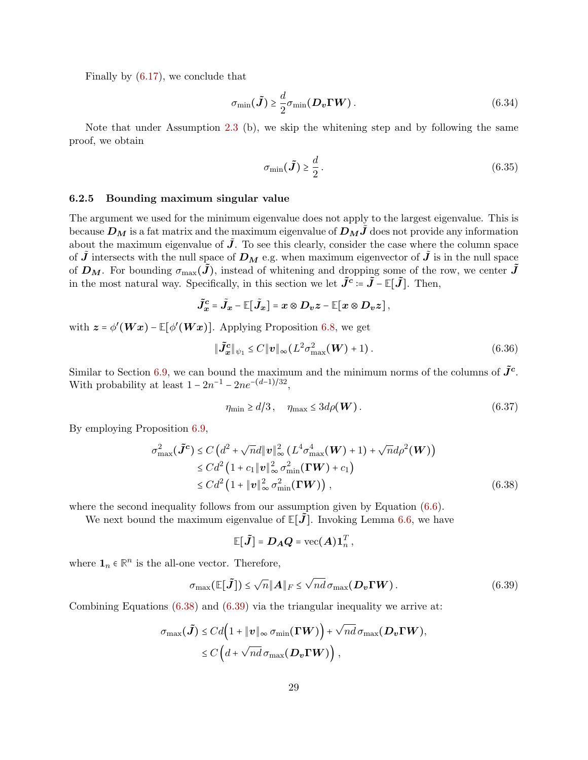Finally by (6.17), we conclude that

$$\sigma_{\min}(\tilde{\boldsymbol{J}}) \geq \frac{d}{2}\sigma_{\min}(\boldsymbol{D_v}\boldsymbol{\Gamma}\boldsymbol{W})\,. \tag{6.34}$$

Note that under Assumption 2.3 (b), we skip the whitening step and by following the same proof, we obtain

$$\sigma_{\min}(\tilde{\boldsymbol{J}}) \geq \frac{d}{2}\,. \tag{6.35}$$

#### 6.2.5 Bounding maximum singular value

The argument we used for the minimum eigenvalue does not apply to the largest eigenvalue. This is because $\boldsymbol{D_M}$ is a fat matrix and the maximum eigenvalue of $\boldsymbol{D_M}\tilde{\boldsymbol{J}}$ does not provide any information about the maximum eigenvalue of $\tilde{\boldsymbol{J}}$. To see this clearly, consider the case where the column space of $\tilde{\boldsymbol{J}}$ intersects with the null space of $\boldsymbol{D_M}$ e.g. when maximum eigenvector of $\tilde{\boldsymbol{J}}$ is in the null space of $\boldsymbol{D_M}$. For bounding $\sigma_{\max}(\tilde{\boldsymbol{J}})$, instead of whitening and dropping some of the row, we center $\tilde{\boldsymbol{J}}$ in the most natural way. Specifically, in this section we let $\tilde{\boldsymbol{J}}^{\boldsymbol{c}} := \tilde{\boldsymbol{J}} - \mathbb{E}[\tilde{\boldsymbol{J}}]$. Then,

$$\tilde{\boldsymbol{J}}^{\boldsymbol{c}}_{\boldsymbol{x}} = \tilde{\boldsymbol{J}}_{\boldsymbol{x}} - \mathbb{E}[\tilde{\boldsymbol{J}}_{\boldsymbol{x}}] = \boldsymbol{x} \otimes \boldsymbol{D_v}\boldsymbol{z} - \mathbb{E}[\boldsymbol{x} \otimes \boldsymbol{D_v}\boldsymbol{z}]\,,$$

with $\boldsymbol{z} = \phi'(\boldsymbol{W}\boldsymbol{x}) - \mathbb{E}[\phi'(\boldsymbol{W}\boldsymbol{x})]$. Applying Proposition 6.8, we get

$$\|\tilde{\boldsymbol{J}}^{\boldsymbol{c}}_{\boldsymbol{x}}\|_{\psi_1} \leq C\|\boldsymbol{v}\|_\infty(L^2\sigma^2_{\max}(\boldsymbol{W}) + 1)\,. \tag{6.36}$$

Similar to Section 6.9, we can bound the maximum and the minimum norms of the columns of $\tilde{\boldsymbol{J}}^{\boldsymbol{c}}$. With probability at least $1 - 2n^{-1} - 2ne^{-(d-1)/32}$,

$$\eta_{\min} \geq d/3\,, \quad \eta_{\max} \leq 3d\rho(\boldsymbol{W})\,. \tag{6.37}$$

By employing Proposition 6.9,

$$\begin{aligned}
\sigma^2_{\max}(\tilde{\boldsymbol{J}}^{\boldsymbol{c}}) &\leq C\left(d^2 + \sqrt{n}d\|\boldsymbol{v}\|^2_\infty\left(L^4\sigma^4_{\max}(\boldsymbol{W}) + 1\right) + \sqrt{n}d\rho^2(\boldsymbol{W})\right)\\
&\leq Cd^2\left(1 + c_1\|\boldsymbol{v}\|^2_\infty\sigma^2_{\min}(\boldsymbol{\Gamma}\boldsymbol{W}) + c_1\right)\\
&\leq Cd^2\left(1 + \|\boldsymbol{v}\|^2_\infty\sigma^2_{\min}(\boldsymbol{\Gamma}\boldsymbol{W})\right)\,,
\end{aligned} \tag{6.38}$$

where the second inequality follows from our assumption given by Equation (6.6).

We next bound the maximum eigenvalue of $\mathbb{E}[\tilde{\boldsymbol{J}}]$. Invoking Lemma 6.6, we have

$$\mathbb{E}[\tilde{\boldsymbol{J}}] = \boldsymbol{D_A}\boldsymbol{Q} = \mathrm{vec}(\boldsymbol{A})\mathbf{1}^T_n\,,$$

where $\mathbf{1}_n \in \mathbb{R}^n$ is the all-one vector. Therefore,

$$\sigma_{\max}(\mathbb{E}[\tilde{\boldsymbol{J}}]) \leq \sqrt{n}\|\boldsymbol{A}\|_F \leq \sqrt{nd}\,\sigma_{\max}(\boldsymbol{D_v}\boldsymbol{\Gamma}\boldsymbol{W})\,. \tag{6.39}$$

Combining Equations (6.38) and (6.39) via the triangular inequality we arrive at:

$$\begin{aligned}
\sigma_{\max}(\tilde{\boldsymbol{J}}) &\leq Cd\Big(1 + \|\boldsymbol{v}\|_\infty\,\sigma_{\min}(\boldsymbol{\Gamma}\boldsymbol{W})\Big) + \sqrt{nd}\,\sigma_{\max}(\boldsymbol{D_v}\boldsymbol{\Gamma}\boldsymbol{W}),\\
&\leq C\left(d + \sqrt{nd}\,\sigma_{\max}(\boldsymbol{D_v}\boldsymbol{\Gamma}\boldsymbol{W})\right)\,,
\end{aligned}$$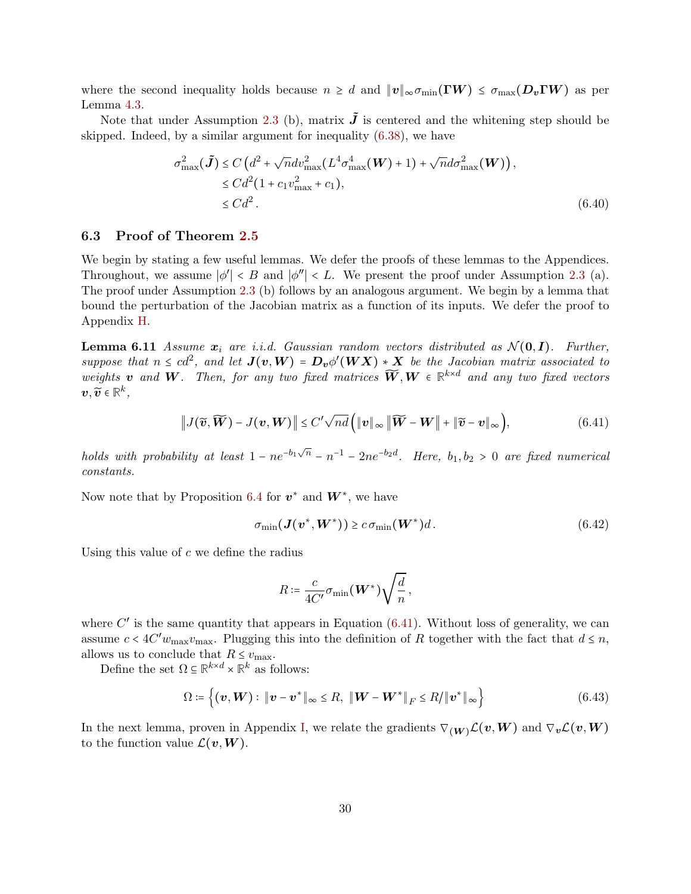where the second inequality holds because $n \geq d$ and $\|\boldsymbol{v}\|_\infty \sigma_{\min}(\boldsymbol{\Gamma W}) \leq \sigma_{\max}(\boldsymbol{D_v \Gamma W})$ as per Lemma 4.3.

Note that under Assumption 2.3 (b), matrix $\tilde{\boldsymbol{J}}$ is centered and the whitening step should be skipped. Indeed, by a similar argument for inequality (6.38), we have

$$
\begin{aligned}
\sigma_{\max}^2(\tilde{\boldsymbol{J}}) &\leq C\left(d^2 + \sqrt{n} d v_{\max}^2 (L^4 \sigma_{\max}^4(\boldsymbol{W}) + 1) + \sqrt{n} d \sigma_{\max}^2(\boldsymbol{W})\right), \\
&\leq C d^2 (1 + c_1 v_{\max}^2 + c_1), \\
&\leq C d^2 \,. 
\end{aligned}
\tag{6.40}
$$

### 6.3 Proof of Theorem 2.5

We begin by stating a few useful lemmas. We defer the proofs of these lemmas to the Appendices. Throughout, we assume $|\phi'| < B$ and $|\phi''| < L$. We present the proof under Assumption 2.3 (a). The proof under Assumption 2.3 (b) follows by an analogous argument. We begin by a lemma that bound the perturbation of the Jacobian matrix as a function of its inputs. We defer the proof to Appendix H.

**Lemma 6.11** *Assume $\boldsymbol{x}_i$ are i.i.d. Gaussian random vectors distributed as $\mathcal{N}(\boldsymbol{0}, \boldsymbol{I})$. Further, suppose that $n \leq c d^2$, and let $\boldsymbol{J}(\boldsymbol{v}, \boldsymbol{W}) = \boldsymbol{D_v} \phi'(\boldsymbol{W X}) * \boldsymbol{X}$ be the Jacobian matrix associated to weights $\boldsymbol{v}$ and $\boldsymbol{W}$. Then, for any two fixed matrices $\widetilde{\boldsymbol{W}}, \boldsymbol{W} \in \mathbb{R}^{k \times d}$ and any two fixed vectors $\boldsymbol{v}, \widetilde{\boldsymbol{v}} \in \mathbb{R}^k$,*

$$
\left\| J(\widetilde{\boldsymbol{v}}, \widetilde{\boldsymbol{W}}) - J(\boldsymbol{v}, \boldsymbol{W}) \right\| \leq C' \sqrt{nd} \left( \|\boldsymbol{v}\|_\infty \left\| \widetilde{\boldsymbol{W}} - \boldsymbol{W} \right\| + \|\widetilde{\boldsymbol{v}} - \boldsymbol{v}\|_\infty \right),
\tag{6.41}
$$

*holds with probability at least $1 - n e^{-b_1 \sqrt{n}} - n^{-1} - 2n e^{-b_2 d}$. Here, $b_1, b_2 > 0$ are fixed numerical constants.*

Now note that by Proposition 6.4 for $\boldsymbol{v}^*$ and $\boldsymbol{W}^*$, we have

$$
\sigma_{\min}(\boldsymbol{J}(\boldsymbol{v}^*, \boldsymbol{W}^*)) \geq c\, \sigma_{\min}(\boldsymbol{W}^*) d \,.
\tag{6.42}
$$

Using this value of $c$ we define the radius

$$
R := \frac{c}{4C'} \sigma_{\min}(\boldsymbol{W}^*) \sqrt{\frac{d}{n}} \,,
$$

where $C'$ is the same quantity that appears in Equation (6.41). Without loss of generality, we can assume $c < 4C' w_{\max} v_{\max}$. Plugging this into the definition of $R$ together with the fact that $d \leq n$, allows us to conclude that $R \leq v_{\max}$.

Define the set $\Omega \subseteq \mathbb{R}^{k \times d} \times \mathbb{R}^k$ as follows:

$$
\Omega := \left\{ (\boldsymbol{v}, \boldsymbol{W}) : \|\boldsymbol{v} - \boldsymbol{v}^*\|_\infty \leq R, \ \|\boldsymbol{W} - \boldsymbol{W}^*\|_F \leq R / \|\boldsymbol{v}^*\|_\infty \right\}
\tag{6.43}
$$

In the next lemma, proven in Appendix I, we relate the gradients $\nabla_{(\boldsymbol{W})} \mathcal{L}(\boldsymbol{v}, \boldsymbol{W})$ and $\nabla_{\boldsymbol{v}} \mathcal{L}(\boldsymbol{v}, \boldsymbol{W})$ to the function value $\mathcal{L}(\boldsymbol{v}, \boldsymbol{W})$.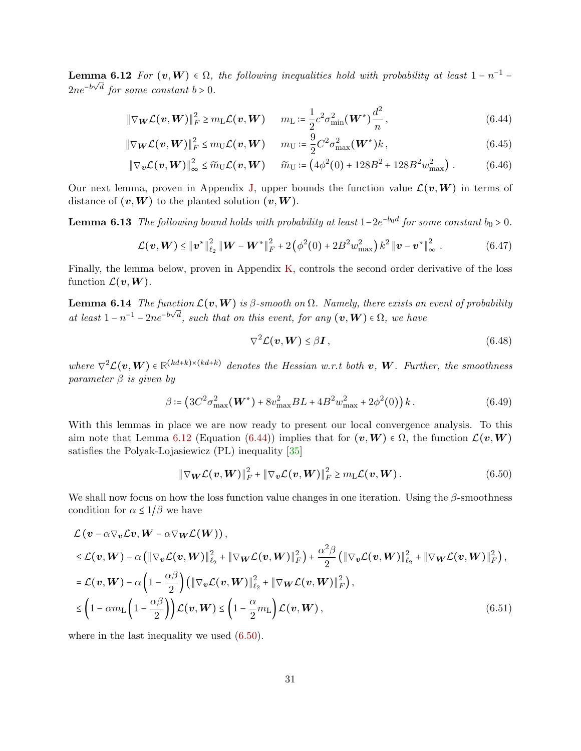**Lemma 6.12** *For $(\boldsymbol{v}, \boldsymbol{W}) \in \Omega$, the following inequalities hold with probability at least $1 - n^{-1} - 2ne^{-b\sqrt{d}}$ for some constant $b > 0$.*

$$\|\nabla_{\boldsymbol{W}} \mathcal{L}(\boldsymbol{v}, \boldsymbol{W})\|_F^2 \geq m_{\mathrm{L}} \mathcal{L}(\boldsymbol{v}, \boldsymbol{W}) \qquad m_{\mathrm{L}} := \frac{1}{2} c^2 \sigma_{\min}^2(\boldsymbol{W}^*) \frac{d^2}{n}\,, \tag{6.44}$$

$$\|\nabla_{\boldsymbol{W}} \mathcal{L}(\boldsymbol{v}, \boldsymbol{W})\|_F^2 \leq m_{\mathrm{U}} \mathcal{L}(\boldsymbol{v}, \boldsymbol{W}) \qquad m_{\mathrm{U}} := \frac{9}{2} C^2 \sigma_{\max}^2(\boldsymbol{W}^*) k\,, \tag{6.45}$$

$$\|\nabla_{\boldsymbol{v}} \mathcal{L}(\boldsymbol{v}, \boldsymbol{W})\|_\infty^2 \leq \widetilde{m}_{\mathrm{U}} \mathcal{L}(\boldsymbol{v}, \boldsymbol{W}) \qquad \widetilde{m}_{\mathrm{U}} := \left(4\phi^2(0) + 128B^2 + 128B^2 w_{\max}^2\right)\,. \tag{6.46}$$

Our next lemma, proven in Appendix J, upper bounds the function value $\mathcal{L}(\boldsymbol{v}, \boldsymbol{W})$ in terms of distance of $(\boldsymbol{v}, \boldsymbol{W})$ to the planted solution $(\boldsymbol{v}, \boldsymbol{W})$.

**Lemma 6.13** *The following bound holds with probability at least $1 - 2e^{-b_0 d}$ for some constant $b_0 > 0$.*

$$\mathcal{L}(\boldsymbol{v}, \boldsymbol{W}) \leq \|\boldsymbol{v}^*\|_{\ell_2}^2 \|\boldsymbol{W} - \boldsymbol{W}^*\|_F^2 + 2\left(\phi^2(0) + 2B^2 w_{\max}^2\right) k^2 \|\boldsymbol{v} - \boldsymbol{v}^*\|_\infty^2\,. \tag{6.47}$$

Finally, the lemma below, proven in Appendix K, controls the second order derivative of the loss function $\mathcal{L}(\boldsymbol{v}, \boldsymbol{W})$.

**Lemma 6.14** *The function $\mathcal{L}(\boldsymbol{v}, \boldsymbol{W})$ is $\beta$-smooth on $\Omega$. Namely, there exists an event of probability at least $1 - n^{-1} - 2ne^{-b\sqrt{d}}$, such that on this event, for any $(\boldsymbol{v}, \boldsymbol{W}) \in \Omega$, we have*

$$\nabla^2 \mathcal{L}(\boldsymbol{v}, \boldsymbol{W}) \leq \beta \boldsymbol{I}\,, \tag{6.48}$$

*where $\nabla^2 \mathcal{L}(\boldsymbol{v}, \boldsymbol{W}) \in \mathbb{R}^{(kd+k)\times(kd+k)}$ denotes the Hessian w.r.t both $\boldsymbol{v}$, $\boldsymbol{W}$. Further, the smoothness parameter $\beta$ is given by*

$$\beta := \left(3C^2 \sigma_{\max}^2(\boldsymbol{W}^*) + 8v_{\max}^2 BL + 4B^2 w_{\max}^2 + 2\phi^2(0)\right) k\,. \tag{6.49}$$

With this lemmas in place we are now ready to present our local convergence analysis. To this aim note that Lemma 6.12 (Equation (6.44)) implies that for $(\boldsymbol{v}, \boldsymbol{W}) \in \Omega$, the function $\mathcal{L}(\boldsymbol{v}, \boldsymbol{W})$ satisfies the Polyak-Lojasiewicz (PL) inequality [35]

$$\|\nabla_{\boldsymbol{W}} \mathcal{L}(\boldsymbol{v}, \boldsymbol{W})\|_F^2 + \|\nabla_{\boldsymbol{v}} \mathcal{L}(\boldsymbol{v}, \boldsymbol{W})\|_F^2 \geq m_{\mathrm{L}} \mathcal{L}(\boldsymbol{v}, \boldsymbol{W})\,. \tag{6.50}$$

We shall now focus on how the loss function value changes in one iteration. Using the $\beta$-smoothness condition for $\alpha \leq 1/\beta$ we have

$$\begin{aligned}
&\mathcal{L}\left(\boldsymbol{v} - \alpha \nabla_{\boldsymbol{v}} \mathcal{L}\boldsymbol{v}, \boldsymbol{W} - \alpha \nabla_{\boldsymbol{W}} \mathcal{L}(\boldsymbol{W})\right), \\
&\leq \mathcal{L}(\boldsymbol{v}, \boldsymbol{W}) - \alpha\left(\|\nabla_{\boldsymbol{v}} \mathcal{L}(\boldsymbol{v}, \boldsymbol{W})\|_{\ell_2}^2 + \|\nabla_{\boldsymbol{W}} \mathcal{L}(\boldsymbol{v}, \boldsymbol{W})\|_F^2\right) + \frac{\alpha^2 \beta}{2}\left(\|\nabla_{\boldsymbol{v}} \mathcal{L}(\boldsymbol{v}, \boldsymbol{W})\|_{\ell_2}^2 + \|\nabla_{\boldsymbol{W}} \mathcal{L}(\boldsymbol{v}, \boldsymbol{W})\|_F^2\right), \\
&= \mathcal{L}(\boldsymbol{v}, \boldsymbol{W}) - \alpha\left(1 - \frac{\alpha\beta}{2}\right)\left(\|\nabla_{\boldsymbol{v}} \mathcal{L}(\boldsymbol{v}, \boldsymbol{W})\|_{\ell_2}^2 + \|\nabla_{\boldsymbol{W}} \mathcal{L}(\boldsymbol{v}, \boldsymbol{W})\|_F^2\right), \\
&\leq \left(1 - \alpha m_{\mathrm{L}}\left(1 - \frac{\alpha\beta}{2}\right)\right) \mathcal{L}(\boldsymbol{v}, \boldsymbol{W}) \leq \left(1 - \frac{\alpha}{2} m_{\mathrm{L}}\right) \mathcal{L}(\boldsymbol{v}, \boldsymbol{W})\,,
\end{aligned} \tag{6.51}$$

where in the last inequality we used (6.50).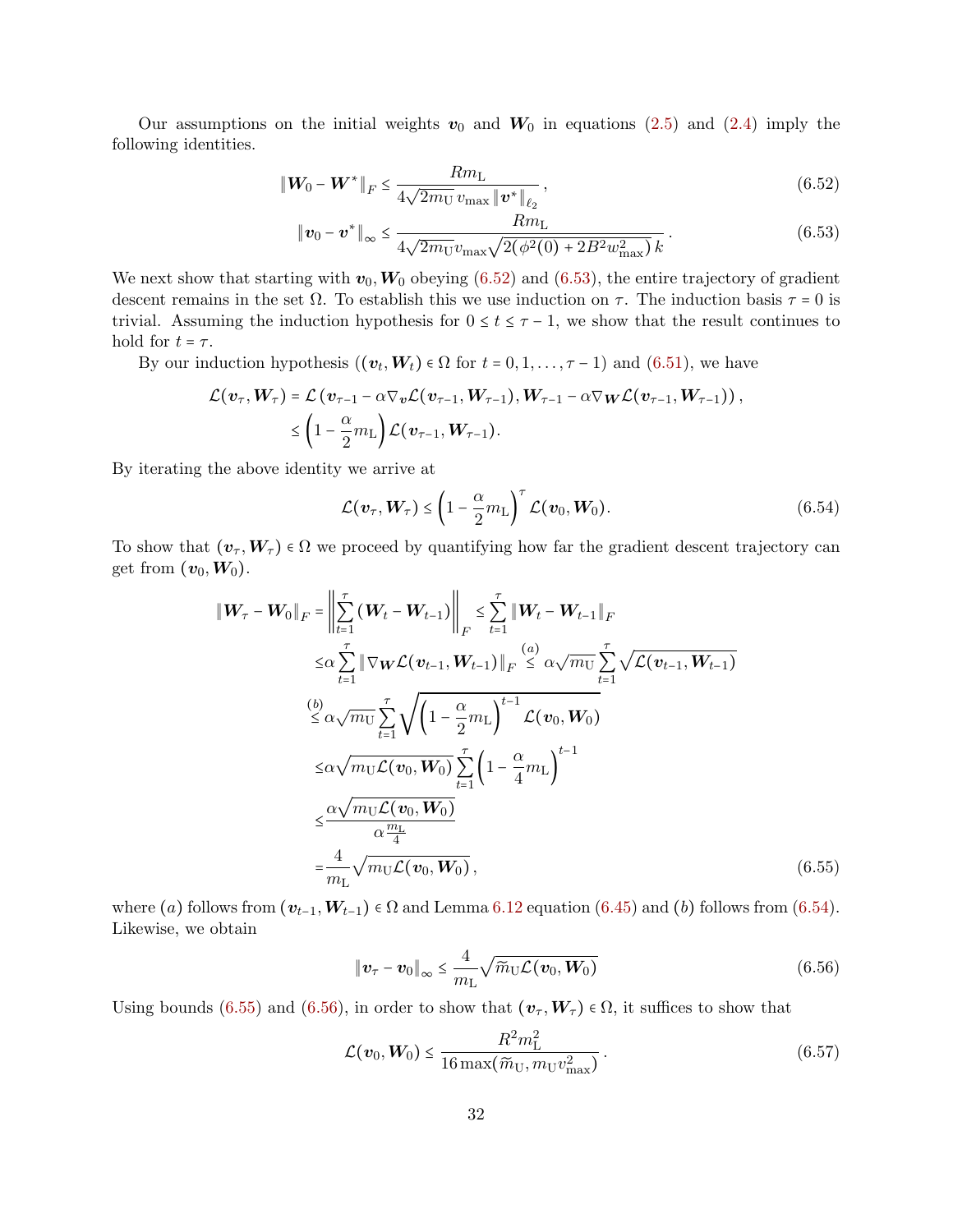Our assumptions on the initial weights $\boldsymbol{v}_0$ and $\boldsymbol{W}_0$ in equations (2.5) and (2.4) imply the following identities.

$$
\|\boldsymbol{W}_0 - \boldsymbol{W}^*\|_F \le \frac{R m_{\mathrm{L}}}{4\sqrt{2m_{\mathrm{U}}}\, v_{\max}\, \|\boldsymbol{v}^*\|_{\ell_2}}\,, \tag{6.52}
$$

$$
\|\boldsymbol{v}_0 - \boldsymbol{v}^*\|_\infty \le \frac{R m_{\mathrm{L}}}{4\sqrt{2m_{\mathrm{U}}} v_{\max} \sqrt{2(\phi^2(0) + 2B^2 w_{\max}^2)\, k}}\,. \tag{6.53}
$$

We next show that starting with $\boldsymbol{v}_0, \boldsymbol{W}_0$ obeying (6.52) and (6.53), the entire trajectory of gradient descent remains in the set $\Omega$. To establish this we use induction on $\tau$. The induction basis $\tau = 0$ is trivial. Assuming the induction hypothesis for $0 \le t \le \tau - 1$, we show that the result continues to hold for $t = \tau$.

By our induction hypothesis ($(\boldsymbol{v}_t, \boldsymbol{W}_t) \in \Omega$ for $t = 0, 1, \ldots, \tau - 1$) and (6.51), we have

$$
\begin{aligned}
\mathcal{L}(\boldsymbol{v}_\tau, \boldsymbol{W}_\tau) &= \mathcal{L}\left(\boldsymbol{v}_{\tau-1} - \alpha \nabla_{\boldsymbol{v}} \mathcal{L}(\boldsymbol{v}_{\tau-1}, \boldsymbol{W}_{\tau-1}), \boldsymbol{W}_{\tau-1} - \alpha \nabla_{\boldsymbol{W}} \mathcal{L}(\boldsymbol{v}_{\tau-1}, \boldsymbol{W}_{\tau-1})\right), \\
&\le \left(1 - \frac{\alpha}{2} m_{\mathrm{L}}\right) \mathcal{L}(\boldsymbol{v}_{\tau-1}, \boldsymbol{W}_{\tau-1}).
\end{aligned}
$$

By iterating the above identity we arrive at

$$
\mathcal{L}(\boldsymbol{v}_\tau, \boldsymbol{W}_\tau) \le \left(1 - \frac{\alpha}{2} m_{\mathrm{L}}\right)^\tau \mathcal{L}(\boldsymbol{v}_0, \boldsymbol{W}_0). \tag{6.54}
$$

To show that $(\boldsymbol{v}_\tau, \boldsymbol{W}_\tau) \in \Omega$ we proceed by quantifying how far the gradient descent trajectory can get from $(\boldsymbol{v}_0, \boldsymbol{W}_0)$.

$$
\begin{aligned}
\|\boldsymbol{W}_\tau - \boldsymbol{W}_0\|_F &= \left\| \sum_{t=1}^{\tau} (\boldsymbol{W}_t - \boldsymbol{W}_{t-1}) \right\|_F \le \sum_{t=1}^{\tau} \|\boldsymbol{W}_t - \boldsymbol{W}_{t-1}\|_F \\
&\le \alpha \sum_{t=1}^{\tau} \|\nabla_{\boldsymbol{W}} \mathcal{L}(\boldsymbol{v}_{t-1}, \boldsymbol{W}_{t-1})\|_F \overset{(a)}{\le} \alpha \sqrt{m_{\mathrm{U}}} \sum_{t=1}^{\tau} \sqrt{\mathcal{L}(\boldsymbol{v}_{t-1}, \boldsymbol{W}_{t-1})} \\
&\overset{(b)}{\le} \alpha \sqrt{m_{\mathrm{U}}} \sum_{t=1}^{\tau} \sqrt{\left(1 - \frac{\alpha}{2} m_{\mathrm{L}}\right)^{t-1} \mathcal{L}(\boldsymbol{v}_0, \boldsymbol{W}_0)} \\
&\le \alpha \sqrt{m_{\mathrm{U}} \mathcal{L}(\boldsymbol{v}_0, \boldsymbol{W}_0)} \sum_{t=1}^{\tau} \left(1 - \frac{\alpha}{4} m_{\mathrm{L}}\right)^{t-1} \\
&\le \frac{\alpha \sqrt{m_{\mathrm{U}} \mathcal{L}(\boldsymbol{v}_0, \boldsymbol{W}_0)}}{\alpha \frac{m_{\mathrm{L}}}{4}} \\
&= \frac{4}{m_{\mathrm{L}}} \sqrt{m_{\mathrm{U}} \mathcal{L}(\boldsymbol{v}_0, \boldsymbol{W}_0)}\,,
\end{aligned} \tag{6.55}
$$

where $(a)$ follows from $(\boldsymbol{v}_{t-1}, \boldsymbol{W}_{t-1}) \in \Omega$ and Lemma 6.12 equation (6.45) and $(b)$ follows from (6.54). Likewise, we obtain

$$
\|\boldsymbol{v}_\tau - \boldsymbol{v}_0\|_\infty \le \frac{4}{m_{\mathrm{L}}} \sqrt{\widetilde{m}_{\mathrm{U}} \mathcal{L}(\boldsymbol{v}_0, \boldsymbol{W}_0)} \tag{6.56}
$$

Using bounds (6.55) and (6.56), in order to show that $(\boldsymbol{v}_\tau, \boldsymbol{W}_\tau) \in \Omega$, it suffices to show that

$$
\mathcal{L}(\boldsymbol{v}_0, \boldsymbol{W}_0) \le \frac{R^2 m_{\mathrm{L}}^2}{16 \max(\widetilde{m}_{\mathrm{U}}, m_{\mathrm{U}} v_{\max}^2)}\,. \tag{6.57}
$$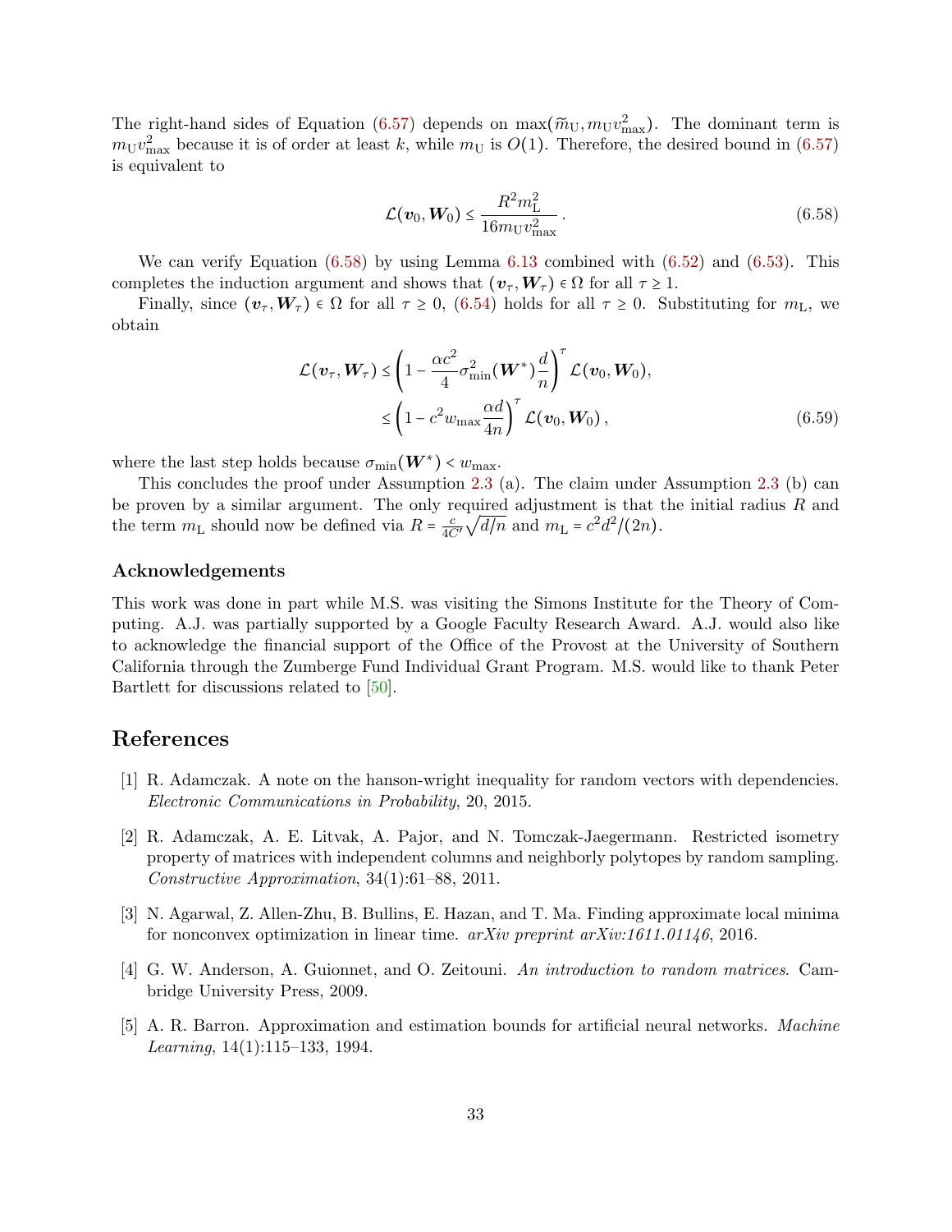The right-hand sides of Equation (6.57) depends on $\max(\widetilde{m}_{\mathrm{U}}, m_{\mathrm{U}} v_{\max}^2)$. The dominant term is $m_{\mathrm{U}} v_{\max}^2$ because it is of order at least $k$, while $m_{\mathrm{U}}$ is $O(1)$. Therefore, the desired bound in (6.57) is equivalent to

$$\mathcal{L}(\boldsymbol{v}_0, \boldsymbol{W}_0) \le \frac{R^2 m_{\mathrm{L}}^2}{16 m_{\mathrm{U}} v_{\max}^2}\,. \tag{6.58}$$

We can verify Equation (6.58) by using Lemma 6.13 combined with (6.52) and (6.53). This completes the induction argument and shows that $(\boldsymbol{v}_\tau, \boldsymbol{W}_\tau) \in \Omega$ for all $\tau \ge 1$.

Finally, since $(\boldsymbol{v}_\tau, \boldsymbol{W}_\tau) \in \Omega$ for all $\tau \ge 0$, (6.54) holds for all $\tau \ge 0$. Substituting for $m_{\mathrm{L}}$, we obtain

$$\begin{aligned}
\mathcal{L}(\boldsymbol{v}_\tau, \boldsymbol{W}_\tau) &\le \left(1 - \frac{\alpha c^2}{4} \sigma_{\min}^2(\boldsymbol{W}^*) \frac{d}{n}\right)^\tau \mathcal{L}(\boldsymbol{v}_0, \boldsymbol{W}_0), \\
&\le \left(1 - c^2 w_{\max} \frac{\alpha d}{4n}\right)^\tau \mathcal{L}(\boldsymbol{v}_0, \boldsymbol{W}_0)\,,
\end{aligned} \tag{6.59}$$

where the last step holds because $\sigma_{\min}(\boldsymbol{W}^*) < w_{\max}$.

This concludes the proof under Assumption 2.3 (a). The claim under Assumption 2.3 (b) can be proven by a similar argument. The only required adjustment is that the initial radius $R$ and the term $m_{\mathrm{L}}$ should now be defined via $R = \frac{c}{4C'}\sqrt{d/n}$ and $m_{\mathrm{L}} = c^2 d^2/(2n)$.

### Acknowledgements

This work was done in part while M.S. was visiting the Simons Institute for the Theory of Computing. A.J. was partially supported by a Google Faculty Research Award. A.J. would also like to acknowledge the financial support of the Office of the Provost at the University of Southern California through the Zumberge Fund Individual Grant Program. M.S. would like to thank Peter Bartlett for discussions related to [50].

## References

[1] R. Adamczak. A note on the hanson-wright inequality for random vectors with dependencies. *Electronic Communications in Probability*, 20, 2015.

[2] R. Adamczak, A. E. Litvak, A. Pajor, and N. Tomczak-Jaegermann. Restricted isometry property of matrices with independent columns and neighborly polytopes by random sampling. *Constructive Approximation*, 34(1):61–88, 2011.

[3] N. Agarwal, Z. Allen-Zhu, B. Bullins, E. Hazan, and T. Ma. Finding approximate local minima for nonconvex optimization in linear time. *arXiv preprint arXiv:1611.01146*, 2016.

[4] G. W. Anderson, A. Guionnet, and O. Zeitouni. *An introduction to random matrices*. Cambridge University Press, 2009.

[5] A. R. Barron. Approximation and estimation bounds for artificial neural networks. *Machine Learning*, 14(1):115–133, 1994.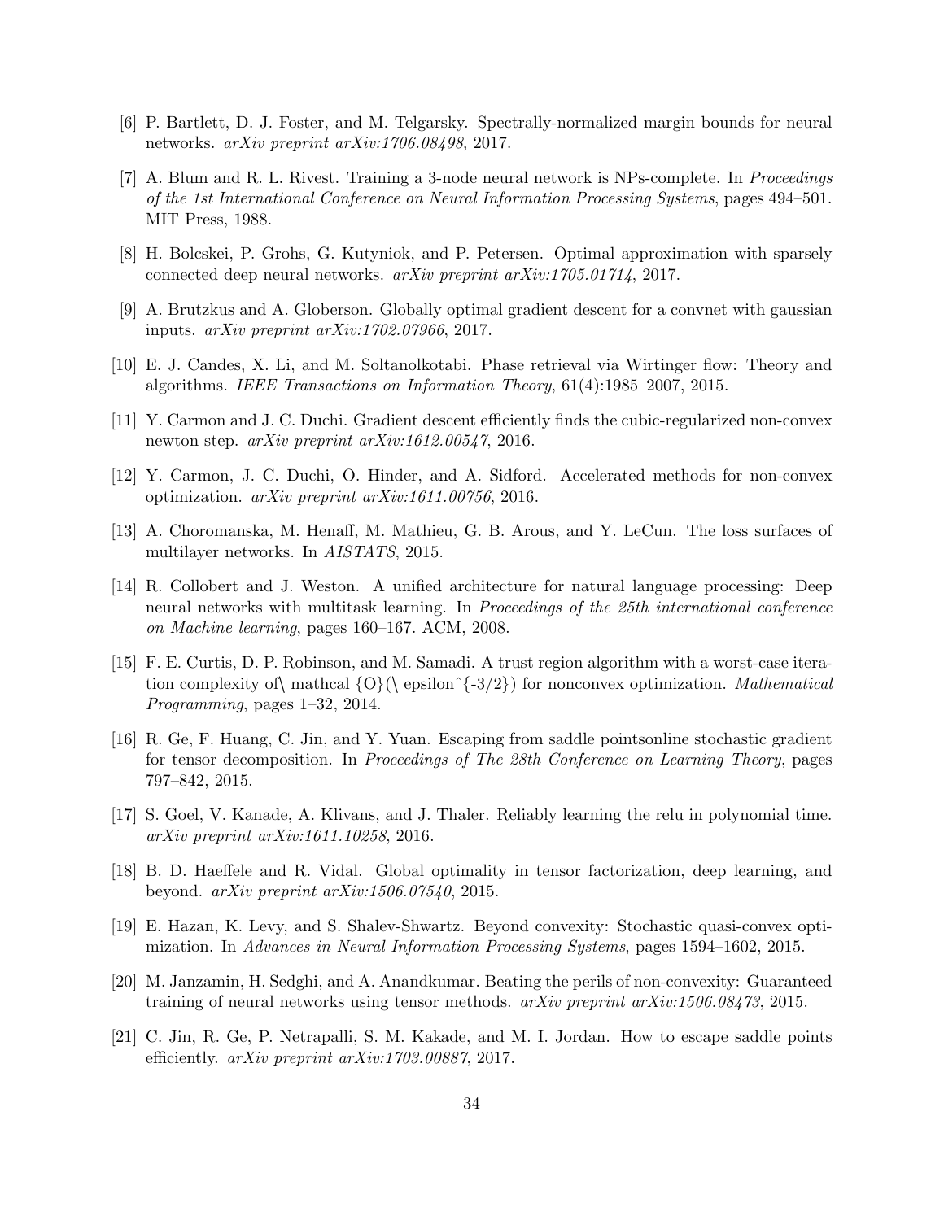[6] P. Bartlett, D. J. Foster, and M. Telgarsky. Spectrally-normalized margin bounds for neural networks. *arXiv preprint arXiv:1706.08498*, 2017.

[7] A. Blum and R. L. Rivest. Training a 3-node neural network is NPs-complete. In *Proceedings of the 1st International Conference on Neural Information Processing Systems*, pages 494–501. MIT Press, 1988.

[8] H. Bolcskei, P. Grohs, G. Kutyniok, and P. Petersen. Optimal approximation with sparsely connected deep neural networks. *arXiv preprint arXiv:1705.01714*, 2017.

[9] A. Brutzkus and A. Globerson. Globally optimal gradient descent for a convnet with gaussian inputs. *arXiv preprint arXiv:1702.07966*, 2017.

[10] E. J. Candes, X. Li, and M. Soltanolkotabi. Phase retrieval via Wirtinger flow: Theory and algorithms. *IEEE Transactions on Information Theory*, 61(4):1985–2007, 2015.

[11] Y. Carmon and J. C. Duchi. Gradient descent efficiently finds the cubic-regularized non-convex newton step. *arXiv preprint arXiv:1612.00547*, 2016.

[12] Y. Carmon, J. C. Duchi, O. Hinder, and A. Sidford. Accelerated methods for non-convex optimization. *arXiv preprint arXiv:1611.00756*, 2016.

[13] A. Choromanska, M. Henaff, M. Mathieu, G. B. Arous, and Y. LeCun. The loss surfaces of multilayer networks. In *AISTATS*, 2015.

[14] R. Collobert and J. Weston. A unified architecture for natural language processing: Deep neural networks with multitask learning. In *Proceedings of the 25th international conference on Machine learning*, pages 160–167. ACM, 2008.

[15] F. E. Curtis, D. P. Robinson, and M. Samadi. A trust region algorithm with a worst-case iteration complexity of\ mathcal {O}(\ epsilon^{-3/2}) for nonconvex optimization. *Mathematical Programming*, pages 1–32, 2014.

[16] R. Ge, F. Huang, C. Jin, and Y. Yuan. Escaping from saddle pointsonline stochastic gradient for tensor decomposition. In *Proceedings of The 28th Conference on Learning Theory*, pages 797–842, 2015.

[17] S. Goel, V. Kanade, A. Klivans, and J. Thaler. Reliably learning the relu in polynomial time. *arXiv preprint arXiv:1611.10258*, 2016.

[18] B. D. Haeffele and R. Vidal. Global optimality in tensor factorization, deep learning, and beyond. *arXiv preprint arXiv:1506.07540*, 2015.

[19] E. Hazan, K. Levy, and S. Shalev-Shwartz. Beyond convexity: Stochastic quasi-convex optimization. In *Advances in Neural Information Processing Systems*, pages 1594–1602, 2015.

[20] M. Janzamin, H. Sedghi, and A. Anandkumar. Beating the perils of non-convexity: Guaranteed training of neural networks using tensor methods. *arXiv preprint arXiv:1506.08473*, 2015.

[21] C. Jin, R. Ge, P. Netrapalli, S. M. Kakade, and M. I. Jordan. How to escape saddle points efficiently. *arXiv preprint arXiv:1703.00887*, 2017.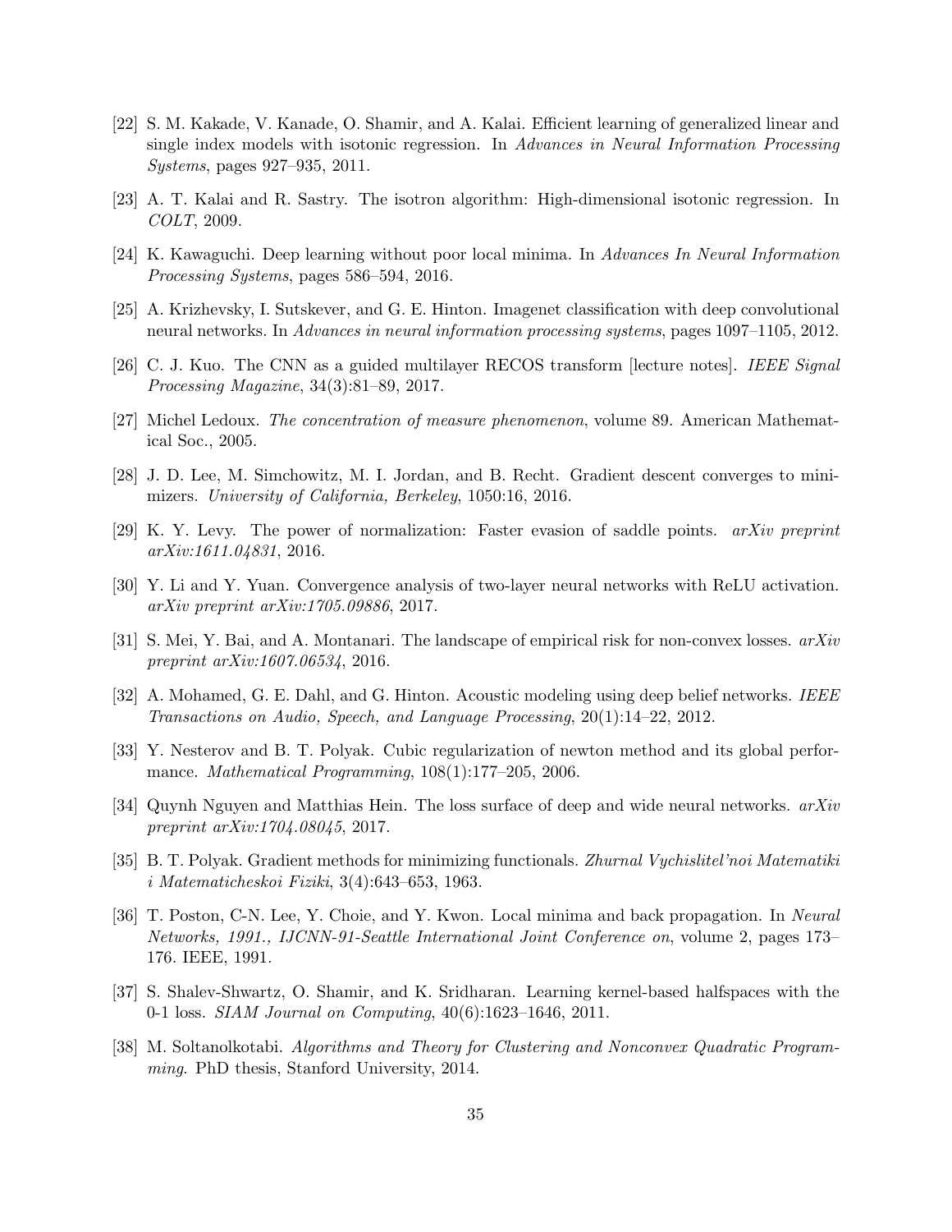[22] S. M. Kakade, V. Kanade, O. Shamir, and A. Kalai. Efficient learning of generalized linear and single index models with isotonic regression. In *Advances in Neural Information Processing Systems*, pages 927–935, 2011.

[23] A. T. Kalai and R. Sastry. The isotron algorithm: High-dimensional isotonic regression. In *COLT*, 2009.

[24] K. Kawaguchi. Deep learning without poor local minima. In *Advances In Neural Information Processing Systems*, pages 586–594, 2016.

[25] A. Krizhevsky, I. Sutskever, and G. E. Hinton. Imagenet classification with deep convolutional neural networks. In *Advances in neural information processing systems*, pages 1097–1105, 2012.

[26] C. J. Kuo. The CNN as a guided multilayer RECOS transform [lecture notes]. *IEEE Signal Processing Magazine*, 34(3):81–89, 2017.

[27] Michel Ledoux. *The concentration of measure phenomenon*, volume 89. American Mathematical Soc., 2005.

[28] J. D. Lee, M. Simchowitz, M. I. Jordan, and B. Recht. Gradient descent converges to minimizers. *University of California, Berkeley*, 1050:16, 2016.

[29] K. Y. Levy. The power of normalization: Faster evasion of saddle points. *arXiv preprint arXiv:1611.04831*, 2016.

[30] Y. Li and Y. Yuan. Convergence analysis of two-layer neural networks with ReLU activation. *arXiv preprint arXiv:1705.09886*, 2017.

[31] S. Mei, Y. Bai, and A. Montanari. The landscape of empirical risk for non-convex losses. *arXiv preprint arXiv:1607.06534*, 2016.

[32] A. Mohamed, G. E. Dahl, and G. Hinton. Acoustic modeling using deep belief networks. *IEEE Transactions on Audio, Speech, and Language Processing*, 20(1):14–22, 2012.

[33] Y. Nesterov and B. T. Polyak. Cubic regularization of newton method and its global performance. *Mathematical Programming*, 108(1):177–205, 2006.

[34] Quynh Nguyen and Matthias Hein. The loss surface of deep and wide neural networks. *arXiv preprint arXiv:1704.08045*, 2017.

[35] B. T. Polyak. Gradient methods for minimizing functionals. *Zhurnal Vychislitel'noi Matematiki i Matematicheskoi Fiziki*, 3(4):643–653, 1963.

[36] T. Poston, C-N. Lee, Y. Choie, and Y. Kwon. Local minima and back propagation. In *Neural Networks, 1991., IJCNN-91-Seattle International Joint Conference on*, volume 2, pages 173–176. IEEE, 1991.

[37] S. Shalev-Shwartz, O. Shamir, and K. Sridharan. Learning kernel-based halfspaces with the 0-1 loss. *SIAM Journal on Computing*, 40(6):1623–1646, 2011.

[38] M. Soltanolkotabi. *Algorithms and Theory for Clustering and Nonconvex Quadratic Programming*. PhD thesis, Stanford University, 2014.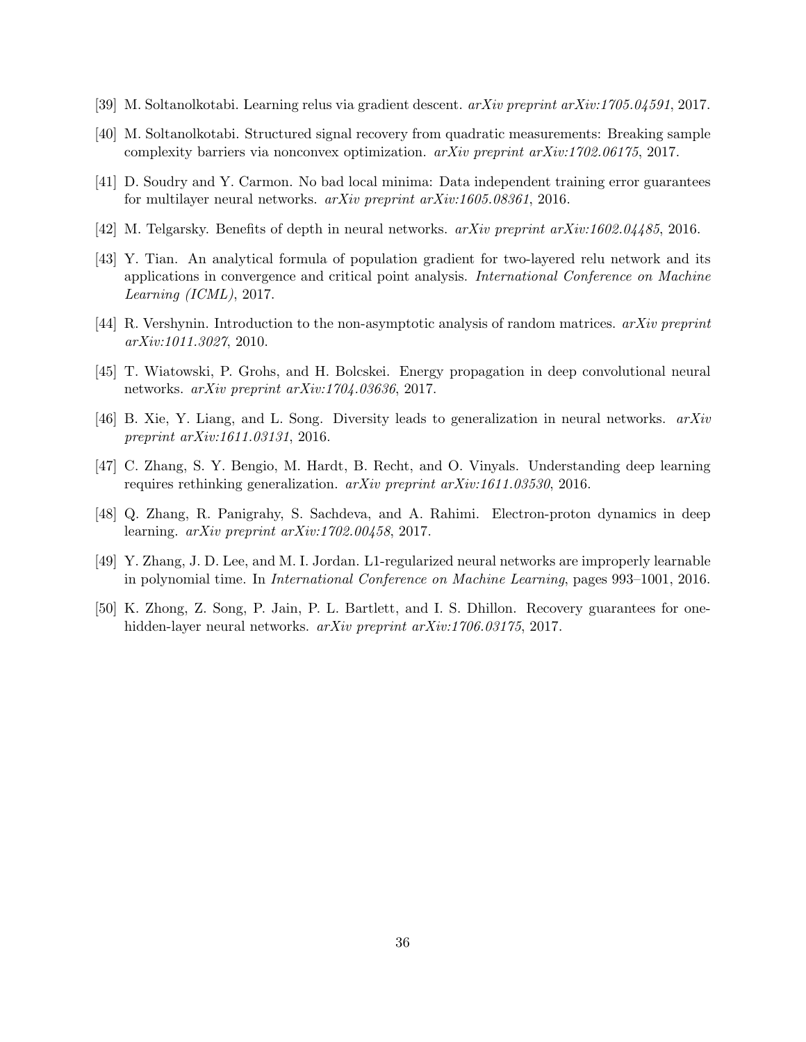[39] M. Soltanolkotabi. Learning relus via gradient descent. *arXiv preprint arXiv:1705.04591*, 2017.

[40] M. Soltanolkotabi. Structured signal recovery from quadratic measurements: Breaking sample complexity barriers via nonconvex optimization. *arXiv preprint arXiv:1702.06175*, 2017.

[41] D. Soudry and Y. Carmon. No bad local minima: Data independent training error guarantees for multilayer neural networks. *arXiv preprint arXiv:1605.08361*, 2016.

[42] M. Telgarsky. Benefits of depth in neural networks. *arXiv preprint arXiv:1602.04485*, 2016.

[43] Y. Tian. An analytical formula of population gradient for two-layered relu network and its applications in convergence and critical point analysis. *International Conference on Machine Learning (ICML)*, 2017.

[44] R. Vershynin. Introduction to the non-asymptotic analysis of random matrices. *arXiv preprint arXiv:1011.3027*, 2010.

[45] T. Wiatowski, P. Grohs, and H. Bolcskei. Energy propagation in deep convolutional neural networks. *arXiv preprint arXiv:1704.03636*, 2017.

[46] B. Xie, Y. Liang, and L. Song. Diversity leads to generalization in neural networks. *arXiv preprint arXiv:1611.03131*, 2016.

[47] C. Zhang, S. Y. Bengio, M. Hardt, B. Recht, and O. Vinyals. Understanding deep learning requires rethinking generalization. *arXiv preprint arXiv:1611.03530*, 2016.

[48] Q. Zhang, R. Panigrahy, S. Sachdeva, and A. Rahimi. Electron-proton dynamics in deep learning. *arXiv preprint arXiv:1702.00458*, 2017.

[49] Y. Zhang, J. D. Lee, and M. I. Jordan. L1-regularized neural networks are improperly learnable in polynomial time. In *International Conference on Machine Learning*, pages 993–1001, 2016.

[50] K. Zhong, Z. Song, P. Jain, P. L. Bartlett, and I. S. Dhillon. Recovery guarantees for one-hidden-layer neural networks. *arXiv preprint arXiv:1706.03175*, 2017.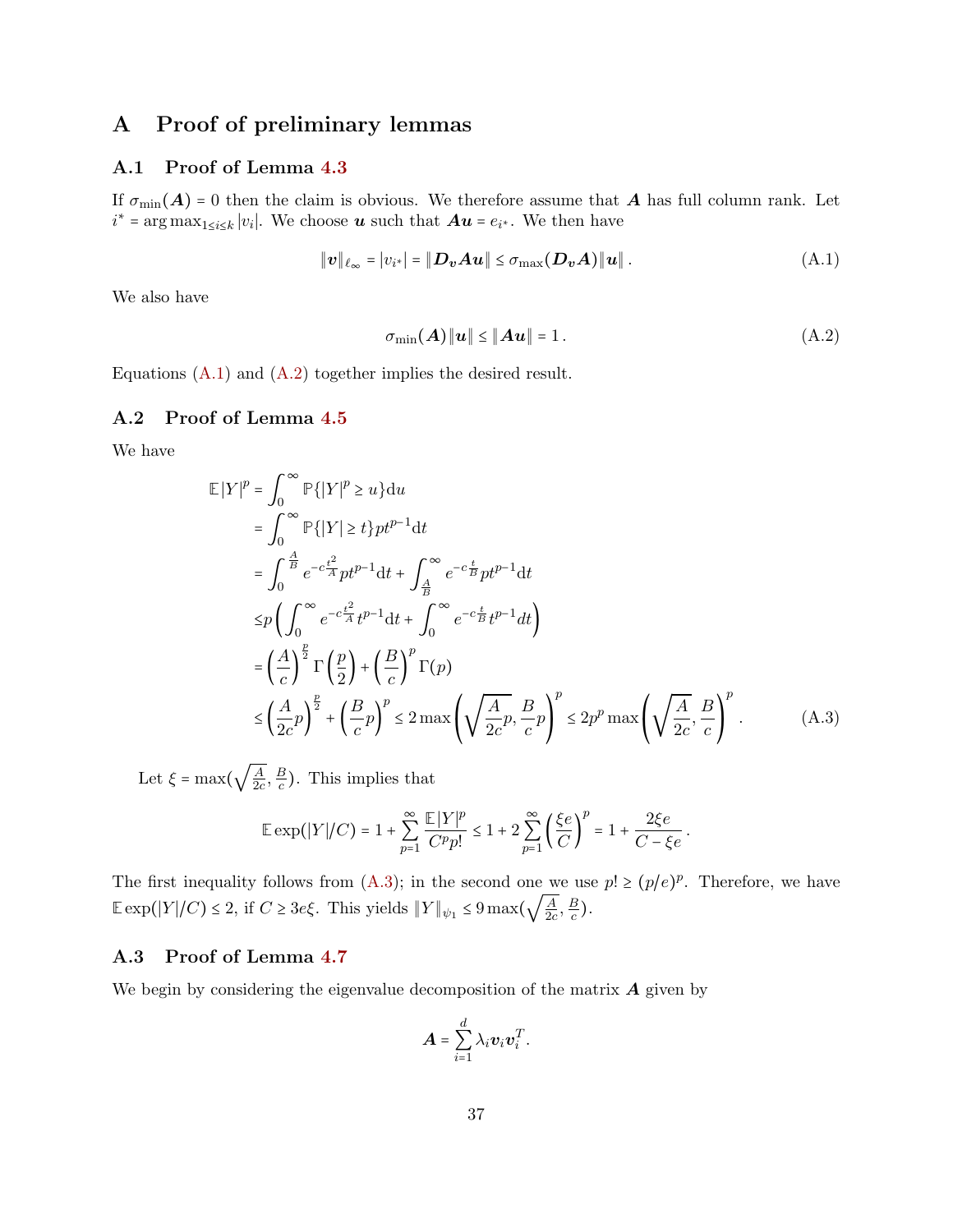# A Proof of preliminary lemmas

## A.1 Proof of Lemma 4.3

If $\sigma_{\min}(\boldsymbol{A}) = 0$ then the claim is obvious. We therefore assume that $\boldsymbol{A}$ has full column rank. Let $i^* = \arg\max_{1\le i\le k} |v_i|$. We choose $\boldsymbol{u}$ such that $\boldsymbol{A}\boldsymbol{u} = e_{i^*}$. We then have

$$\|\boldsymbol{v}\|_{\ell_\infty} = |v_{i^*}| = \|\boldsymbol{D}_{\boldsymbol{v}}\boldsymbol{A}\boldsymbol{u}\| \le \sigma_{\max}(\boldsymbol{D}_{\boldsymbol{v}}\boldsymbol{A})\|\boldsymbol{u}\|\,. \tag{A.1}$$

We also have

$$\sigma_{\min}(\boldsymbol{A})\|\boldsymbol{u}\| \le \|\boldsymbol{A}\boldsymbol{u}\| = 1\,. \tag{A.2}$$

Equations (A.1) and (A.2) together implies the desired result.

## A.2 Proof of Lemma 4.5

We have

$$
\begin{aligned}
\mathbb{E}|Y|^p &= \int_0^\infty \mathbb{P}\{|Y|^p \ge u\}\mathrm{d}u \\
&= \int_0^\infty \mathbb{P}\{|Y| \ge t\} p t^{p-1}\mathrm{d}t \\
&= \int_0^{\frac{A}{B}} e^{-c\frac{t^2}{A}} p t^{p-1}\mathrm{d}t + \int_{\frac{A}{B}}^\infty e^{-c\frac{t}{B}} p t^{p-1}\mathrm{d}t \\
&\le p\left(\int_0^\infty e^{-c\frac{t^2}{A}} t^{p-1}\mathrm{d}t + \int_0^\infty e^{-c\frac{t}{B}} t^{p-1}dt\right) \\
&= \left(\frac{A}{c}\right)^{\frac{p}{2}}\Gamma\left(\frac{p}{2}\right) + \left(\frac{B}{c}\right)^p\Gamma(p) \\
&\le \left(\frac{A}{2c}p\right)^{\frac{p}{2}} + \left(\frac{B}{c}p\right)^p \le 2\max\left(\sqrt{\frac{A}{2c}p}, \frac{B}{c}p\right)^p \le 2p^p\max\left(\sqrt{\frac{A}{2c}}, \frac{B}{c}\right)^p.
\end{aligned} \tag{A.3}
$$

Let $\xi = \max(\sqrt{\frac{A}{2c}}, \frac{B}{c})$. This implies that

$$\mathbb{E}\exp(|Y|/C) = 1 + \sum_{p=1}^\infty \frac{\mathbb{E}|Y|^p}{C^p p!} \le 1 + 2\sum_{p=1}^\infty \left(\frac{\xi e}{C}\right)^p = 1 + \frac{2\xi e}{C - \xi e}\,.$$

The first inequality follows from (A.3); in the second one we use $p! \ge (p/e)^p$. Therefore, we have $\mathbb{E}\exp(|Y|/C) \le 2$, if $C \ge 3e\xi$. This yields $\|Y\|_{\psi_1} \le 9\max(\sqrt{\frac{A}{2c}}, \frac{B}{c})$.

## A.3 Proof of Lemma 4.7

We begin by considering the eigenvalue decomposition of the matrix $\boldsymbol{A}$ given by

$$\boldsymbol{A} = \sum_{i=1}^d \lambda_i \boldsymbol{v}_i\boldsymbol{v}_i^T\,.$$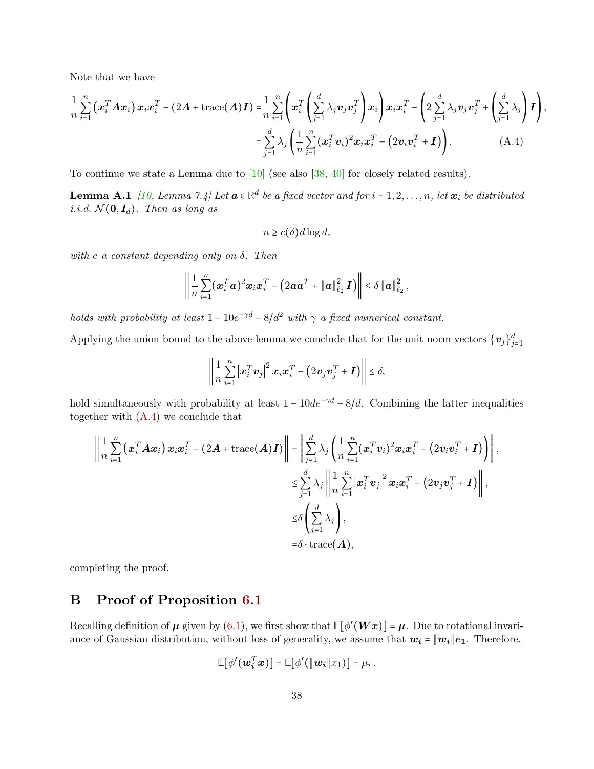Note that we have

$$
\begin{aligned}
\frac{1}{n}\sum_{i=1}^{n}\left(\boldsymbol{x}_i^T\boldsymbol{A}\boldsymbol{x}_i\right)\boldsymbol{x}_i\boldsymbol{x}_i^T-\left(2\boldsymbol{A}+\text{trace}(\boldsymbol{A})\boldsymbol{I}\right)=&\frac{1}{n}\sum_{i=1}^{n}\left(\boldsymbol{x}_i^T\left(\sum_{j=1}^{d}\lambda_j\boldsymbol{v}_j\boldsymbol{v}_j^T\right)\boldsymbol{x}_i\right)\boldsymbol{x}_i\boldsymbol{x}_i^T-\left(2\sum_{j=1}^{d}\lambda_j\boldsymbol{v}_j\boldsymbol{v}_j^T+\left(\sum_{j=1}^{d}\lambda_j\right)\boldsymbol{I}\right),\\
=&\sum_{j=1}^{d}\lambda_j\left(\frac{1}{n}\sum_{i=1}^{n}(\boldsymbol{x}_i^T\boldsymbol{v}_i)^2\boldsymbol{x}_i\boldsymbol{x}_i^T-\left(2\boldsymbol{v}_i\boldsymbol{v}_i^T+\boldsymbol{I}\right)\right). \qquad \text{(A.4)}
\end{aligned}
$$

To continue we state a Lemma due to [10] (see also [38, 40] for closely related results).

**Lemma A.1** *[10, Lemma 7.4] Let $\boldsymbol{a}\in\mathbb{R}^d$ be a fixed vector and for $i=1,2,\ldots,n$, let $\boldsymbol{x}_i$ be distributed i.i.d. $\mathcal{N}(\boldsymbol{0},\boldsymbol{I}_d)$. Then as long as*

$$
n\ge c(\delta)d\log d,
$$

*with $c$ a constant depending only on $\delta$. Then*

$$
\left\|\frac{1}{n}\sum_{i=1}^{n}(\boldsymbol{x}_i^T\boldsymbol{a})^2\boldsymbol{x}_i\boldsymbol{x}_i^T-\left(2\boldsymbol{a}\boldsymbol{a}^T+\|\boldsymbol{a}\|_{\ell_2}^2\boldsymbol{I}\right)\right\|\le\delta\|\boldsymbol{a}\|_{\ell_2}^2,
$$

*holds with probability at least $1-10e^{-\gamma d}-8/d^2$ with $\gamma$ a fixed numerical constant.*

Applying the union bound to the above lemma we conclude that for the unit norm vectors $\{\boldsymbol{v}_j\}_{j=1}^d$

$$
\left\|\frac{1}{n}\sum_{i=1}^{n}\left|\boldsymbol{x}_i^T\boldsymbol{v}_j\right|^2\boldsymbol{x}_i\boldsymbol{x}_i^T-\left(2\boldsymbol{v}_j\boldsymbol{v}_j^T+\boldsymbol{I}\right)\right\|\le\delta,
$$

hold simultaneously with probability at least $1-10de^{-\gamma d}-8/d$. Combining the latter inequalities together with (A.4) we conclude that

$$
\begin{aligned}
\left\|\frac{1}{n}\sum_{i=1}^{n}\left(\boldsymbol{x}_i^T\boldsymbol{A}\boldsymbol{x}_i\right)\boldsymbol{x}_i\boldsymbol{x}_i^T-\left(2\boldsymbol{A}+\text{trace}(\boldsymbol{A})\boldsymbol{I}\right)\right\|=&\left\|\sum_{j=1}^{d}\lambda_j\left(\frac{1}{n}\sum_{i=1}^{n}(\boldsymbol{x}_i^T\boldsymbol{v}_i)^2\boldsymbol{x}_i\boldsymbol{x}_i^T-\left(2\boldsymbol{v}_i\boldsymbol{v}_i^T+\boldsymbol{I}\right)\right)\right\|,\\
\le&\sum_{j=1}^{d}\lambda_j\left\|\frac{1}{n}\sum_{i=1}^{n}\left|\boldsymbol{x}_i^T\boldsymbol{v}_j\right|^2\boldsymbol{x}_i\boldsymbol{x}_i^T-\left(2\boldsymbol{v}_j\boldsymbol{v}_j^T+\boldsymbol{I}\right)\right\|,\\
\le&\delta\left(\sum_{j=1}^{d}\lambda_j\right),\\
=&\delta\cdot\text{trace}(\boldsymbol{A}),
\end{aligned}
$$

completing the proof.

# B Proof of Proposition 6.1

Recalling definition of $\boldsymbol{\mu}$ given by (6.1), we first show that $\mathbb{E}[\phi'(\boldsymbol{W}\boldsymbol{x})]=\boldsymbol{\mu}$. Due to rotational invariance of Gaussian distribution, without loss of generality, we assume that $\boldsymbol{w_i}=\|\boldsymbol{w_i}\|\boldsymbol{e_1}$. Therefore,

$$
\mathbb{E}[\phi'(\boldsymbol{w_i}^T\boldsymbol{x})]=\mathbb{E}[\phi'(\|\boldsymbol{w_i}\|x_1)]=\mu_i\,.
$$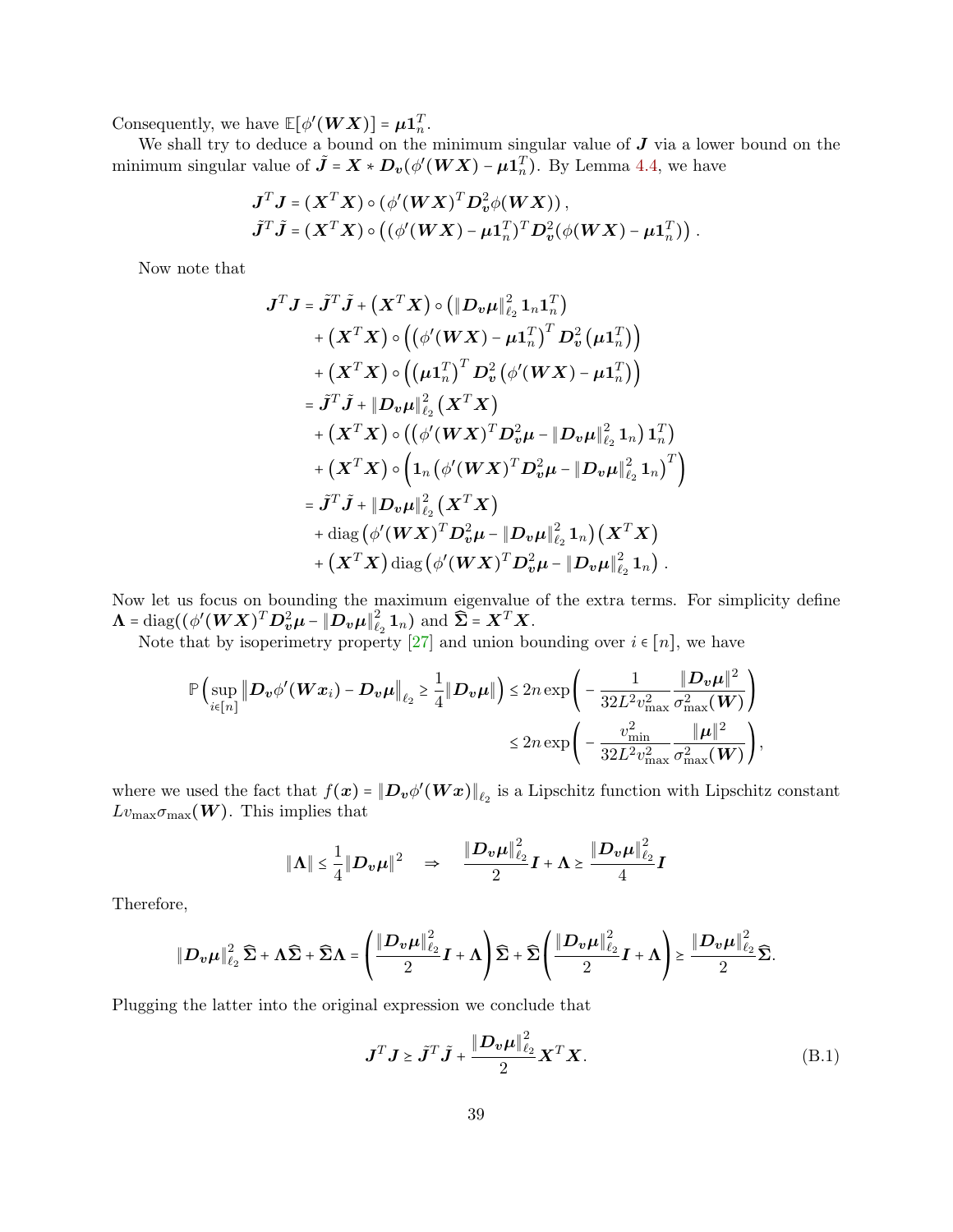Consequently, we have $\mathbb{E}[\phi'(\boldsymbol{W}\boldsymbol{X})] = \boldsymbol{\mu}\mathbf{1}_n^T$.

We shall try to deduce a bound on the minimum singular value of $\boldsymbol{J}$ via a lower bound on the minimum singular value of $\tilde{\boldsymbol{J}} = \boldsymbol{X} * \boldsymbol{D}_{\boldsymbol{v}}(\phi'(\boldsymbol{W}\boldsymbol{X}) - \boldsymbol{\mu}\mathbf{1}_n^T)$. By Lemma 4.4, we have

$$
\begin{aligned}
\boldsymbol{J}^T\boldsymbol{J} &= (\boldsymbol{X}^T\boldsymbol{X}) \circ (\phi'(\boldsymbol{W}\boldsymbol{X})^T \boldsymbol{D}_{\boldsymbol{v}}^2 \phi(\boldsymbol{W}\boldsymbol{X})), \\
\tilde{\boldsymbol{J}}^T\tilde{\boldsymbol{J}} &= (\boldsymbol{X}^T\boldsymbol{X}) \circ \left((\phi'(\boldsymbol{W}\boldsymbol{X}) - \boldsymbol{\mu}\mathbf{1}_n^T)^T \boldsymbol{D}_{\boldsymbol{v}}^2 (\phi(\boldsymbol{W}\boldsymbol{X}) - \boldsymbol{\mu}\mathbf{1}_n^T)\right).
\end{aligned}
$$

Now note that

$$
\begin{aligned}
\boldsymbol{J}^T\boldsymbol{J} &= \tilde{\boldsymbol{J}}^T\tilde{\boldsymbol{J}} + \left(\boldsymbol{X}^T\boldsymbol{X}\right) \circ \left(\|\boldsymbol{D}_{\boldsymbol{v}}\boldsymbol{\mu}\|_{\ell_2}^2 \mathbf{1}_n\mathbf{1}_n^T\right) \\
&\quad + \left(\boldsymbol{X}^T\boldsymbol{X}\right) \circ \left(\left(\phi'(\boldsymbol{W}\boldsymbol{X}) - \boldsymbol{\mu}\mathbf{1}_n^T\right)^T \boldsymbol{D}_{\boldsymbol{v}}^2 \left(\boldsymbol{\mu}\mathbf{1}_n^T\right)\right) \\
&\quad + \left(\boldsymbol{X}^T\boldsymbol{X}\right) \circ \left(\left(\boldsymbol{\mu}\mathbf{1}_n^T\right)^T \boldsymbol{D}_{\boldsymbol{v}}^2 \left(\phi'(\boldsymbol{W}\boldsymbol{X}) - \boldsymbol{\mu}\mathbf{1}_n^T\right)\right) \\
&= \tilde{\boldsymbol{J}}^T\tilde{\boldsymbol{J}} + \|\boldsymbol{D}_{\boldsymbol{v}}\boldsymbol{\mu}\|_{\ell_2}^2 \left(\boldsymbol{X}^T\boldsymbol{X}\right) \\
&\quad + \left(\boldsymbol{X}^T\boldsymbol{X}\right) \circ \left(\left(\phi'(\boldsymbol{W}\boldsymbol{X})^T \boldsymbol{D}_{\boldsymbol{v}}^2 \boldsymbol{\mu} - \|\boldsymbol{D}_{\boldsymbol{v}}\boldsymbol{\mu}\|_{\ell_2}^2 \mathbf{1}_n\right)\mathbf{1}_n^T\right) \\
&\quad + \left(\boldsymbol{X}^T\boldsymbol{X}\right) \circ \left(\mathbf{1}_n \left(\phi'(\boldsymbol{W}\boldsymbol{X})^T \boldsymbol{D}_{\boldsymbol{v}}^2 \boldsymbol{\mu} - \|\boldsymbol{D}_{\boldsymbol{v}}\boldsymbol{\mu}\|_{\ell_2}^2 \mathbf{1}_n\right)^T\right) \\
&= \tilde{\boldsymbol{J}}^T\tilde{\boldsymbol{J}} + \|\boldsymbol{D}_{\boldsymbol{v}}\boldsymbol{\mu}\|_{\ell_2}^2 \left(\boldsymbol{X}^T\boldsymbol{X}\right) \\
&\quad + \operatorname{diag}\left(\phi'(\boldsymbol{W}\boldsymbol{X})^T \boldsymbol{D}_{\boldsymbol{v}}^2 \boldsymbol{\mu} - \|\boldsymbol{D}_{\boldsymbol{v}}\boldsymbol{\mu}\|_{\ell_2}^2 \mathbf{1}_n\right)\left(\boldsymbol{X}^T\boldsymbol{X}\right) \\
&\quad + \left(\boldsymbol{X}^T\boldsymbol{X}\right) \operatorname{diag}\left(\phi'(\boldsymbol{W}\boldsymbol{X})^T \boldsymbol{D}_{\boldsymbol{v}}^2 \boldsymbol{\mu} - \|\boldsymbol{D}_{\boldsymbol{v}}\boldsymbol{\mu}\|_{\ell_2}^2 \mathbf{1}_n\right).
\end{aligned}
$$

Now let us focus on bounding the maximum eigenvalue of the extra terms. For simplicity define $\boldsymbol{\Lambda} = \operatorname{diag}((\phi'(\boldsymbol{W}\boldsymbol{X})^T \boldsymbol{D}_{\boldsymbol{v}}^2 \boldsymbol{\mu} - \|\boldsymbol{D}_{\boldsymbol{v}}\boldsymbol{\mu}\|_{\ell_2}^2 \mathbf{1}_n)$ and $\widehat{\boldsymbol{\Sigma}} = \boldsymbol{X}^T\boldsymbol{X}$.

Note that by isoperimetry property [27] and union bounding over $i \in [n]$, we have

$$
\begin{aligned}
\mathbb{P}\Big(\sup_{i\in[n]} \left\|\boldsymbol{D}_{\boldsymbol{v}}\phi'(\boldsymbol{W}\boldsymbol{x}_i) - \boldsymbol{D}_{\boldsymbol{v}}\boldsymbol{\mu}\right\|_{\ell_2} \geq \frac{1}{4}\|\boldsymbol{D}_{\boldsymbol{v}}\boldsymbol{\mu}\|\Big) &\leq 2n \exp\left(-\frac{1}{32L^2 v_{\max}^2}\frac{\|\boldsymbol{D}_{\boldsymbol{v}}\boldsymbol{\mu}\|^2}{\sigma_{\max}^2(\boldsymbol{W})}\right) \\
&\leq 2n \exp\left(-\frac{v_{\min}^2}{32L^2 v_{\max}^2}\frac{\|\boldsymbol{\mu}\|^2}{\sigma_{\max}^2(\boldsymbol{W})}\right),
\end{aligned}
$$

where we used the fact that $f(\boldsymbol{x}) = \|\boldsymbol{D}_{\boldsymbol{v}}\phi'(\boldsymbol{W}\boldsymbol{x})\|_{\ell_2}$ is a Lipschitz function with Lipschitz constant $Lv_{\max}\sigma_{\max}(\boldsymbol{W})$. This implies that

$$
\|\boldsymbol{\Lambda}\| \leq \frac{1}{4}\|\boldsymbol{D}_{\boldsymbol{v}}\boldsymbol{\mu}\|^2 \quad \Rightarrow \quad \frac{\|\boldsymbol{D}_{\boldsymbol{v}}\boldsymbol{\mu}\|_{\ell_2}^2}{2}\boldsymbol{I} + \boldsymbol{\Lambda} \succeq \frac{\|\boldsymbol{D}_{\boldsymbol{v}}\boldsymbol{\mu}\|_{\ell_2}^2}{4}\boldsymbol{I}
$$

Therefore,

$$
\|\boldsymbol{D}_{\boldsymbol{v}}\boldsymbol{\mu}\|_{\ell_2}^2 \widehat{\boldsymbol{\Sigma}} + \boldsymbol{\Lambda}\widehat{\boldsymbol{\Sigma}} + \widehat{\boldsymbol{\Sigma}}\boldsymbol{\Lambda} = \left(\frac{\|\boldsymbol{D}_{\boldsymbol{v}}\boldsymbol{\mu}\|_{\ell_2}^2}{2}\boldsymbol{I} + \boldsymbol{\Lambda}\right)\widehat{\boldsymbol{\Sigma}} + \widehat{\boldsymbol{\Sigma}}\left(\frac{\|\boldsymbol{D}_{\boldsymbol{v}}\boldsymbol{\mu}\|_{\ell_2}^2}{2}\boldsymbol{I} + \boldsymbol{\Lambda}\right) \succeq \frac{\|\boldsymbol{D}_{\boldsymbol{v}}\boldsymbol{\mu}\|_{\ell_2}^2}{2}\widehat{\boldsymbol{\Sigma}}.
$$

Plugging the latter into the original expression we conclude that

$$
\boldsymbol{J}^T\boldsymbol{J} \succeq \tilde{\boldsymbol{J}}^T\tilde{\boldsymbol{J}} + \frac{\|\boldsymbol{D}_{\boldsymbol{v}}\boldsymbol{\mu}\|_{\ell_2}^2}{2}\boldsymbol{X}^T\boldsymbol{X}. \tag{B.1}
$$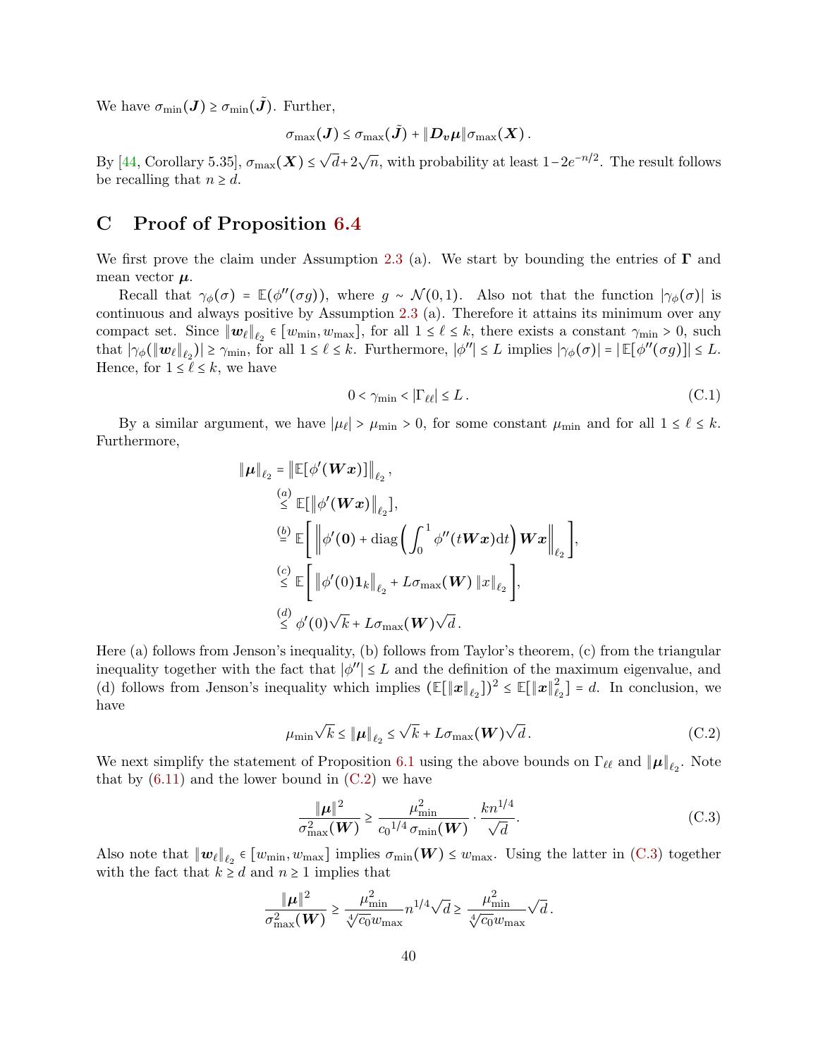We have $\sigma_{\min}(\boldsymbol{J}) \geq \sigma_{\min}(\tilde{\boldsymbol{J}})$. Further,

$$\sigma_{\max}(\boldsymbol{J}) \leq \sigma_{\max}(\tilde{\boldsymbol{J}}) + \|\boldsymbol{D_v}\boldsymbol{\mu}\|\sigma_{\max}(\boldsymbol{X})\,.$$

By [44, Corollary 5.35], $\sigma_{\max}(\boldsymbol{X}) \leq \sqrt{d}+2\sqrt{n}$, with probability at least $1-2e^{-n/2}$. The result follows be recalling that $n \geq d$.

# C Proof of Proposition 6.4

We first prove the claim under Assumption 2.3 (a). We start by bounding the entries of $\boldsymbol{\Gamma}$ and mean vector $\boldsymbol{\mu}$.

Recall that $\gamma_\phi(\sigma) = \mathbb{E}(\phi''(\sigma g))$, where $g \sim \mathcal{N}(0,1)$. Also not that the function $|\gamma_\phi(\sigma)|$ is continuous and always positive by Assumption 2.3 (a). Therefore it attains its minimum over any compact set. Since $\|\boldsymbol{w}_\ell\|_{\ell_2} \in [w_{\min}, w_{\max}]$, for all $1 \leq \ell \leq k$, there exists a constant $\gamma_{\min} > 0$, such that $|\gamma_\phi(\|\boldsymbol{w}_\ell\|_{\ell_2})| \geq \gamma_{\min}$, for all $1 \leq \ell \leq k$. Furthermore, $|\phi''| \leq L$ implies $|\gamma_\phi(\sigma)| = |\mathbb{E}[\phi''(\sigma g)]| \leq L$. Hence, for $1 \leq \ell \leq k$, we have

$$0 < \gamma_{\min} < |\Gamma_{\ell\ell}| \leq L\,. \tag{C.1}$$

By a similar argument, we have $|\mu_\ell| > \mu_{\min} > 0$, for some constant $\mu_{\min}$ and for all $1 \leq \ell \leq k$. Furthermore,

$$\begin{aligned}
\|\boldsymbol{\mu}\|_{\ell_2} &= \left\|\mathbb{E}[\phi'(\boldsymbol{W}\boldsymbol{x})]\right\|_{\ell_2}, \\
&\overset{(a)}{\leq} \mathbb{E}[\left\|\phi'(\boldsymbol{W}\boldsymbol{x})\right\|_{\ell_2}], \\
&\overset{(b)}{=} \mathbb{E}\left[\left\|\phi'(\boldsymbol{0}) + \text{diag}\left(\int_0^1 \phi''(t\boldsymbol{W}\boldsymbol{x})\text{d}t\right)\boldsymbol{W}\boldsymbol{x}\right\|_{\ell_2}\right], \\
&\overset{(c)}{\leq} \mathbb{E}\left[\left\|\phi'(0)\boldsymbol{1}_k\right\|_{\ell_2} + L\sigma_{\max}(\boldsymbol{W})\left\|x\right\|_{\ell_2}\right], \\
&\overset{(d)}{\leq} \phi'(0)\sqrt{k} + L\sigma_{\max}(\boldsymbol{W})\sqrt{d}\,.
\end{aligned}$$

Here (a) follows from Jenson's inequality, (b) follows from Taylor's theorem, (c) from the triangular inequality together with the fact that $|\phi''| \leq L$ and the definition of the maximum eigenvalue, and (d) follows from Jenson's inequality which implies $(\mathbb{E}[\|\boldsymbol{x}\|_{\ell_2}])^2 \leq \mathbb{E}[\|\boldsymbol{x}\|_{\ell_2}^2] = d$. In conclusion, we have

$$\mu_{\min}\sqrt{k} \leq \|\boldsymbol{\mu}\|_{\ell_2} \leq \sqrt{k} + L\sigma_{\max}(\boldsymbol{W})\sqrt{d}\,. \tag{C.2}$$

We next simplify the statement of Proposition 6.1 using the above bounds on $\Gamma_{\ell\ell}$ and $\|\boldsymbol{\mu}\|_{\ell_2}$. Note that by (6.11) and the lower bound in (C.2) we have

$$\frac{\|\boldsymbol{\mu}\|^2}{\sigma_{\max}^2(\boldsymbol{W})} \geq \frac{\mu_{\min}^2}{c_0{}^{1/4}\,\sigma_{\min}(\boldsymbol{W})} \cdot \frac{kn^{1/4}}{\sqrt{d}}. \tag{C.3}$$

Also note that $\|\boldsymbol{w}_\ell\|_{\ell_2} \in [w_{\min}, w_{\max}]$ implies $\sigma_{\min}(\boldsymbol{W}) \leq w_{\max}$. Using the latter in (C.3) together with the fact that $k \geq d$ and $n \geq 1$ implies that

$$\frac{\|\boldsymbol{\mu}\|^2}{\sigma_{\max}^2(\boldsymbol{W})} \geq \frac{\mu_{\min}^2}{\sqrt[4]{c_0}w_{\max}}n^{1/4}\sqrt{d} \geq \frac{\mu_{\min}^2}{\sqrt[4]{c_0}w_{\max}}\sqrt{d}\,.$$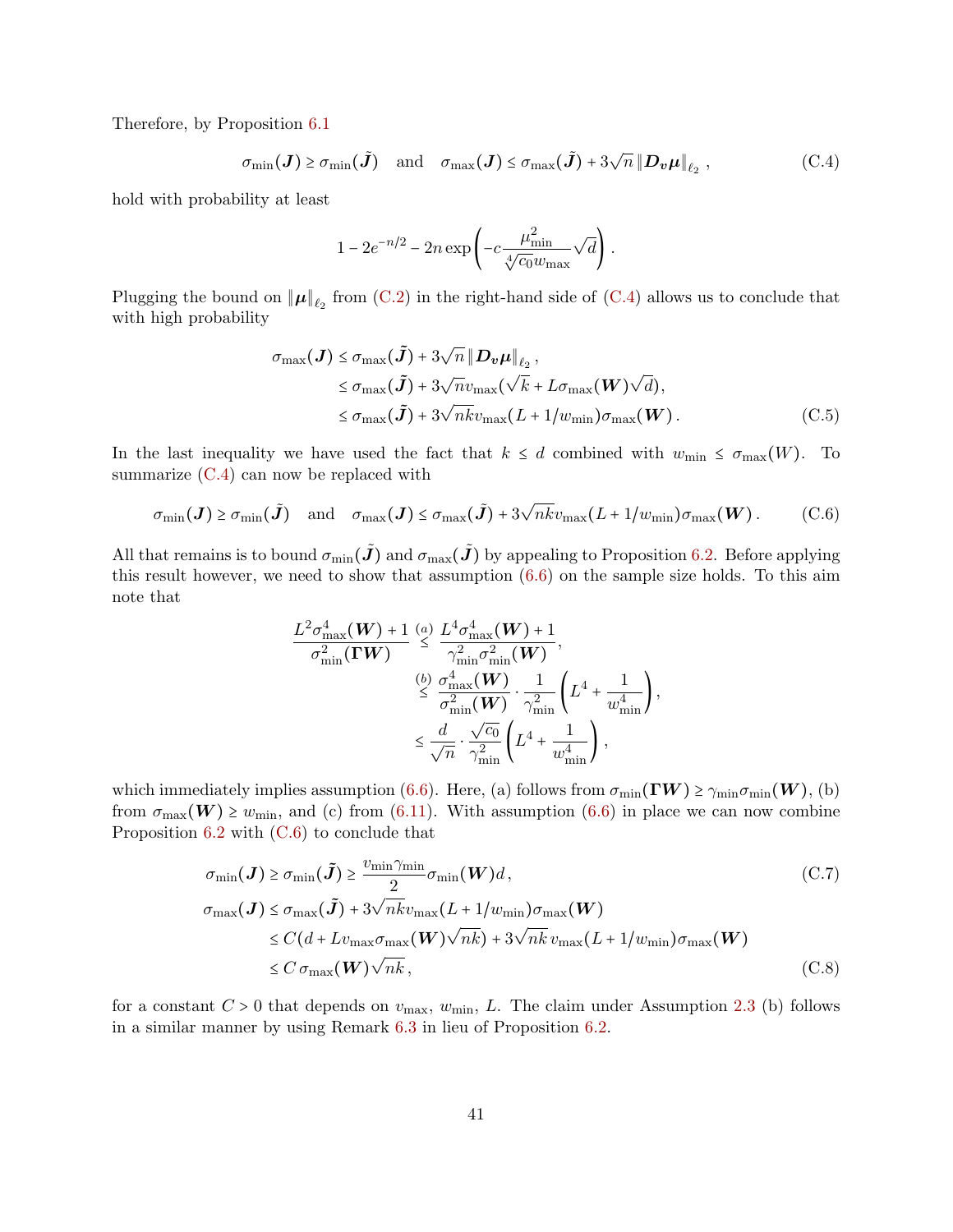Therefore, by Proposition 6.1

$$
\sigma_{\min}(\boldsymbol{J}) \geq \sigma_{\min}(\tilde{\boldsymbol{J}}) \quad \text{and} \quad \sigma_{\max}(\boldsymbol{J}) \leq \sigma_{\max}(\tilde{\boldsymbol{J}}) + 3\sqrt{n}\left\|\boldsymbol{D}_{\boldsymbol{v}}\boldsymbol{\mu}\right\|_{\ell_2}, \tag{C.4}
$$

hold with probability at least

$$
1 - 2e^{-n/2} - 2n\exp\left(-c\frac{\mu_{\min}^2}{\sqrt[4]{c_0}w_{\max}}\sqrt{d}\right).
$$

Plugging the bound on $\|\boldsymbol{\mu}\|_{\ell_2}$ from (C.2) in the right-hand side of (C.4) allows us to conclude that with high probability

$$
\begin{aligned}
\sigma_{\max}(\boldsymbol{J}) &\leq \sigma_{\max}(\tilde{\boldsymbol{J}}) + 3\sqrt{n}\left\|\boldsymbol{D}_{\boldsymbol{v}}\boldsymbol{\mu}\right\|_{\ell_2}, \\
&\leq \sigma_{\max}(\tilde{\boldsymbol{J}}) + 3\sqrt{n}v_{\max}(\sqrt{k} + L\sigma_{\max}(\boldsymbol{W})\sqrt{d}), \\
&\leq \sigma_{\max}(\tilde{\boldsymbol{J}}) + 3\sqrt{nk}v_{\max}(L + 1/w_{\min})\sigma_{\max}(\boldsymbol{W}).
\end{aligned} \tag{C.5}
$$

In the last inequality we have used the fact that $k \leq d$ combined with $w_{\min} \leq \sigma_{\max}(W)$. To summarize (C.4) can now be replaced with

$$
\sigma_{\min}(\boldsymbol{J}) \geq \sigma_{\min}(\tilde{\boldsymbol{J}}) \quad \text{and} \quad \sigma_{\max}(\boldsymbol{J}) \leq \sigma_{\max}(\tilde{\boldsymbol{J}}) + 3\sqrt{nk}v_{\max}(L + 1/w_{\min})\sigma_{\max}(\boldsymbol{W}). \tag{C.6}
$$

All that remains is to bound $\sigma_{\min}(\tilde{\boldsymbol{J}})$ and $\sigma_{\max}(\tilde{\boldsymbol{J}})$ by appealing to Proposition 6.2. Before applying this result however, we need to show that assumption (6.6) on the sample size holds. To this aim note that

$$
\begin{aligned}
\frac{L^2\sigma_{\max}^4(\boldsymbol{W}) + 1}{\sigma_{\min}^2(\boldsymbol{\Gamma}\boldsymbol{W})} &\overset{(a)}{\leq} \frac{L^4\sigma_{\max}^4(\boldsymbol{W}) + 1}{\gamma_{\min}^2\sigma_{\min}^2(\boldsymbol{W})}, \\
&\overset{(b)}{\leq} \frac{\sigma_{\max}^4(\boldsymbol{W})}{\sigma_{\min}^2(\boldsymbol{W})} \cdot \frac{1}{\gamma_{\min}^2}\left(L^4 + \frac{1}{w_{\min}^4}\right), \\
&\leq \frac{d}{\sqrt{n}} \cdot \frac{\sqrt{c_0}}{\gamma_{\min}^2}\left(L^4 + \frac{1}{w_{\min}^4}\right),
\end{aligned}
$$

which immediately implies assumption (6.6). Here, (a) follows from $\sigma_{\min}(\boldsymbol{\Gamma}\boldsymbol{W}) \geq \gamma_{\min}\sigma_{\min}(\boldsymbol{W})$, (b) from $\sigma_{\max}(\boldsymbol{W}) \geq w_{\min}$, and (c) from (6.11). With assumption (6.6) in place we can now combine Proposition 6.2 with (C.6) to conclude that

$$
\sigma_{\min}(\boldsymbol{J}) \geq \sigma_{\min}(\tilde{\boldsymbol{J}}) \geq \frac{v_{\min}\gamma_{\min}}{2}\sigma_{\min}(\boldsymbol{W})d, \tag{C.7}
$$

$$
\begin{aligned}
\sigma_{\max}(\boldsymbol{J}) &\leq \sigma_{\max}(\tilde{\boldsymbol{J}}) + 3\sqrt{nk}v_{\max}(L + 1/w_{\min})\sigma_{\max}(\boldsymbol{W}) \\
&\leq C(d + Lv_{\max}\sigma_{\max}(\boldsymbol{W})\sqrt{nk}) + 3\sqrt{nk}\,v_{\max}(L + 1/w_{\min})\sigma_{\max}(\boldsymbol{W}) \\
&\leq C\,\sigma_{\max}(\boldsymbol{W})\sqrt{nk},
\end{aligned} \tag{C.8}
$$

for a constant $C > 0$ that depends on $v_{\max}$, $w_{\min}$, $L$. The claim under Assumption 2.3 (b) follows in a similar manner by using Remark 6.3 in lieu of Proposition 6.2.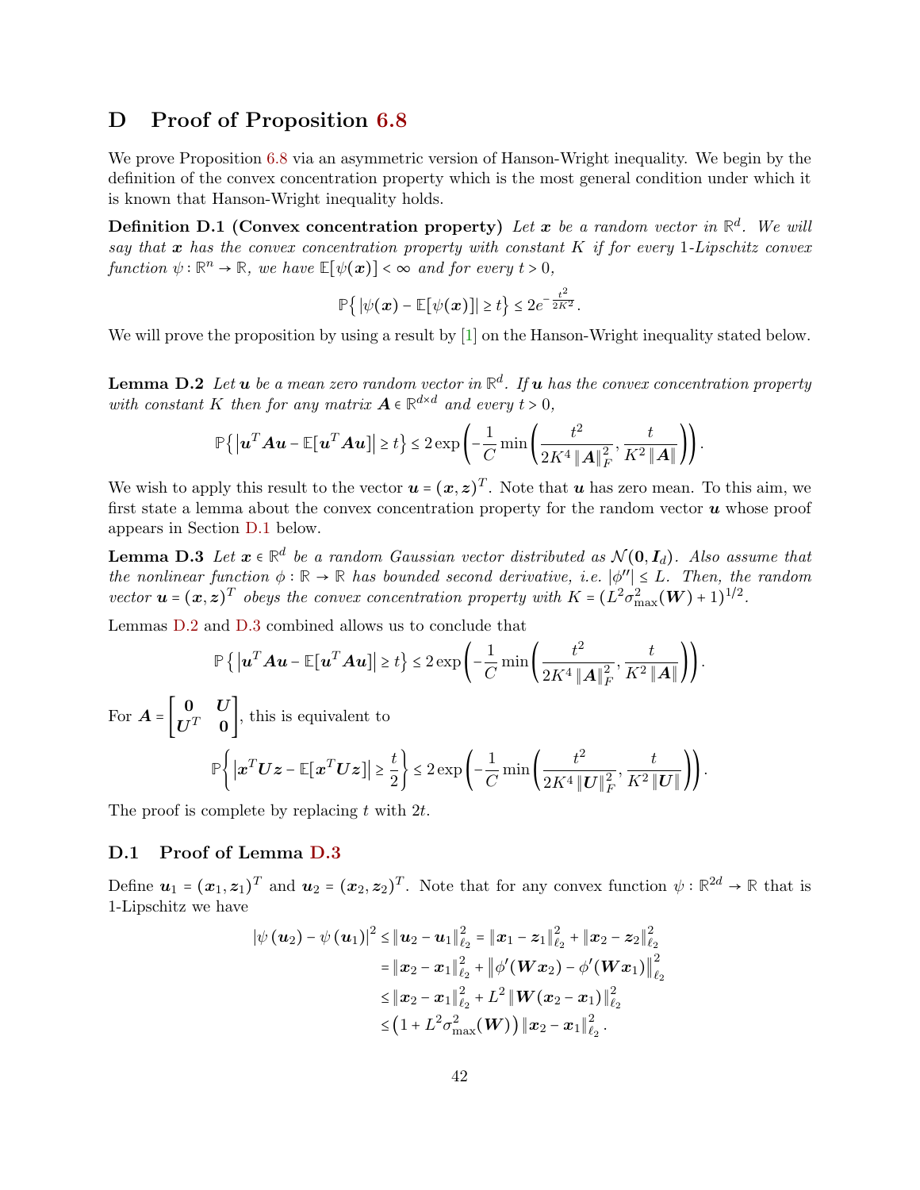# D Proof of Proposition 6.8

We prove Proposition 6.8 via an asymmetric version of Hanson-Wright inequality. We begin by the definition of the convex concentration property which is the most general condition under which it is known that Hanson-Wright inequality holds.

**Definition D.1 (Convex concentration property)** *Let $\boldsymbol{x}$ be a random vector in $\mathbb{R}^d$. We will say that $\boldsymbol{x}$ has the convex concentration property with constant $K$ if for every 1-Lipschitz convex function $\psi : \mathbb{R}^n \to \mathbb{R}$, we have $\mathbb{E}[\psi(\boldsymbol{x})] < \infty$ and for every $t > 0$,*

$$\mathbb{P}\left\{ |\psi(\boldsymbol{x}) - \mathbb{E}[\psi(\boldsymbol{x})]| \geq t \right\} \leq 2e^{-\frac{t^2}{2K^2}}.$$

We will prove the proposition by using a result by [1] on the Hanson-Wright inequality stated below.

**Lemma D.2** *Let $\boldsymbol{u}$ be a mean zero random vector in $\mathbb{R}^d$. If $\boldsymbol{u}$ has the convex concentration property with constant $K$ then for any matrix $\boldsymbol{A} \in \mathbb{R}^{d \times d}$ and every $t > 0$,*

$$\mathbb{P}\left\{ \left|\boldsymbol{u}^T\boldsymbol{A}\boldsymbol{u} - \mathbb{E}[\boldsymbol{u}^T\boldsymbol{A}\boldsymbol{u}]\right| \geq t \right\} \leq 2\exp\left(-\frac{1}{C}\min\left(\frac{t^2}{2K^4\|\boldsymbol{A}\|_F^2}, \frac{t}{K^2\|\boldsymbol{A}\|}\right)\right).$$

We wish to apply this result to the vector $\boldsymbol{u} = (\boldsymbol{x}, \boldsymbol{z})^T$. Note that $\boldsymbol{u}$ has zero mean. To this aim, we first state a lemma about the convex concentration property for the random vector $\boldsymbol{u}$ whose proof appears in Section D.1 below.

**Lemma D.3** *Let $\boldsymbol{x} \in \mathbb{R}^d$ be a random Gaussian vector distributed as $\mathcal{N}(\boldsymbol{0}, \boldsymbol{I}_d)$. Also assume that the nonlinear function $\phi : \mathbb{R} \to \mathbb{R}$ has bounded second derivative, i.e. $|\phi''| \leq L$. Then, the random vector $\boldsymbol{u} = (\boldsymbol{x}, \boldsymbol{z})^T$ obeys the convex concentration property with $K = (L^2\sigma_{\max}^2(\boldsymbol{W}) + 1)^{1/2}$.*

Lemmas D.2 and D.3 combined allows us to conclude that

$$\mathbb{P}\left\{ \left|\boldsymbol{u}^T\boldsymbol{A}\boldsymbol{u} - \mathbb{E}[\boldsymbol{u}^T\boldsymbol{A}\boldsymbol{u}]\right| \geq t \right\} \leq 2\exp\left(-\frac{1}{C}\min\left(\frac{t^2}{2K^4\|\boldsymbol{A}\|_F^2}, \frac{t}{K^2\|\boldsymbol{A}\|}\right)\right).$$

For $\boldsymbol{A} = \begin{bmatrix} \boldsymbol{0} & \boldsymbol{U} \\ \boldsymbol{U}^T & \boldsymbol{0} \end{bmatrix}$, this is equivalent to

$$\mathbb{P}\left\{ \left|\boldsymbol{x}^T\boldsymbol{U}\boldsymbol{z} - \mathbb{E}[\boldsymbol{x}^T\boldsymbol{U}\boldsymbol{z}]\right| \geq \frac{t}{2} \right\} \leq 2\exp\left(-\frac{1}{C}\min\left(\frac{t^2}{2K^4\|\boldsymbol{U}\|_F^2}, \frac{t}{K^2\|\boldsymbol{U}\|}\right)\right).$$

The proof is complete by replacing $t$ with $2t$.

## D.1 Proof of Lemma D.3

Define $\boldsymbol{u}_1 = (\boldsymbol{x}_1, \boldsymbol{z}_1)^T$ and $\boldsymbol{u}_2 = (\boldsymbol{x}_2, \boldsymbol{z}_2)^T$. Note that for any convex function $\psi : \mathbb{R}^{2d} \to \mathbb{R}$ that is 1-Lipschitz we have

$$\begin{aligned}
|\psi(\boldsymbol{u}_2) - \psi(\boldsymbol{u}_1)|^2 &\leq \|\boldsymbol{u}_2 - \boldsymbol{u}_1\|_{\ell_2}^2 = \|\boldsymbol{x}_1 - \boldsymbol{z}_1\|_{\ell_2}^2 + \|\boldsymbol{x}_2 - \boldsymbol{z}_2\|_{\ell_2}^2 \\
&= \|\boldsymbol{x}_2 - \boldsymbol{x}_1\|_{\ell_2}^2 + \left\|\phi'(\boldsymbol{W}\boldsymbol{x}_2) - \phi'(\boldsymbol{W}\boldsymbol{x}_1)\right\|_{\ell_2}^2 \\
&\leq \|\boldsymbol{x}_2 - \boldsymbol{x}_1\|_{\ell_2}^2 + L^2\|\boldsymbol{W}(\boldsymbol{x}_2 - \boldsymbol{x}_1)\|_{\ell_2}^2 \\
&\leq \left(1 + L^2\sigma_{\max}^2(\boldsymbol{W})\right)\|\boldsymbol{x}_2 - \boldsymbol{x}_1\|_{\ell_2}^2.
\end{aligned}$$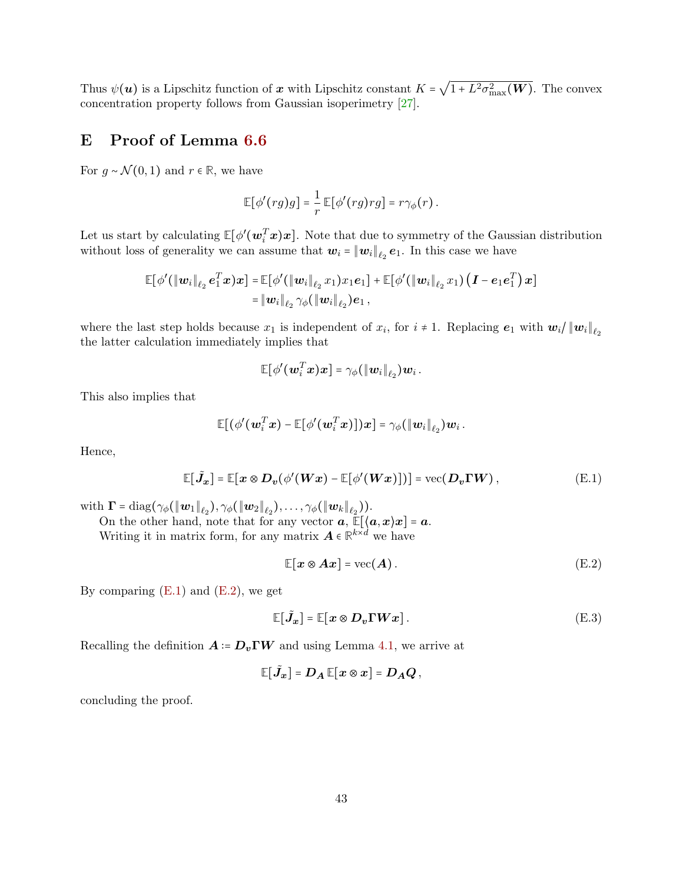Thus $\psi(\boldsymbol{u})$ is a Lipschitz function of $\boldsymbol{x}$ with Lipschitz constant $K = \sqrt{1 + L^2\sigma_{\max}^2(\boldsymbol{W})}$. The convex concentration property follows from Gaussian isoperimetry [27].

# E Proof of Lemma 6.6

For $g \sim \mathcal{N}(0,1)$ and $r \in \mathbb{R}$, we have

$$\mathbb{E}[\phi'(rg)g] = \frac{1}{r}\,\mathbb{E}[\phi'(rg)rg] = r\gamma_\phi(r)\,.$$

Let us start by calculating $\mathbb{E}[\phi'(\boldsymbol{w}_i^T\boldsymbol{x})\boldsymbol{x}]$. Note that due to symmetry of the Gaussian distribution without loss of generality we can assume that $\boldsymbol{w}_i = \|\boldsymbol{w}_i\|_{\ell_2}\boldsymbol{e}_1$. In this case we have

$$\begin{aligned}
\mathbb{E}[\phi'(\|\boldsymbol{w}_i\|_{\ell_2}\boldsymbol{e}_1^T\boldsymbol{x})\boldsymbol{x}] &= \mathbb{E}[\phi'(\|\boldsymbol{w}_i\|_{\ell_2}x_1)x_1\boldsymbol{e}_1] + \mathbb{E}[\phi'(\|\boldsymbol{w}_i\|_{\ell_2}x_1)\left(\boldsymbol{I} - \boldsymbol{e}_1\boldsymbol{e}_1^T\right)\boldsymbol{x}] \\
&= \|\boldsymbol{w}_i\|_{\ell_2}\gamma_\phi(\|\boldsymbol{w}_i\|_{\ell_2})\boldsymbol{e}_1\,,
\end{aligned}$$

where the last step holds because $x_1$ is independent of $x_i$, for $i \neq 1$. Replacing $\boldsymbol{e}_1$ with $\boldsymbol{w}_i/\|\boldsymbol{w}_i\|_{\ell_2}$ the latter calculation immediately implies that

$$\mathbb{E}[\phi'(\boldsymbol{w}_i^T\boldsymbol{x})\boldsymbol{x}] = \gamma_\phi(\|\boldsymbol{w}_i\|_{\ell_2})\boldsymbol{w}_i\,.$$

This also implies that

$$\mathbb{E}[(\phi'(\boldsymbol{w}_i^T\boldsymbol{x}) - \mathbb{E}[\phi'(\boldsymbol{w}_i^T\boldsymbol{x})])\boldsymbol{x}] = \gamma_\phi(\|\boldsymbol{w}_i\|_{\ell_2})\boldsymbol{w}_i\,.$$

Hence,

$$\mathbb{E}[\tilde{\boldsymbol{J}}_{\boldsymbol{x}}] = \mathbb{E}[\boldsymbol{x} \otimes \boldsymbol{D}_{\boldsymbol{v}}(\phi'(\boldsymbol{W}\boldsymbol{x}) - \mathbb{E}[\phi'(\boldsymbol{W}\boldsymbol{x})])] = \text{vec}(\boldsymbol{D}_{\boldsymbol{v}}\boldsymbol{\Gamma}\boldsymbol{W})\,, \tag{E.1}$$

with $\boldsymbol{\Gamma} = \text{diag}(\gamma_\phi(\|\boldsymbol{w}_1\|_{\ell_2}), \gamma_\phi(\|\boldsymbol{w}_2\|_{\ell_2}), \ldots, \gamma_\phi(\|\boldsymbol{w}_k\|_{\ell_2}))$.

On the other hand, note that for any vector $\boldsymbol{a}$, $\mathbb{E}[\langle\boldsymbol{a},\boldsymbol{x}\rangle\boldsymbol{x}] = \boldsymbol{a}$.

Writing it in matrix form, for any matrix $\boldsymbol{A} \in \mathbb{R}^{k\times d}$ we have

$$\mathbb{E}[\boldsymbol{x} \otimes \boldsymbol{A}\boldsymbol{x}] = \text{vec}(\boldsymbol{A})\,. \tag{E.2}$$

By comparing (E.1) and (E.2), we get

$$\mathbb{E}[\tilde{\boldsymbol{J}}_{\boldsymbol{x}}] = \mathbb{E}[\boldsymbol{x} \otimes \boldsymbol{D}_{\boldsymbol{v}}\boldsymbol{\Gamma}\boldsymbol{W}\boldsymbol{x}]\,. \tag{E.3}$$

Recalling the definition $\boldsymbol{A} := \boldsymbol{D}_{\boldsymbol{v}}\boldsymbol{\Gamma}\boldsymbol{W}$ and using Lemma 4.1, we arrive at

$$\mathbb{E}[\tilde{\boldsymbol{J}}_{\boldsymbol{x}}] = \boldsymbol{D}_{\boldsymbol{A}}\,\mathbb{E}[\boldsymbol{x} \otimes \boldsymbol{x}] = \boldsymbol{D}_{\boldsymbol{A}}\boldsymbol{Q}\,,$$

concluding the proof.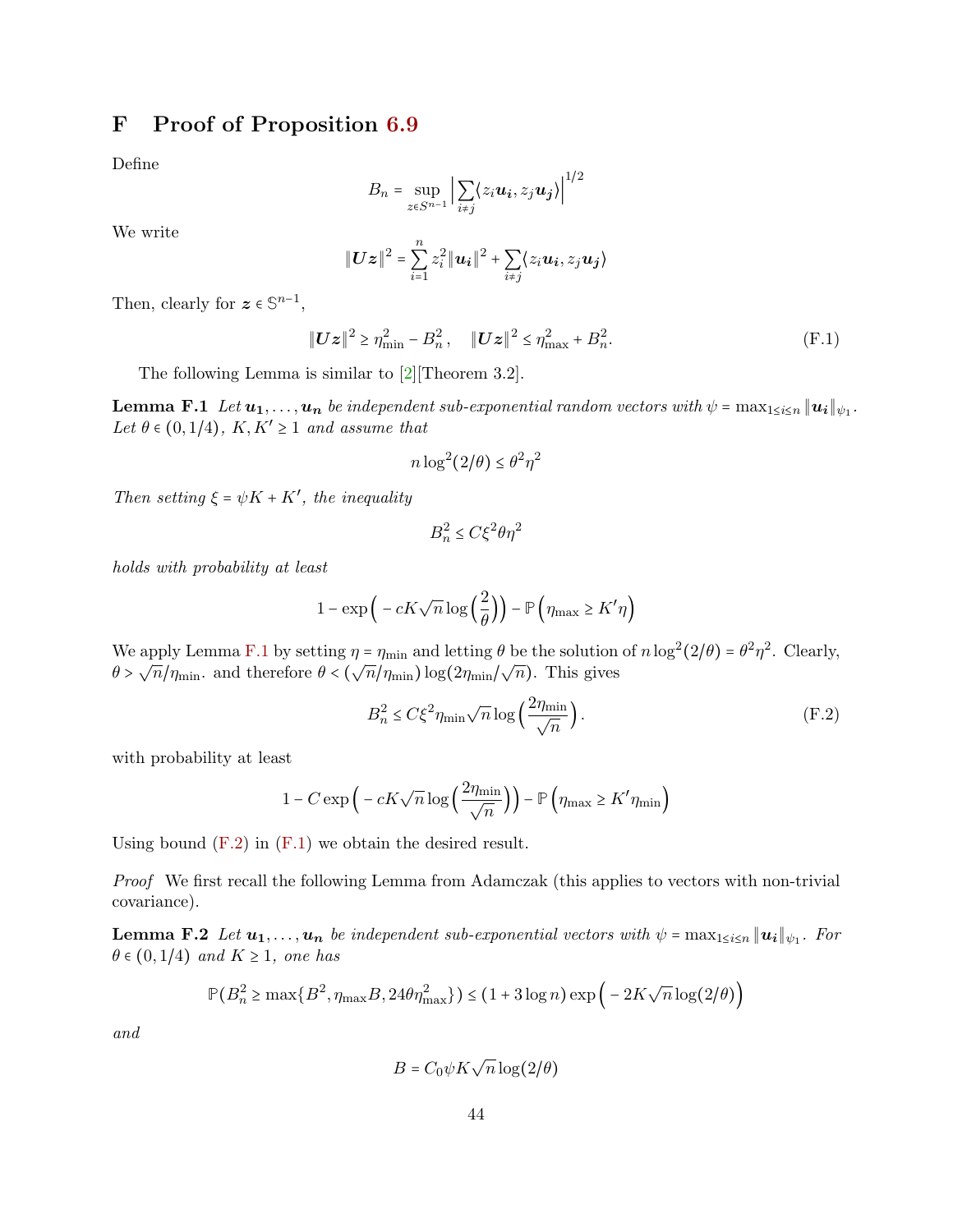# F Proof of Proposition 6.9

Define

$$B_n = \sup_{z \in S^{n-1}} \Big| \sum_{i \neq j} \langle z_i \boldsymbol{u_i}, z_j \boldsymbol{u_j} \rangle \Big|^{1/2}$$

We write

$$\|\boldsymbol{U}\boldsymbol{z}\|^2 = \sum_{i=1}^{n} z_i^2 \|\boldsymbol{u_i}\|^2 + \sum_{i \neq j} \langle z_i \boldsymbol{u_i}, z_j \boldsymbol{u_j} \rangle$$

Then, clearly for $\boldsymbol{z} \in \mathbb{S}^{n-1}$,

$$\|\boldsymbol{U}\boldsymbol{z}\|^2 \geq \eta_{\min}^2 - B_n^2, \quad \|\boldsymbol{U}\boldsymbol{z}\|^2 \leq \eta_{\max}^2 + B_n^2. \tag{F.1}$$

The following Lemma is similar to [2][Theorem 3.2].

**Lemma F.1** *Let $\boldsymbol{u_1}, \ldots, \boldsymbol{u_n}$ be independent sub-exponential random vectors with $\psi = \max_{1 \leq i \leq n} \|\boldsymbol{u_i}\|_{\psi_1}$. Let $\theta \in (0, 1/4)$, $K, K' \geq 1$ and assume that*

$$n \log^2(2/\theta) \leq \theta^2 \eta^2$$

*Then setting $\xi = \psi K + K'$, the inequality*

$$B_n^2 \leq C \xi^2 \theta \eta^2$$

*holds with probability at least*

$$1 - \exp\Big( -cK\sqrt{n} \log\Big(\frac{2}{\theta}\Big)\Big) - \mathbb{P}\Big(\eta_{\max} \geq K'\eta\Big)$$

We apply Lemma F.1 by setting $\eta = \eta_{\min}$ and letting $\theta$ be the solution of $n \log^2(2/\theta) = \theta^2 \eta^2$. Clearly, $\theta > \sqrt{n}/\eta_{\min}$. and therefore $\theta < (\sqrt{n}/\eta_{\min}) \log(2\eta_{\min}/\sqrt{n})$. This gives

$$B_n^2 \leq C \xi^2 \eta_{\min} \sqrt{n} \log\Big(\frac{2\eta_{\min}}{\sqrt{n}}\Big). \tag{F.2}$$

with probability at least

$$1 - C \exp\Big( -cK\sqrt{n} \log\Big(\frac{2\eta_{\min}}{\sqrt{n}}\Big)\Big) - \mathbb{P}\Big(\eta_{\max} \geq K'\eta_{\min}\Big)$$

Using bound (F.2) in (F.1) we obtain the desired result.

*Proof* We first recall the following Lemma from Adamczak (this applies to vectors with non-trivial covariance).

**Lemma F.2** *Let $\boldsymbol{u_1}, \ldots, \boldsymbol{u_n}$ be independent sub-exponential vectors with $\psi = \max_{1 \leq i \leq n} \|\boldsymbol{u_i}\|_{\psi_1}$. For $\theta \in (0, 1/4)$ and $K \geq 1$, one has*

$$\mathbb{P}(B_n^2 \geq \max\{B^2, \eta_{\max} B, 24\theta\eta_{\max}^2\}) \leq (1 + 3\log n) \exp\Big( -2K\sqrt{n} \log(2/\theta)\Big)$$

*and*

$$B = C_0 \psi K \sqrt{n} \log(2/\theta)$$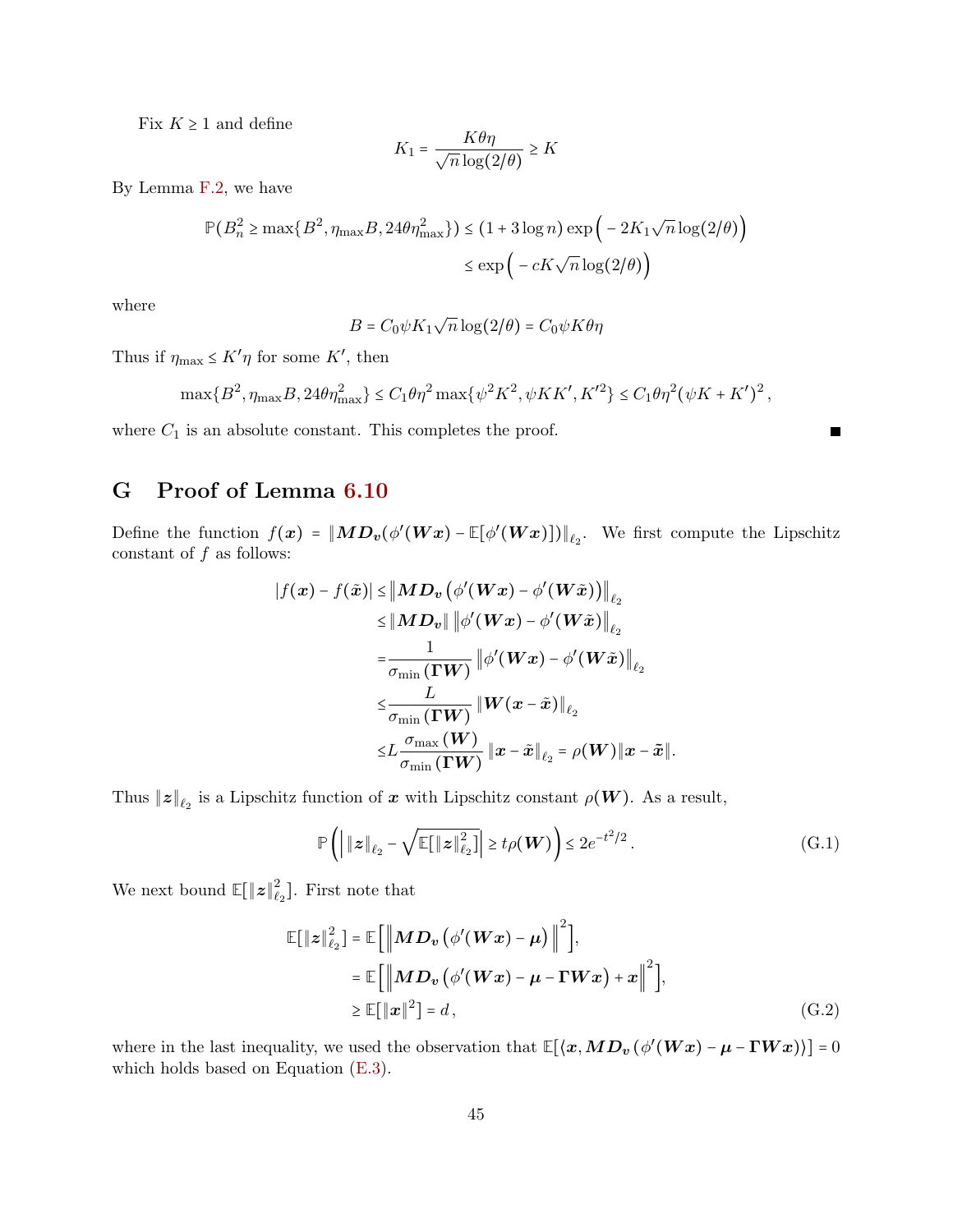Fix $K \geq 1$ and define

$$K_1 = \frac{K\theta\eta}{\sqrt{n}\log(2/\theta)} \geq K$$

By Lemma F.2, we have

$$\begin{aligned}
\mathbb{P}(B_n^2 \geq \max\{B^2, \eta_{\max} B, 24\theta\eta_{\max}^2\}) &\leq (1 + 3\log n)\exp\Big(-2K_1\sqrt{n}\log(2/\theta)\Big) \\
&\leq \exp\Big(-cK\sqrt{n}\log(2/\theta)\Big)
\end{aligned}$$

where

$$B = C_0\psi K_1\sqrt{n}\log(2/\theta) = C_0\psi K\theta\eta$$

Thus if $\eta_{\max} \leq K'\eta$ for some $K'$, then

$$\max\{B^2, \eta_{\max}B, 24\theta\eta_{\max}^2\} \leq C_1\theta\eta^2\max\{\psi^2K^2, \psi KK', K'^2\} \leq C_1\theta\eta^2(\psi K + K')^2,$$

where $C_1$ is an absolute constant. This completes the proof. ■

# G Proof of Lemma 6.10

Define the function $f(\boldsymbol{x}) = \|\boldsymbol{M}\boldsymbol{D}_{\boldsymbol{v}}(\phi'(\boldsymbol{W}\boldsymbol{x}) - \mathbb{E}[\phi'(\boldsymbol{W}\boldsymbol{x})])\|_{\ell_2}$. We first compute the Lipschitz constant of $f$ as follows:

$$\begin{aligned}
|f(\boldsymbol{x}) - f(\tilde{\boldsymbol{x}})| &\leq \left\|\boldsymbol{M}\boldsymbol{D}_{\boldsymbol{v}}\left(\phi'(\boldsymbol{W}\boldsymbol{x}) - \phi'(\boldsymbol{W}\tilde{\boldsymbol{x}})\right)\right\|_{\ell_2} \\
&\leq \|\boldsymbol{M}\boldsymbol{D}_{\boldsymbol{v}}\| \left\|\phi'(\boldsymbol{W}\boldsymbol{x}) - \phi'(\boldsymbol{W}\tilde{\boldsymbol{x}})\right\|_{\ell_2} \\
&= \frac{1}{\sigma_{\min}(\boldsymbol{\Gamma}\boldsymbol{W})}\left\|\phi'(\boldsymbol{W}\boldsymbol{x}) - \phi'(\boldsymbol{W}\tilde{\boldsymbol{x}})\right\|_{\ell_2} \\
&\leq \frac{L}{\sigma_{\min}(\boldsymbol{\Gamma}\boldsymbol{W})}\|\boldsymbol{W}(\boldsymbol{x} - \tilde{\boldsymbol{x}})\|_{\ell_2} \\
&\leq L\frac{\sigma_{\max}(\boldsymbol{W})}{\sigma_{\min}(\boldsymbol{\Gamma}\boldsymbol{W})}\|\boldsymbol{x} - \tilde{\boldsymbol{x}}\|_{\ell_2} = \rho(\boldsymbol{W})\|\boldsymbol{x} - \tilde{\boldsymbol{x}}\|.
\end{aligned}$$

Thus $\|\boldsymbol{z}\|_{\ell_2}$ is a Lipschitz function of $\boldsymbol{x}$ with Lipschitz constant $\rho(\boldsymbol{W})$. As a result,

$$\mathbb{P}\left(\left|\|\boldsymbol{z}\|_{\ell_2} - \sqrt{\mathbb{E}[\|\boldsymbol{z}\|_{\ell_2}^2]}\right| \geq t\rho(\boldsymbol{W})\right) \leq 2e^{-t^2/2}. \tag{G.1}$$

We next bound $\mathbb{E}[\|\boldsymbol{z}\|_{\ell_2}^2]$. First note that

$$\begin{aligned}
\mathbb{E}[\|\boldsymbol{z}\|_{\ell_2}^2] &= \mathbb{E}\Big[\Big\|\boldsymbol{M}\boldsymbol{D}_{\boldsymbol{v}}\left(\phi'(\boldsymbol{W}\boldsymbol{x}) - \boldsymbol{\mu}\right)\Big\|^2\Big], \\
&= \mathbb{E}\Big[\Big\|\boldsymbol{M}\boldsymbol{D}_{\boldsymbol{v}}\left(\phi'(\boldsymbol{W}\boldsymbol{x}) - \boldsymbol{\mu} - \boldsymbol{\Gamma}\boldsymbol{W}\boldsymbol{x}\right) + \boldsymbol{x}\Big\|^2\Big], \\
&\geq \mathbb{E}[\|\boldsymbol{x}\|^2] = d,
\end{aligned} \tag{G.2}$$

where in the last inequality, we used the observation that $\mathbb{E}[\langle\boldsymbol{x}, \boldsymbol{M}\boldsymbol{D}_{\boldsymbol{v}}\left(\phi'(\boldsymbol{W}\boldsymbol{x}) - \boldsymbol{\mu} - \boldsymbol{\Gamma}\boldsymbol{W}\boldsymbol{x}\right)\rangle] = 0$ which holds based on Equation (E.3).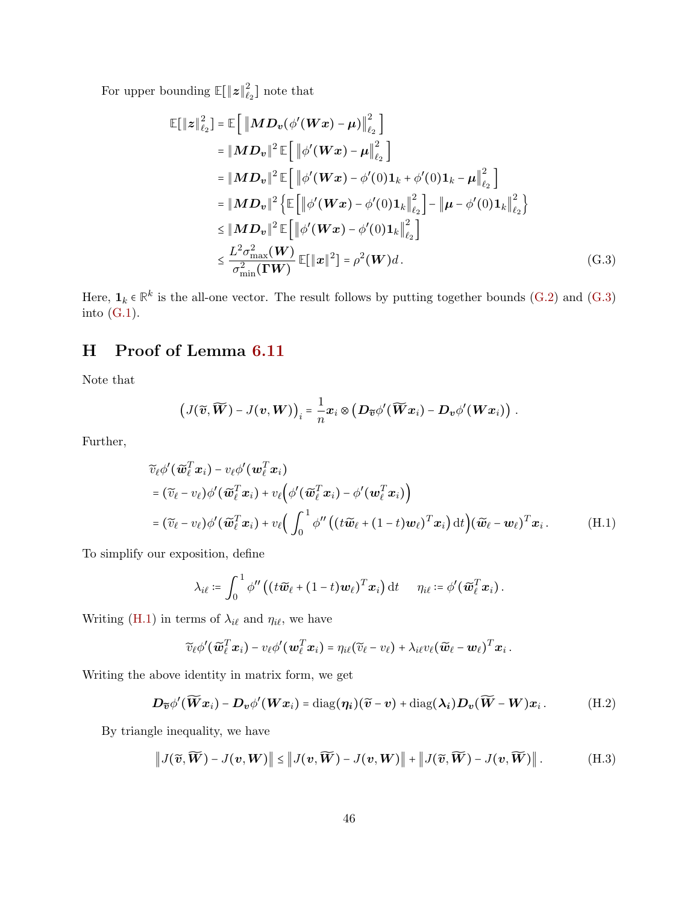For upper bounding $\mathbb{E}[\|\boldsymbol{z}\|_{\ell_2}^2]$ note that

$$
\begin{aligned}
\mathbb{E}[\|\boldsymbol{z}\|_{\ell_2}^2] &= \mathbb{E}\left[\left\|\boldsymbol{M}\boldsymbol{D}_{\boldsymbol{v}}(\phi'(\boldsymbol{W}\boldsymbol{x})-\boldsymbol{\mu})\right\|_{\ell_2}^2\right] \\
&= \|\boldsymbol{M}\boldsymbol{D}_{\boldsymbol{v}}\|^2\,\mathbb{E}\left[\left\|\phi'(\boldsymbol{W}\boldsymbol{x})-\boldsymbol{\mu}\right\|_{\ell_2}^2\right] \\
&= \|\boldsymbol{M}\boldsymbol{D}_{\boldsymbol{v}}\|^2\,\mathbb{E}\left[\left\|\phi'(\boldsymbol{W}\boldsymbol{x})-\phi'(0)\mathbf{1}_k+\phi'(0)\mathbf{1}_k-\boldsymbol{\mu}\right\|_{\ell_2}^2\right] \\
&= \|\boldsymbol{M}\boldsymbol{D}_{\boldsymbol{v}}\|^2\left\{\mathbb{E}\left[\left\|\phi'(\boldsymbol{W}\boldsymbol{x})-\phi'(0)\mathbf{1}_k\right\|_{\ell_2}^2\right]-\left\|\boldsymbol{\mu}-\phi'(0)\mathbf{1}_k\right\|_{\ell_2}^2\right\} \\
&\le \|\boldsymbol{M}\boldsymbol{D}_{\boldsymbol{v}}\|^2\,\mathbb{E}\left[\left\|\phi'(\boldsymbol{W}\boldsymbol{x})-\phi'(0)\mathbf{1}_k\right\|_{\ell_2}^2\right] \\
&\le \frac{L^2\sigma_{\max}^2(\boldsymbol{W})}{\sigma_{\min}^2(\boldsymbol{\Gamma}\boldsymbol{W})}\,\mathbb{E}[\|\boldsymbol{x}\|^2] = \rho^2(\boldsymbol{W})d\,. 
\end{aligned}
\tag{G.3}
$$

Here, $\mathbf{1}_k \in \mathbb{R}^k$ is the all-one vector. The result follows by putting together bounds (G.2) and (G.3) into (G.1).

# H Proof of Lemma 6.11

Note that

$$
\left(J(\widetilde{\boldsymbol{v}},\widetilde{\boldsymbol{W}})-J(\boldsymbol{v},\boldsymbol{W})\right)_i = \frac{1}{n}\boldsymbol{x}_i \otimes \left(\boldsymbol{D}_{\widetilde{\boldsymbol{v}}}\phi'(\widetilde{\boldsymbol{W}}\boldsymbol{x}_i)-\boldsymbol{D}_{\boldsymbol{v}}\phi'(\boldsymbol{W}\boldsymbol{x}_i)\right).
$$

Further,

$$
\begin{aligned}
&\widetilde{v}_\ell\phi'(\widetilde{\boldsymbol{w}}_\ell^T\boldsymbol{x}_i)-v_\ell\phi'(\boldsymbol{w}_\ell^T\boldsymbol{x}_i) \\
&= (\widetilde{v}_\ell-v_\ell)\phi'(\widetilde{\boldsymbol{w}}_\ell^T\boldsymbol{x}_i)+v_\ell\Big(\phi'(\widetilde{\boldsymbol{w}}_\ell^T\boldsymbol{x}_i)-\phi'(\boldsymbol{w}_\ell^T\boldsymbol{x}_i)\Big) \\
&= (\widetilde{v}_\ell-v_\ell)\phi'(\widetilde{\boldsymbol{w}}_\ell^T\boldsymbol{x}_i)+v_\ell\Big(\int_0^1\phi''\left((t\widetilde{\boldsymbol{w}}_\ell+(1-t)\boldsymbol{w}_\ell)^T\boldsymbol{x}_i\right)\mathrm{d}t\Big)(\widetilde{\boldsymbol{w}}_\ell-\boldsymbol{w}_\ell)^T\boldsymbol{x}_i\,.
\end{aligned}
\tag{H.1}
$$

To simplify our exposition, define

$$
\lambda_{i\ell} := \int_0^1\phi''\left((t\widetilde{\boldsymbol{w}}_\ell+(1-t)\boldsymbol{w}_\ell)^T\boldsymbol{x}_i\right)\mathrm{d}t \qquad \eta_{i\ell} := \phi'(\widetilde{\boldsymbol{w}}_\ell^T\boldsymbol{x}_i)\,.
$$

Writing (H.1) in terms of $\lambda_{i\ell}$ and $\eta_{i\ell}$, we have

$$
\widetilde{v}_\ell\phi'(\widetilde{\boldsymbol{w}}_\ell^T\boldsymbol{x}_i)-v_\ell\phi'(\boldsymbol{w}_\ell^T\boldsymbol{x}_i) = \eta_{i\ell}(\widetilde{v}_\ell-v_\ell)+\lambda_{i\ell}v_\ell(\widetilde{\boldsymbol{w}}_\ell-\boldsymbol{w}_\ell)^T\boldsymbol{x}_i\,.
$$

Writing the above identity in matrix form, we get

$$
\boldsymbol{D}_{\widetilde{\boldsymbol{v}}}\phi'(\widetilde{\boldsymbol{W}}\boldsymbol{x}_i)-\boldsymbol{D}_{\boldsymbol{v}}\phi'(\boldsymbol{W}\boldsymbol{x}_i) = \mathrm{diag}(\boldsymbol{\eta}_i)(\widetilde{\boldsymbol{v}}-\boldsymbol{v})+\mathrm{diag}(\boldsymbol{\lambda}_i)\boldsymbol{D}_{\boldsymbol{v}}(\widetilde{\boldsymbol{W}}-\boldsymbol{W})\boldsymbol{x}_i\,. \tag{H.2}
$$

By triangle inequality, we have

$$
\left\|J(\widetilde{\boldsymbol{v}},\widetilde{\boldsymbol{W}})-J(\boldsymbol{v},\boldsymbol{W})\right\| \le \left\|J(\boldsymbol{v},\widetilde{\boldsymbol{W}})-J(\boldsymbol{v},\boldsymbol{W})\right\|+\left\|J(\widetilde{\boldsymbol{v}},\widetilde{\boldsymbol{W}})-J(\boldsymbol{v},\widetilde{\boldsymbol{W}})\right\|. \tag{H.3}
$$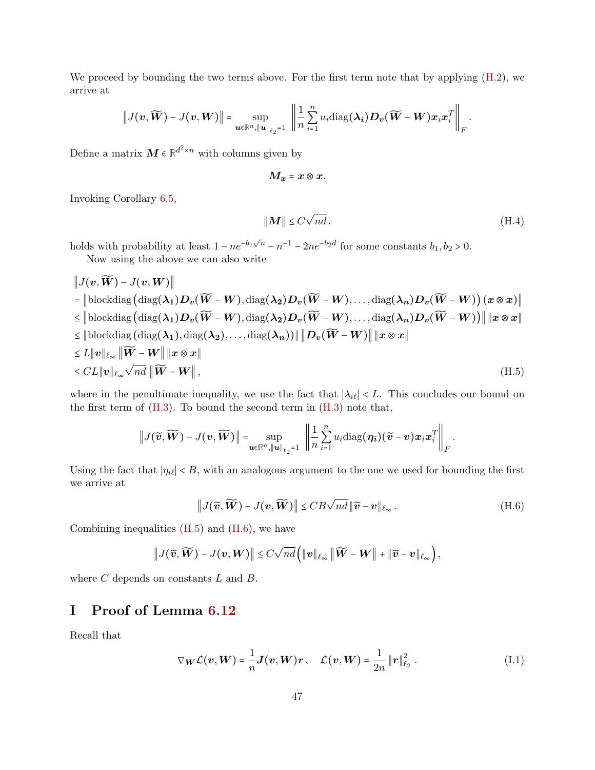We proceed by bounding the two terms above. For the first term note that by applying (H.2), we arrive at

$$\left\| J(\boldsymbol{v}, \widetilde{\boldsymbol{W}}) - J(\boldsymbol{v}, \boldsymbol{W}) \right\| = \sup_{\boldsymbol{u} \in \mathbb{R}^n, \|\boldsymbol{u}\|_{\ell_2}=1} \left\| \frac{1}{n} \sum_{i=1}^{n} u_i \text{diag}(\boldsymbol{\lambda_i}) \boldsymbol{D_v} (\widetilde{\boldsymbol{W}} - \boldsymbol{W}) \boldsymbol{x}_i \boldsymbol{x}_i^T \right\|_F .$$

Define a matrix $\boldsymbol{M} \in \mathbb{R}^{d^2 \times n}$ with columns given by

$$\boldsymbol{M_x} = \boldsymbol{x} \otimes \boldsymbol{x}.$$

Invoking Corollary 6.5,

$$\|\boldsymbol{M}\| \leq C\sqrt{nd}. \tag{H.4}$$

holds with probability at least $1 - ne^{-b_1\sqrt{n}} - n^{-1} - 2ne^{-b_2 d}$ for some constants $b_1, b_2 > 0$.

Now using the above we can also write

$$\begin{aligned}
&\left\| J(\boldsymbol{v}, \widetilde{\boldsymbol{W}}) - J(\boldsymbol{v}, \boldsymbol{W}) \right\| \\
&= \left\| \text{blockdiag}\left( \text{diag}(\boldsymbol{\lambda_1}) \boldsymbol{D_v}(\widetilde{\boldsymbol{W}} - \boldsymbol{W}), \text{diag}(\boldsymbol{\lambda_2}) \boldsymbol{D_v}(\widetilde{\boldsymbol{W}} - \boldsymbol{W}), \ldots, \text{diag}(\boldsymbol{\lambda_n}) \boldsymbol{D_v}(\widetilde{\boldsymbol{W}} - \boldsymbol{W}) \right) (\boldsymbol{x} \otimes \boldsymbol{x}) \right\| \\
&\leq \left\| \text{blockdiag}\left( \text{diag}(\boldsymbol{\lambda_1}) \boldsymbol{D_v}(\widetilde{\boldsymbol{W}} - \boldsymbol{W}), \text{diag}(\boldsymbol{\lambda_2}) \boldsymbol{D_v}(\widetilde{\boldsymbol{W}} - \boldsymbol{W}), \ldots, \text{diag}(\boldsymbol{\lambda_n}) \boldsymbol{D_v}(\widetilde{\boldsymbol{W}} - \boldsymbol{W}) \right) \right\| \|\boldsymbol{x} \otimes \boldsymbol{x}\| \\
&\leq \left\| \text{blockdiag}\left( \text{diag}(\boldsymbol{\lambda_1}), \text{diag}(\boldsymbol{\lambda_2}), \ldots, \text{diag}(\boldsymbol{\lambda_n}) \right) \right\| \left\| \boldsymbol{D_v}(\widetilde{\boldsymbol{W}} - \boldsymbol{W}) \right\| \|\boldsymbol{x} \otimes \boldsymbol{x}\| \\
&\leq L \|\boldsymbol{v}\|_{\ell_\infty} \left\| \widetilde{\boldsymbol{W}} - \boldsymbol{W} \right\| \|\boldsymbol{x} \otimes \boldsymbol{x}\| \\
&\leq CL \|\boldsymbol{v}\|_{\ell_\infty} \sqrt{nd} \left\| \widetilde{\boldsymbol{W}} - \boldsymbol{W} \right\|,
\end{aligned} \tag{H.5}$$

where in the penultimate inequality, we use the fact that $|\lambda_{i\ell}| < L$. This concludes our bound on the first term of (H.3). To bound the second term in (H.3) note that,

$$\left\| J(\widetilde{\boldsymbol{v}}, \widetilde{\boldsymbol{W}}) - J(\boldsymbol{v}, \widetilde{\boldsymbol{W}}) \right\| = \sup_{\boldsymbol{u} \in \mathbb{R}^n, \|\boldsymbol{u}\|_{\ell_2}=1} \left\| \frac{1}{n} \sum_{i=1}^{n} u_i \text{diag}(\boldsymbol{\eta_i}) (\widetilde{\boldsymbol{v}} - \boldsymbol{v}) \boldsymbol{x}_i \boldsymbol{x}_i^T \right\|_F .$$

Using the fact that $|\eta_{i\ell}| < B$, with an analogous argument to the one we used for bounding the first we arrive at

$$\left\| J(\widetilde{\boldsymbol{v}}, \widetilde{\boldsymbol{W}}) - J(\boldsymbol{v}, \widetilde{\boldsymbol{W}}) \right\| \leq CB\sqrt{nd} \|\widetilde{\boldsymbol{v}} - \boldsymbol{v}\|_{\ell_\infty} . \tag{H.6}$$

Combining inequalities (H.5) and (H.6), we have

$$\left\| J(\widetilde{\boldsymbol{v}}, \widetilde{\boldsymbol{W}}) - J(\boldsymbol{v}, \boldsymbol{W}) \right\| \leq C\sqrt{nd} \left( \|\boldsymbol{v}\|_{\ell_\infty} \left\| \widetilde{\boldsymbol{W}} - \boldsymbol{W} \right\| + \|\widetilde{\boldsymbol{v}} - \boldsymbol{v}\|_{\ell_\infty} \right),$$

where $C$ depends on constants $L$ and $B$.

# I Proof of Lemma 6.12

Recall that

$$\nabla_{\boldsymbol{W}} \mathcal{L}(\boldsymbol{v}, \boldsymbol{W}) = \frac{1}{n} \boldsymbol{J}(\boldsymbol{v}, \boldsymbol{W}) \boldsymbol{r}, \quad \mathcal{L}(\boldsymbol{v}, \boldsymbol{W}) = \frac{1}{2n} \|\boldsymbol{r}\|_{\ell_2}^2 . \tag{I.1}$$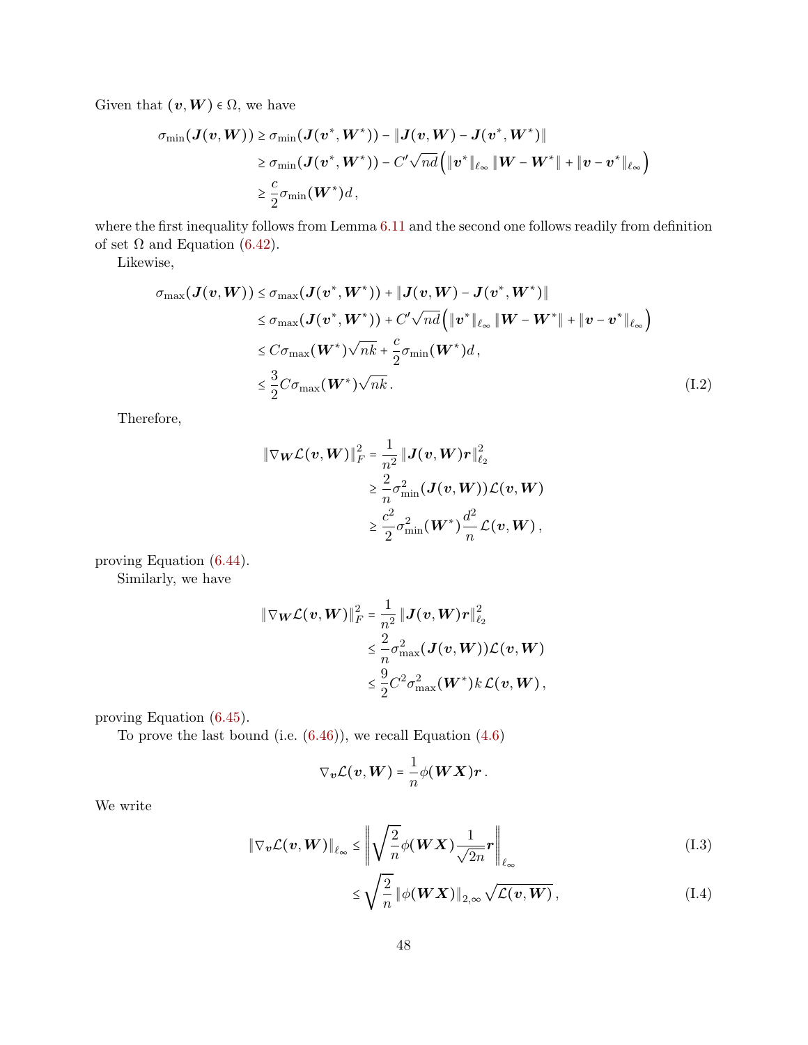Given that $(\boldsymbol{v}, \boldsymbol{W}) \in \Omega$, we have

$$
\begin{aligned}
\sigma_{\min}(\boldsymbol{J}(\boldsymbol{v}, \boldsymbol{W})) &\geq \sigma_{\min}(\boldsymbol{J}(\boldsymbol{v}^*, \boldsymbol{W}^*)) - \|\boldsymbol{J}(\boldsymbol{v}, \boldsymbol{W}) - \boldsymbol{J}(\boldsymbol{v}^*, \boldsymbol{W}^*)\| \\
&\geq \sigma_{\min}(\boldsymbol{J}(\boldsymbol{v}^*, \boldsymbol{W}^*)) - C'\sqrt{nd}\left(\|\boldsymbol{v}^*\|_{\ell_\infty} \|\boldsymbol{W} - \boldsymbol{W}^*\| + \|\boldsymbol{v} - \boldsymbol{v}^*\|_{\ell_\infty}\right) \\
&\geq \frac{c}{2}\sigma_{\min}(\boldsymbol{W}^*) d\,,
\end{aligned}
$$

where the first inequality follows from Lemma 6.11 and the second one follows readily from definition of set $\Omega$ and Equation (6.42).

Likewise,

$$
\begin{aligned}
\sigma_{\max}(\boldsymbol{J}(\boldsymbol{v}, \boldsymbol{W})) &\leq \sigma_{\max}(\boldsymbol{J}(\boldsymbol{v}^*, \boldsymbol{W}^*)) + \|\boldsymbol{J}(\boldsymbol{v}, \boldsymbol{W}) - \boldsymbol{J}(\boldsymbol{v}^*, \boldsymbol{W}^*)\| \\
&\leq \sigma_{\max}(\boldsymbol{J}(\boldsymbol{v}^*, \boldsymbol{W}^*)) + C'\sqrt{nd}\left(\|\boldsymbol{v}^*\|_{\ell_\infty} \|\boldsymbol{W} - \boldsymbol{W}^*\| + \|\boldsymbol{v} - \boldsymbol{v}^*\|_{\ell_\infty}\right) \\
&\leq C\sigma_{\max}(\boldsymbol{W}^*)\sqrt{nk} + \frac{c}{2}\sigma_{\min}(\boldsymbol{W}^*) d\,, \\
&\leq \frac{3}{2} C\sigma_{\max}(\boldsymbol{W}^*)\sqrt{nk}\,. 
\end{aligned} \tag{I.2}
$$

Therefore,

$$
\begin{aligned}
\|\nabla_{\boldsymbol{W}} \mathcal{L}(\boldsymbol{v}, \boldsymbol{W})\|_F^2 &= \frac{1}{n^2} \|\boldsymbol{J}(\boldsymbol{v}, \boldsymbol{W})\boldsymbol{r}\|_{\ell_2}^2 \\
&\geq \frac{2}{n}\sigma_{\min}^2(\boldsymbol{J}(\boldsymbol{v}, \boldsymbol{W}))\mathcal{L}(\boldsymbol{v}, \boldsymbol{W}) \\
&\geq \frac{c^2}{2}\sigma_{\min}^2(\boldsymbol{W}^*)\frac{d^2}{n}\mathcal{L}(\boldsymbol{v}, \boldsymbol{W})\,,
\end{aligned}
$$

proving Equation (6.44).

Similarly, we have

$$
\begin{aligned}
\|\nabla_{\boldsymbol{W}} \mathcal{L}(\boldsymbol{v}, \boldsymbol{W})\|_F^2 &= \frac{1}{n^2} \|\boldsymbol{J}(\boldsymbol{v}, \boldsymbol{W})\boldsymbol{r}\|_{\ell_2}^2 \\
&\leq \frac{2}{n}\sigma_{\max}^2(\boldsymbol{J}(\boldsymbol{v}, \boldsymbol{W}))\mathcal{L}(\boldsymbol{v}, \boldsymbol{W}) \\
&\leq \frac{9}{2}C^2\sigma_{\max}^2(\boldsymbol{W}^*) k\,\mathcal{L}(\boldsymbol{v}, \boldsymbol{W})\,,
\end{aligned}
$$

proving Equation (6.45).

To prove the last bound (i.e. (6.46)), we recall Equation (4.6)

$$
\nabla_{\boldsymbol{v}} \mathcal{L}(\boldsymbol{v}, \boldsymbol{W}) = \frac{1}{n}\phi(\boldsymbol{W}\boldsymbol{X})\boldsymbol{r}\,.
$$

We write

$$
\begin{aligned}
\|\nabla_{\boldsymbol{v}} \mathcal{L}(\boldsymbol{v}, \boldsymbol{W})\|_{\ell_\infty} &\leq \left\| \sqrt{\frac{2}{n}}\phi(\boldsymbol{W}\boldsymbol{X})\frac{1}{\sqrt{2n}}\boldsymbol{r} \right\|_{\ell_\infty} && \text{(I.3)} \\
&\leq \sqrt{\frac{2}{n}}\|\phi(\boldsymbol{W}\boldsymbol{X})\|_{2,\infty}\sqrt{\mathcal{L}(\boldsymbol{v}, \boldsymbol{W})}\,, && \text{(I.4)}
\end{aligned}
$$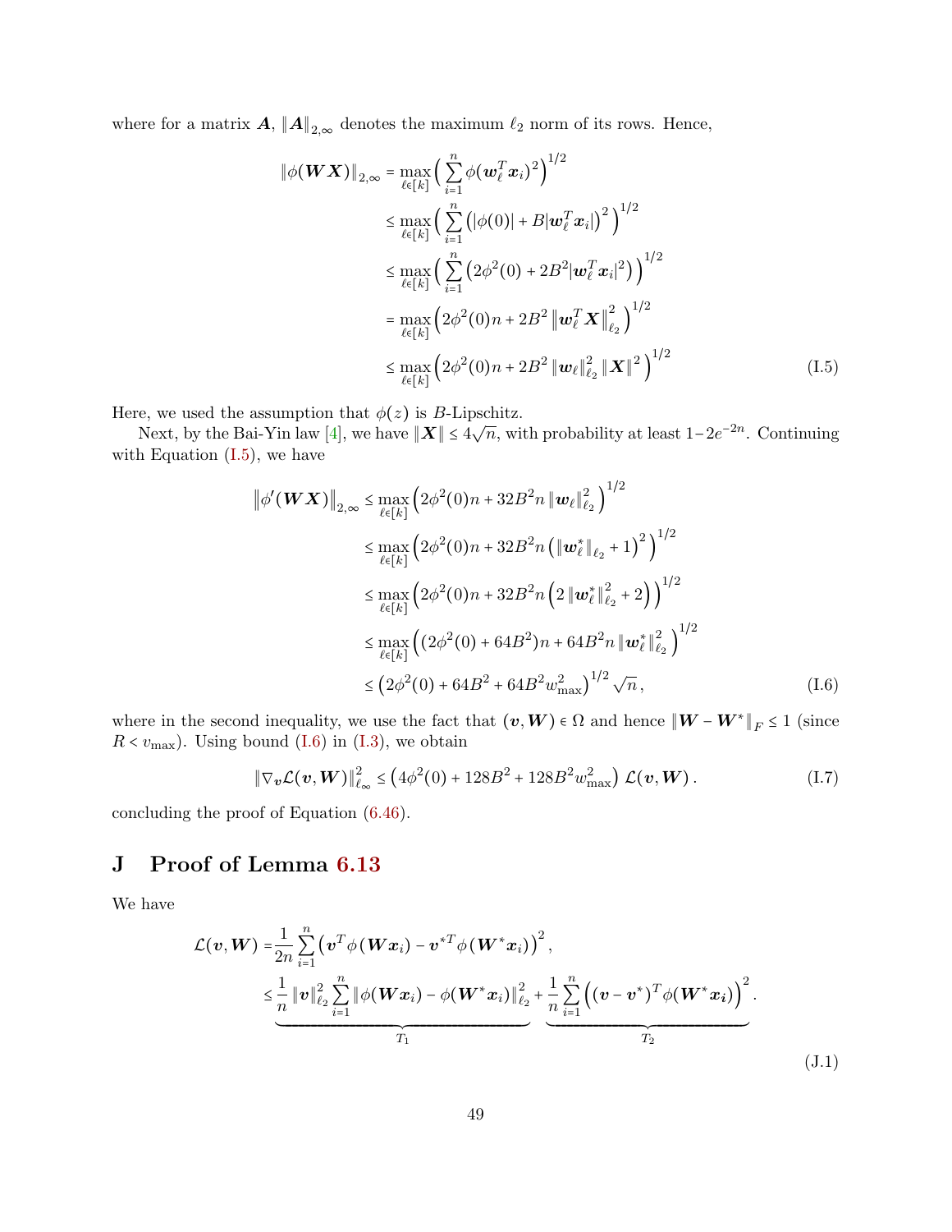where for a matrix $\boldsymbol{A}$, $\|\boldsymbol{A}\|_{2,\infty}$ denotes the maximum $\ell_2$ norm of its rows. Hence,

$$
\begin{aligned}
\|\phi(\boldsymbol{W}\boldsymbol{X})\|_{2,\infty} &= \max_{\ell\in[k]} \Big( \sum_{i=1}^{n} \phi(\boldsymbol{w}_\ell^T \boldsymbol{x}_i)^2 \Big)^{1/2} \\
&\le \max_{\ell\in[k]} \Big( \sum_{i=1}^{n} \big( |\phi(0)| + B|\boldsymbol{w}_\ell^T \boldsymbol{x}_i| \big)^2 \Big)^{1/2} \\
&\le \max_{\ell\in[k]} \Big( \sum_{i=1}^{n} \big( 2\phi^2(0) + 2B^2 |\boldsymbol{w}_\ell^T \boldsymbol{x}_i|^2 \big) \Big)^{1/2} \\
&= \max_{\ell\in[k]} \Big( 2\phi^2(0) n + 2B^2 \left\|\boldsymbol{w}_\ell^T \boldsymbol{X}\right\|_{\ell_2}^2 \Big)^{1/2} \\
&\le \max_{\ell\in[k]} \Big( 2\phi^2(0) n + 2B^2 \left\|\boldsymbol{w}_\ell\right\|_{\ell_2}^2 \left\|\boldsymbol{X}\right\|^2 \Big)^{1/2} \qquad \text{(I.5)}
\end{aligned}
$$

Here, we used the assumption that $\phi(z)$ is $B$-Lipschitz.

Next, by the Bai-Yin law [4], we have $\|\boldsymbol{X}\| \le 4\sqrt{n}$, with probability at least $1-2e^{-2n}$. Continuing with Equation (I.5), we have

$$
\begin{aligned}
\left\|\phi'(\boldsymbol{W}\boldsymbol{X})\right\|_{2,\infty} &\le \max_{\ell\in[k]} \Big( 2\phi^2(0) n + 32B^2 n \left\|\boldsymbol{w}_\ell\right\|_{\ell_2}^2 \Big)^{1/2} \\
&\le \max_{\ell\in[k]} \Big( 2\phi^2(0) n + 32B^2 n \left( \left\|\boldsymbol{w}_\ell^*\right\|_{\ell_2} + 1 \right)^2 \Big)^{1/2} \\
&\le \max_{\ell\in[k]} \Big( 2\phi^2(0) n + 32B^2 n \Big( 2\left\|\boldsymbol{w}_\ell^*\right\|_{\ell_2}^2 + 2 \Big) \Big)^{1/2} \\
&\le \max_{\ell\in[k]} \Big( (2\phi^2(0) + 64B^2) n + 64B^2 n \left\|\boldsymbol{w}_\ell^*\right\|_{\ell_2}^2 \Big)^{1/2} \\
&\le \left( 2\phi^2(0) + 64B^2 + 64B^2 w_{\max}^2 \right)^{1/2} \sqrt{n}\,, \qquad \text{(I.6)}
\end{aligned}
$$

where in the second inequality, we use the fact that $(\boldsymbol{v},\boldsymbol{W}) \in \Omega$ and hence $\|\boldsymbol{W}-\boldsymbol{W}^*\|_F \le 1$ (since $R < v_{\max}$). Using bound (I.6) in (I.3), we obtain

$$
\|\nabla_{\boldsymbol{v}} \mathcal{L}(\boldsymbol{v},\boldsymbol{W})\|_{\ell_\infty}^2 \le \left( 4\phi^2(0) + 128B^2 + 128B^2 w_{\max}^2 \right) \mathcal{L}(\boldsymbol{v},\boldsymbol{W})\,. \qquad \text{(I.7)}
$$

concluding the proof of Equation (6.46).

## J Proof of Lemma 6.13

We have

$$
\begin{aligned}
\mathcal{L}(\boldsymbol{v},\boldsymbol{W}) &= \frac{1}{2n} \sum_{i=1}^{n} \left( \boldsymbol{v}^T \phi(\boldsymbol{W}\boldsymbol{x}_i) - \boldsymbol{v}^{*T} \phi(\boldsymbol{W}^*\boldsymbol{x}_i) \right)^2, \\
&\le \underbrace{\frac{1}{n} \|\boldsymbol{v}\|_{\ell_2}^2 \sum_{i=1}^{n} \|\phi(\boldsymbol{W}\boldsymbol{x}_i) - \phi(\boldsymbol{W}^*\boldsymbol{x}_i)\|_{\ell_2}^2}_{T_1} + \underbrace{\frac{1}{n} \sum_{i=1}^{n} \Big( (\boldsymbol{v}-\boldsymbol{v}^*)^T \phi(\boldsymbol{W}^*\boldsymbol{x}_i) \Big)^2}_{T_2}.
\end{aligned}
\qquad \text{(J.1)}
$$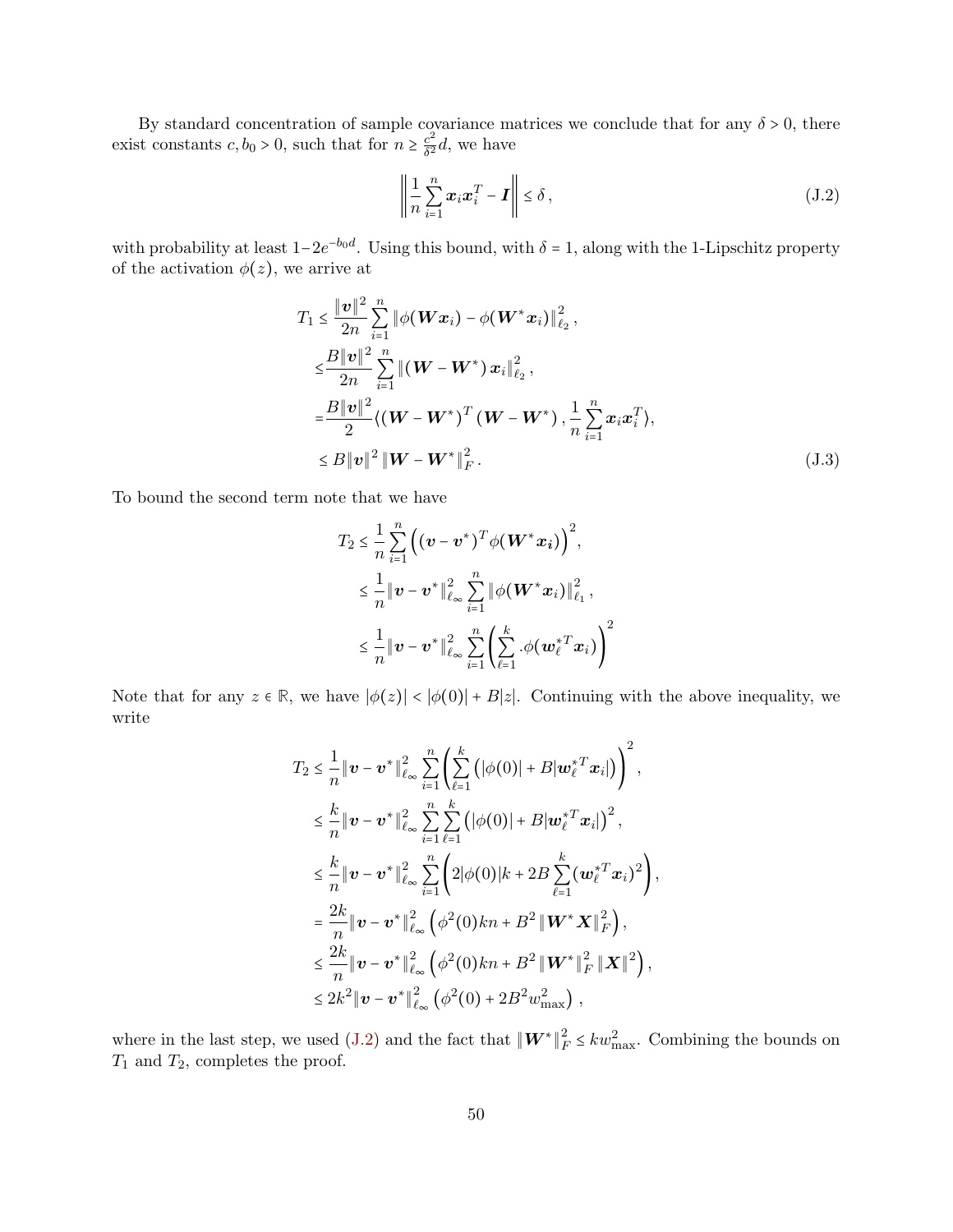By standard concentration of sample covariance matrices we conclude that for any $\delta > 0$, there exist constants $c, b_0 > 0$, such that for $n \geq \frac{c^2}{\delta^2} d$, we have

$$
\left\| \frac{1}{n} \sum_{i=1}^{n} \boldsymbol{x}_i \boldsymbol{x}_i^T - \boldsymbol{I} \right\| \leq \delta \,, \tag{J.2}
$$

with probability at least $1 - 2e^{-b_0 d}$. Using this bound, with $\delta = 1$, along with the 1-Lipschitz property of the activation $\phi(z)$, we arrive at

$$
\begin{aligned}
T_1 \leq & \frac{\|\boldsymbol{v}\|^2}{2n} \sum_{i=1}^{n} \|\phi(\boldsymbol{W}\boldsymbol{x}_i) - \phi(\boldsymbol{W}^*\boldsymbol{x}_i)\|_{\ell_2}^2 \,, \\
\leq & \frac{B\|\boldsymbol{v}\|^2}{2n} \sum_{i=1}^{n} \|(\boldsymbol{W} - \boldsymbol{W}^*)\, \boldsymbol{x}_i\|_{\ell_2}^2 \,, \\
= & \frac{B\|\boldsymbol{v}\|^2}{2} \langle (\boldsymbol{W} - \boldsymbol{W}^*)^T (\boldsymbol{W} - \boldsymbol{W}^*) \,, \frac{1}{n} \sum_{i=1}^{n} \boldsymbol{x}_i \boldsymbol{x}_i^T \rangle, \\
\leq & B\|\boldsymbol{v}\|^2 \|\boldsymbol{W} - \boldsymbol{W}^*\|_F^2 \,.
\end{aligned} \tag{J.3}
$$

To bound the second term note that we have

$$
\begin{aligned}
T_2 &\leq \frac{1}{n} \sum_{i=1}^{n} \left( (\boldsymbol{v} - \boldsymbol{v}^*)^T \phi(\boldsymbol{W}^* \boldsymbol{x_i}) \right)^2, \\
&\leq \frac{1}{n} \|\boldsymbol{v} - \boldsymbol{v}^*\|_{\ell_\infty}^2 \sum_{i=1}^{n} \|\phi(\boldsymbol{W}^* \boldsymbol{x}_i)\|_{\ell_1}^2 \,, \\
&\leq \frac{1}{n} \|\boldsymbol{v} - \boldsymbol{v}^*\|_{\ell_\infty}^2 \sum_{i=1}^{n} \left( \sum_{\ell=1}^{k} .\phi(\boldsymbol{w}_\ell^{*T} \boldsymbol{x}_i) \right)^2
\end{aligned}
$$

Note that for any $z \in \mathbb{R}$, we have $|\phi(z)| < |\phi(0)| + B|z|$. Continuing with the above inequality, we write

$$
\begin{aligned}
T_2 &\leq \frac{1}{n} \|\boldsymbol{v} - \boldsymbol{v}^*\|_{\ell_\infty}^2 \sum_{i=1}^{n} \left( \sum_{\ell=1}^{k} \left( |\phi(0)| + B|\boldsymbol{w}_\ell^{*T} \boldsymbol{x}_i| \right) \right)^2, \\
&\leq \frac{k}{n} \|\boldsymbol{v} - \boldsymbol{v}^*\|_{\ell_\infty}^2 \sum_{i=1}^{n} \sum_{\ell=1}^{k} \left( |\phi(0)| + B|\boldsymbol{w}_\ell^{*T} \boldsymbol{x}_i| \right)^2, \\
&\leq \frac{k}{n} \|\boldsymbol{v} - \boldsymbol{v}^*\|_{\ell_\infty}^2 \sum_{i=1}^{n} \left( 2|\phi(0)|k + 2B \sum_{\ell=1}^{k} (\boldsymbol{w}_\ell^{*T} \boldsymbol{x}_i)^2 \right), \\
&= \frac{2k}{n} \|\boldsymbol{v} - \boldsymbol{v}^*\|_{\ell_\infty}^2 \left( \phi^2(0) kn + B^2 \|\boldsymbol{W}^* \boldsymbol{X}\|_F^2 \right), \\
&\leq \frac{2k}{n} \|\boldsymbol{v} - \boldsymbol{v}^*\|_{\ell_\infty}^2 \left( \phi^2(0) kn + B^2 \|\boldsymbol{W}^*\|_F^2 \|\boldsymbol{X}\|^2 \right), \\
&\leq 2k^2 \|\boldsymbol{v} - \boldsymbol{v}^*\|_{\ell_\infty}^2 \left( \phi^2(0) + 2B^2 w_{\max}^2 \right),
\end{aligned}
$$

where in the last step, we used (J.2) and the fact that $\|\boldsymbol{W}^*\|_F^2 \leq k w_{\max}^2$. Combining the bounds on $T_1$ and $T_2$, completes the proof.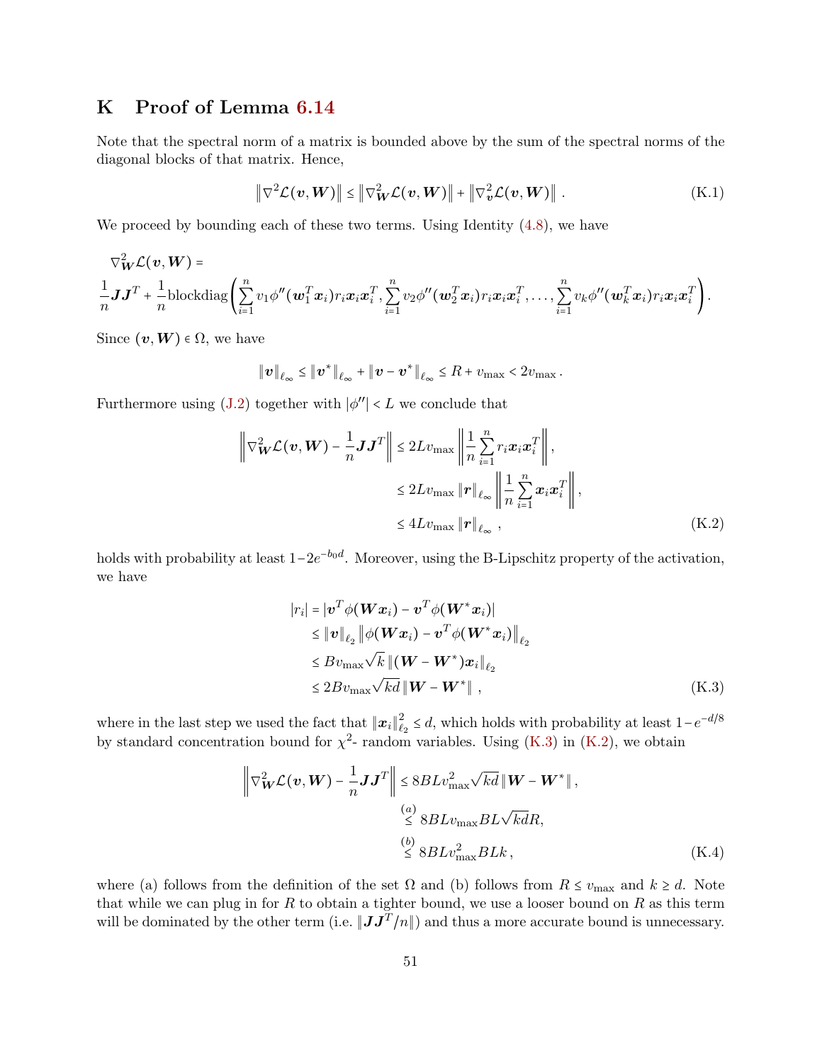# K Proof of Lemma 6.14

Note that the spectral norm of a matrix is bounded above by the sum of the spectral norms of the diagonal blocks of that matrix. Hence,

$$\left\|\nabla^2\mathcal{L}(\boldsymbol{v},\boldsymbol{W})\right\| \le \left\|\nabla^2_{\boldsymbol{W}}\mathcal{L}(\boldsymbol{v},\boldsymbol{W})\right\| + \left\|\nabla^2_{\boldsymbol{v}}\mathcal{L}(\boldsymbol{v},\boldsymbol{W})\right\| . \tag{K.1}$$

We proceed by bounding each of these two terms. Using Identity (4.8), we have

$$\nabla^2_{\boldsymbol{W}}\mathcal{L}(\boldsymbol{v},\boldsymbol{W}) =$$

$$\frac{1}{n}\boldsymbol{J}\boldsymbol{J}^T + \frac{1}{n}\text{blockdiag}\left(\sum_{i=1}^n v_1\phi''(\boldsymbol{w}_1^T\boldsymbol{x}_i)r_i\boldsymbol{x}_i\boldsymbol{x}_i^T, \sum_{i=1}^n v_2\phi''(\boldsymbol{w}_2^T\boldsymbol{x}_i)r_i\boldsymbol{x}_i\boldsymbol{x}_i^T, \ldots, \sum_{i=1}^n v_k\phi''(\boldsymbol{w}_k^T\boldsymbol{x}_i)r_i\boldsymbol{x}_i\boldsymbol{x}_i^T\right).$$

Since $(\boldsymbol{v},\boldsymbol{W})\in\Omega$, we have

$$\|\boldsymbol{v}\|_{\ell_\infty} \le \|\boldsymbol{v}^*\|_{\ell_\infty} + \|\boldsymbol{v}-\boldsymbol{v}^*\|_{\ell_\infty} \le R + v_{\max} < 2v_{\max}.$$

Furthermore using (J.2) together with $|\phi''| < L$ we conclude that

$$\begin{aligned}
\left\|\nabla^2_{\boldsymbol{W}}\mathcal{L}(\boldsymbol{v},\boldsymbol{W}) - \frac{1}{n}\boldsymbol{J}\boldsymbol{J}^T\right\| &\le 2Lv_{\max}\left\|\frac{1}{n}\sum_{i=1}^n r_i\boldsymbol{x}_i\boldsymbol{x}_i^T\right\|,\\
&\le 2Lv_{\max}\|\boldsymbol{r}\|_{\ell_\infty}\left\|\frac{1}{n}\sum_{i=1}^n \boldsymbol{x}_i\boldsymbol{x}_i^T\right\|,\\
&\le 4Lv_{\max}\|\boldsymbol{r}\|_{\ell_\infty}\,,
\end{aligned} \tag{K.2}$$

holds with probability at least $1-2e^{-b_0 d}$. Moreover, using the B-Lipschitz property of the activation, we have

$$\begin{aligned}
|r_i| &= |\boldsymbol{v}^T\phi(\boldsymbol{W}\boldsymbol{x}_i) - \boldsymbol{v}^T\phi(\boldsymbol{W}^*\boldsymbol{x}_i)|\\
&\le \|\boldsymbol{v}\|_{\ell_2}\left\|\phi(\boldsymbol{W}\boldsymbol{x}_i) - \boldsymbol{v}^T\phi(\boldsymbol{W}^*\boldsymbol{x}_i)\right\|_{\ell_2}\\
&\le Bv_{\max}\sqrt{k}\,\|(\boldsymbol{W}-\boldsymbol{W}^*)\boldsymbol{x}_i\|_{\ell_2}\\
&\le 2Bv_{\max}\sqrt{kd}\,\|\boldsymbol{W}-\boldsymbol{W}^*\|\,,
\end{aligned} \tag{K.3}$$

where in the last step we used the fact that $\|\boldsymbol{x}_i\|_{\ell_2}^2 \le d$, which holds with probability at least $1-e^{-d/8}$ by standard concentration bound for $\chi^2$- random variables. Using (K.3) in (K.2), we obtain

$$\begin{aligned}
\left\|\nabla^2_{\boldsymbol{W}}\mathcal{L}(\boldsymbol{v},\boldsymbol{W}) - \frac{1}{n}\boldsymbol{J}\boldsymbol{J}^T\right\| &\le 8BLv_{\max}^2\sqrt{kd}\,\|\boldsymbol{W}-\boldsymbol{W}^*\|\,,\\
&\overset{(a)}{\le} 8BLv_{\max}BL\sqrt{kd}R,\\
&\overset{(b)}{\le} 8BLv_{\max}^2BLk\,,
\end{aligned} \tag{K.4}$$

where (a) follows from the definition of the set $\Omega$ and (b) follows from $R\le v_{\max}$ and $k\ge d$. Note that while we can plug in for $R$ to obtain a tighter bound, we use a looser bound on $R$ as this term will be dominated by the other term (i.e. $\|\boldsymbol{J}\boldsymbol{J}^T/n\|$) and thus a more accurate bound is unnecessary.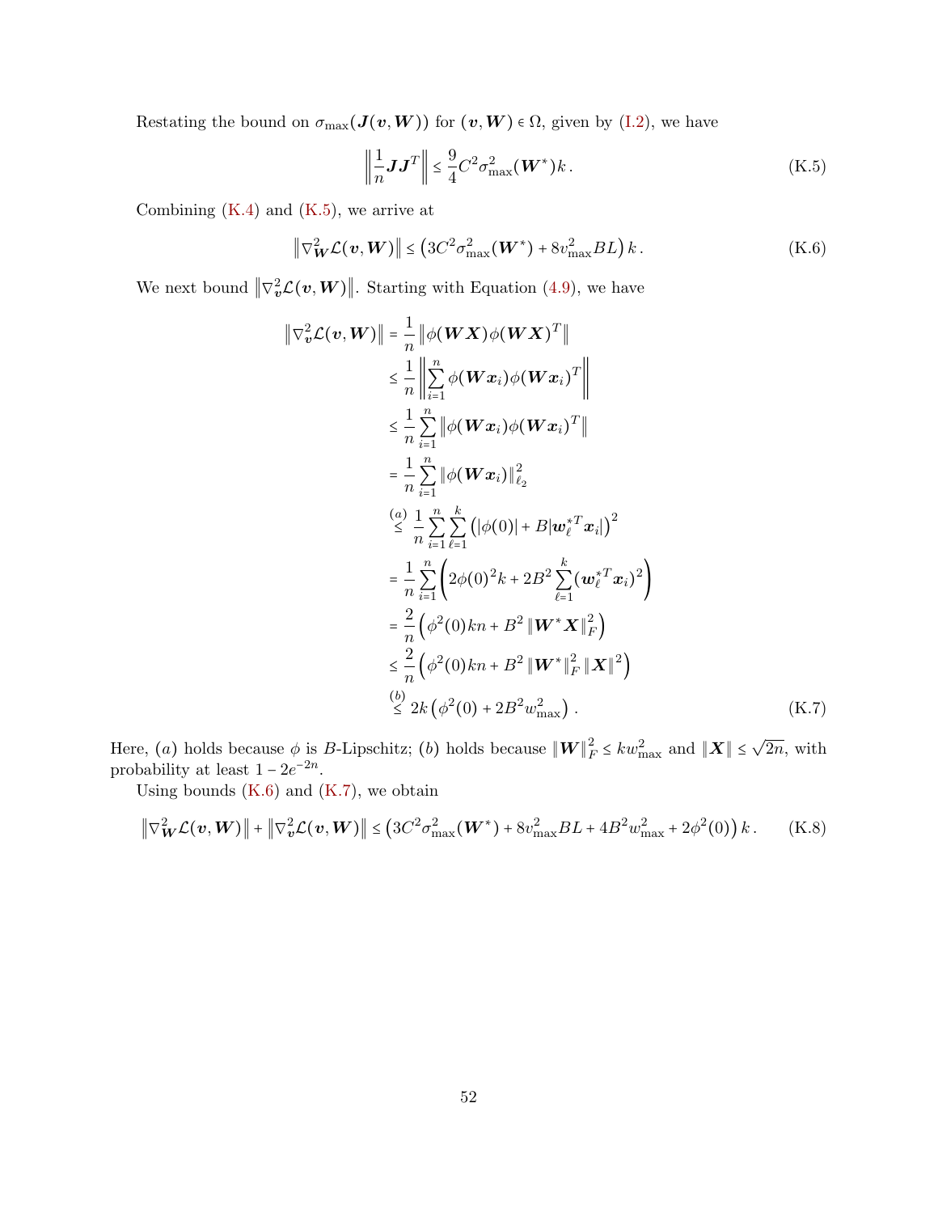Restating the bound on $\sigma_{\max}(\boldsymbol{J}(\boldsymbol{v},\boldsymbol{W}))$ for $(\boldsymbol{v},\boldsymbol{W}) \in \Omega$, given by (I.2), we have

$$
\left\| \frac{1}{n} \boldsymbol{J}\boldsymbol{J}^T \right\| \le \frac{9}{4} C^2 \sigma_{\max}^2(\boldsymbol{W}^*) k\,. \tag{K.5}
$$

Combining (K.4) and (K.5), we arrive at

$$
\left\| \nabla_{\boldsymbol{W}}^2 \mathcal{L}(\boldsymbol{v},\boldsymbol{W}) \right\| \le \left( 3C^2 \sigma_{\max}^2(\boldsymbol{W}^*) + 8 v_{\max}^2 BL \right) k\,. \tag{K.6}
$$

We next bound $\left\| \nabla_{\boldsymbol{v}}^2 \mathcal{L}(\boldsymbol{v},\boldsymbol{W}) \right\|$. Starting with Equation (4.9), we have

$$
\begin{aligned}
\left\| \nabla_{\boldsymbol{v}}^2 \mathcal{L}(\boldsymbol{v},\boldsymbol{W}) \right\| &= \frac{1}{n} \left\| \phi(\boldsymbol{W}\boldsymbol{X}) \phi(\boldsymbol{W}\boldsymbol{X})^T \right\| \\
&\le \frac{1}{n} \left\| \sum_{i=1}^n \phi(\boldsymbol{W}\boldsymbol{x}_i) \phi(\boldsymbol{W}\boldsymbol{x}_i)^T \right\| \\
&\le \frac{1}{n} \sum_{i=1}^n \left\| \phi(\boldsymbol{W}\boldsymbol{x}_i) \phi(\boldsymbol{W}\boldsymbol{x}_i)^T \right\| \\
&= \frac{1}{n} \sum_{i=1}^n \left\| \phi(\boldsymbol{W}\boldsymbol{x}_i) \right\|_{\ell_2}^2 \\
&\overset{(a)}{\le} \frac{1}{n} \sum_{i=1}^n \sum_{\ell=1}^k \left( |\phi(0)| + B |\boldsymbol{w}_\ell^{*T} \boldsymbol{x}_i| \right)^2 \\
&= \frac{1}{n} \sum_{i=1}^n \left( 2\phi(0)^2 k + 2B^2 \sum_{\ell=1}^k (\boldsymbol{w}_\ell^{*T} \boldsymbol{x}_i)^2 \right) \\
&= \frac{2}{n} \left( \phi^2(0) kn + B^2 \left\| \boldsymbol{W}^* \boldsymbol{X} \right\|_F^2 \right) \\
&\le \frac{2}{n} \left( \phi^2(0) kn + B^2 \left\| \boldsymbol{W}^* \right\|_F^2 \left\| \boldsymbol{X} \right\|^2 \right) \\
&\overset{(b)}{\le} 2k \left( \phi^2(0) + 2B^2 w_{\max}^2 \right).
\end{aligned} \tag{K.7}
$$

Here, $(a)$ holds because $\phi$ is $B$-Lipschitz; $(b)$ holds because $\|\boldsymbol{W}\|_F^2 \le k w_{\max}^2$ and $\|\boldsymbol{X}\| \le \sqrt{2n}$, with probability at least $1 - 2e^{-2n}$.

Using bounds (K.6) and (K.7), we obtain

$$
\left\| \nabla_{\boldsymbol{W}}^2 \mathcal{L}(\boldsymbol{v},\boldsymbol{W}) \right\| + \left\| \nabla_{\boldsymbol{v}}^2 \mathcal{L}(\boldsymbol{v},\boldsymbol{W}) \right\| \le \left( 3C^2 \sigma_{\max}^2(\boldsymbol{W}^*) + 8 v_{\max}^2 BL + 4B^2 w_{\max}^2 + 2\phi^2(0) \right) k\,. \tag{K.8}
$$